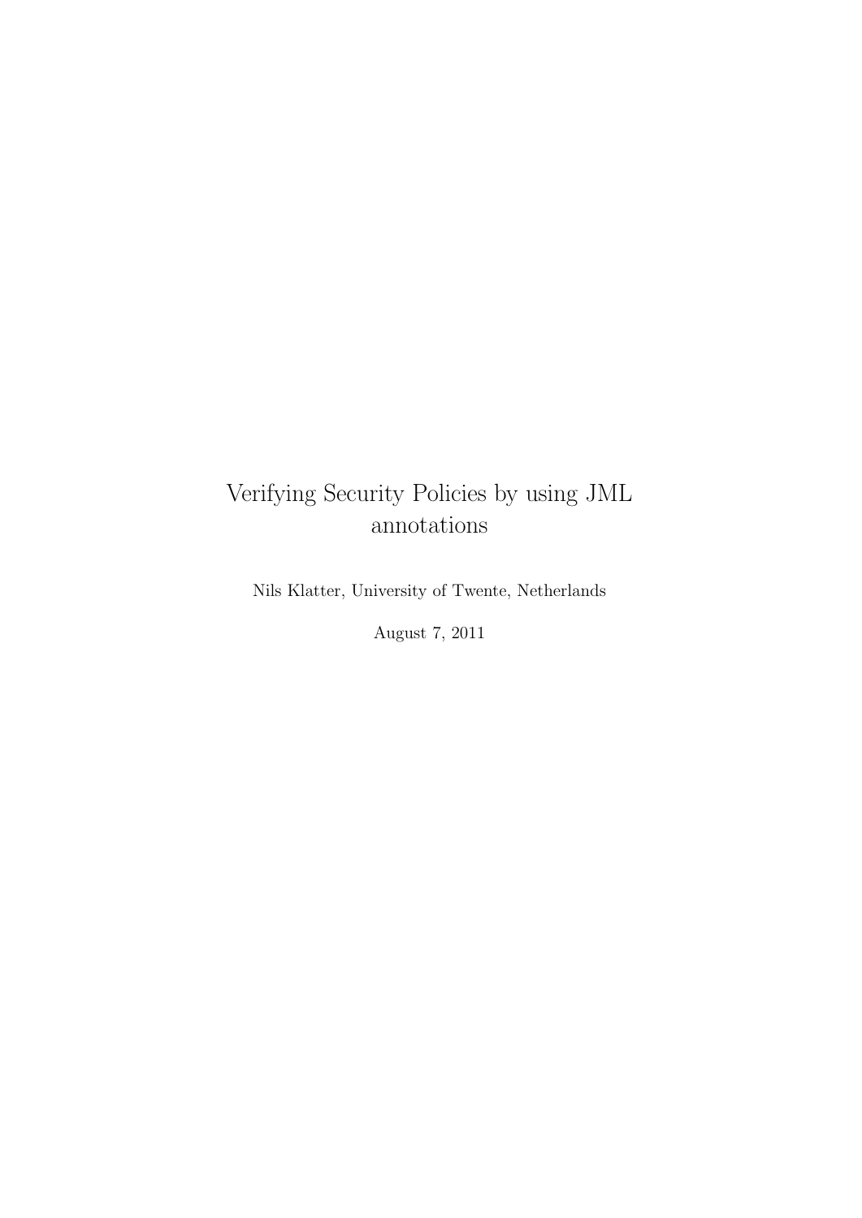# Verifying Security Policies by using JML annotations

Nils Klatter, University of Twente, Netherlands

August 7, 2011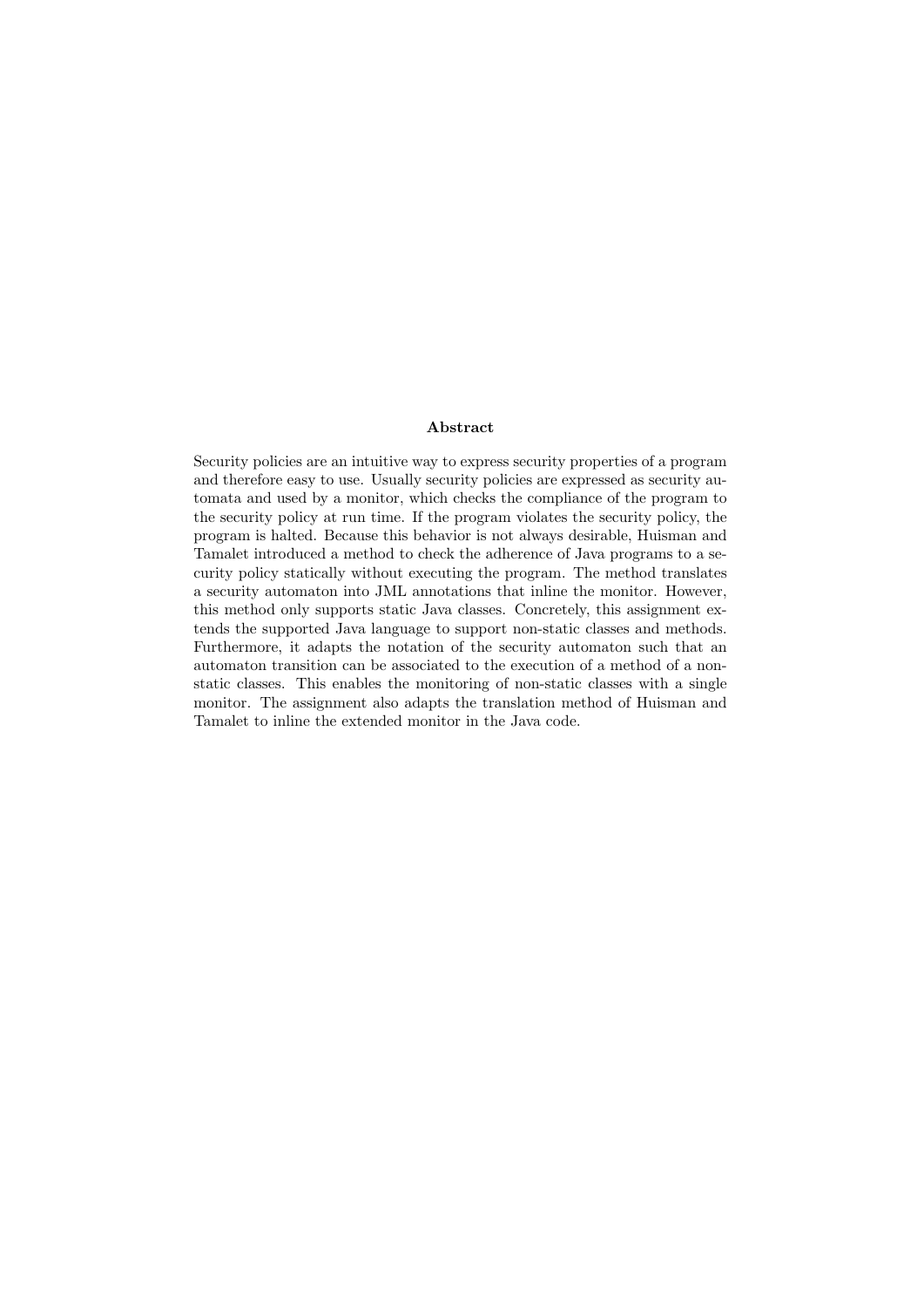## Abstract

Security policies are an intuitive way to express security properties of a program and therefore easy to use. Usually security policies are expressed as security automata and used by a monitor, which checks the compliance of the program to the security policy at run time. If the program violates the security policy, the program is halted. Because this behavior is not always desirable, Huisman and Tamalet introduced a method to check the adherence of Java programs to a security policy statically without executing the program. The method translates a security automaton into JML annotations that inline the monitor. However, this method only supports static Java classes. Concretely, this assignment extends the supported Java language to support non-static classes and methods. Furthermore, it adapts the notation of the security automaton such that an automaton transition can be associated to the execution of a method of a non-static classes. This enables the monitoring of non-static classes with a single monitor. The assignment also adapts the translation method of Huisman and Tamalet to inline the extended monitor in the Java code.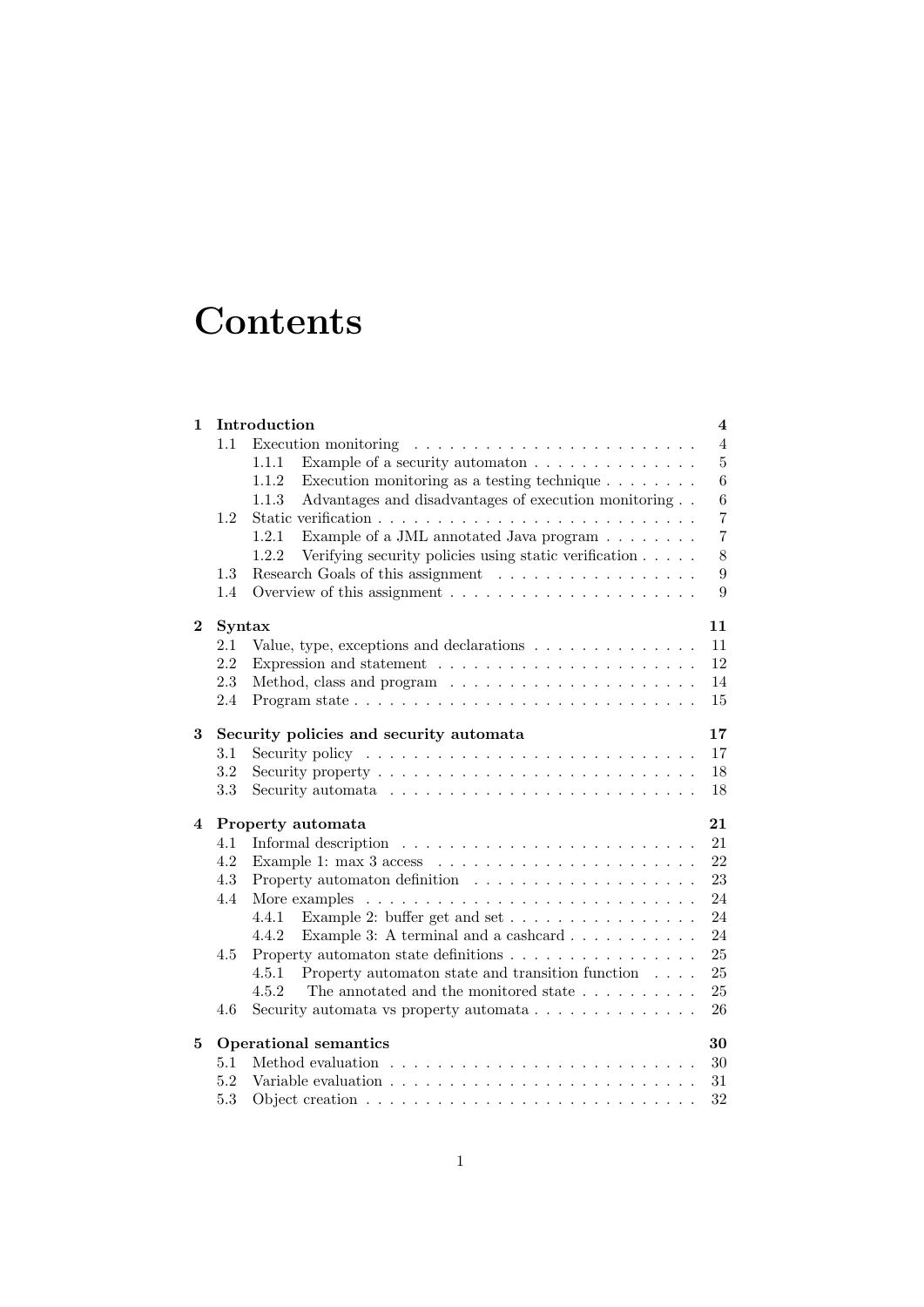# Contents

**1 Introduction** **4**
- 1.1 Execution monitoring . . . . . 4
  - 1.1.1 Example of a security automaton . . . . . 5
  - 1.1.2 Execution monitoring as a testing technique . . . . . 6
  - 1.1.3 Advantages and disadvantages of execution monitoring . . 6
- 1.2 Static verification . . . . . 7
  - 1.2.1 Example of a JML annotated Java program . . . . . 7
  - 1.2.2 Verifying security policies using static verification . . . . . 8
- 1.3 Research Goals of this assignment . . . . . 9
- 1.4 Overview of this assignment . . . . . 9

**2 Syntax** **11**
- 2.1 Value, type, exceptions and declarations . . . . . 11
- 2.2 Expression and statement . . . . . 12
- 2.3 Method, class and program . . . . . 14
- 2.4 Program state . . . . . 15

**3 Security policies and security automata** **17**
- 3.1 Security policy . . . . . 17
- 3.2 Security property . . . . . 18
- 3.3 Security automata . . . . . 18

**4 Property automata** **21**
- 4.1 Informal description . . . . . 21
- 4.2 Example 1: max 3 access . . . . . 22
- 4.3 Property automaton definition . . . . . 23
- 4.4 More examples . . . . . 24
  - 4.4.1 Example 2: buffer get and set . . . . . 24
  - 4.4.2 Example 3: A terminal and a cashcard . . . . . 24
- 4.5 Property automaton state definitions . . . . . 25
  - 4.5.1 Property automaton state and transition function . . . . 25
  - 4.5.2 The annotated and the monitored state . . . . . 25
- 4.6 Security automata vs property automata . . . . . 26

**5 Operational semantics** **30**
- 5.1 Method evaluation . . . . . 30
- 5.2 Variable evaluation . . . . . 31
- 5.3 Object creation . . . . . 32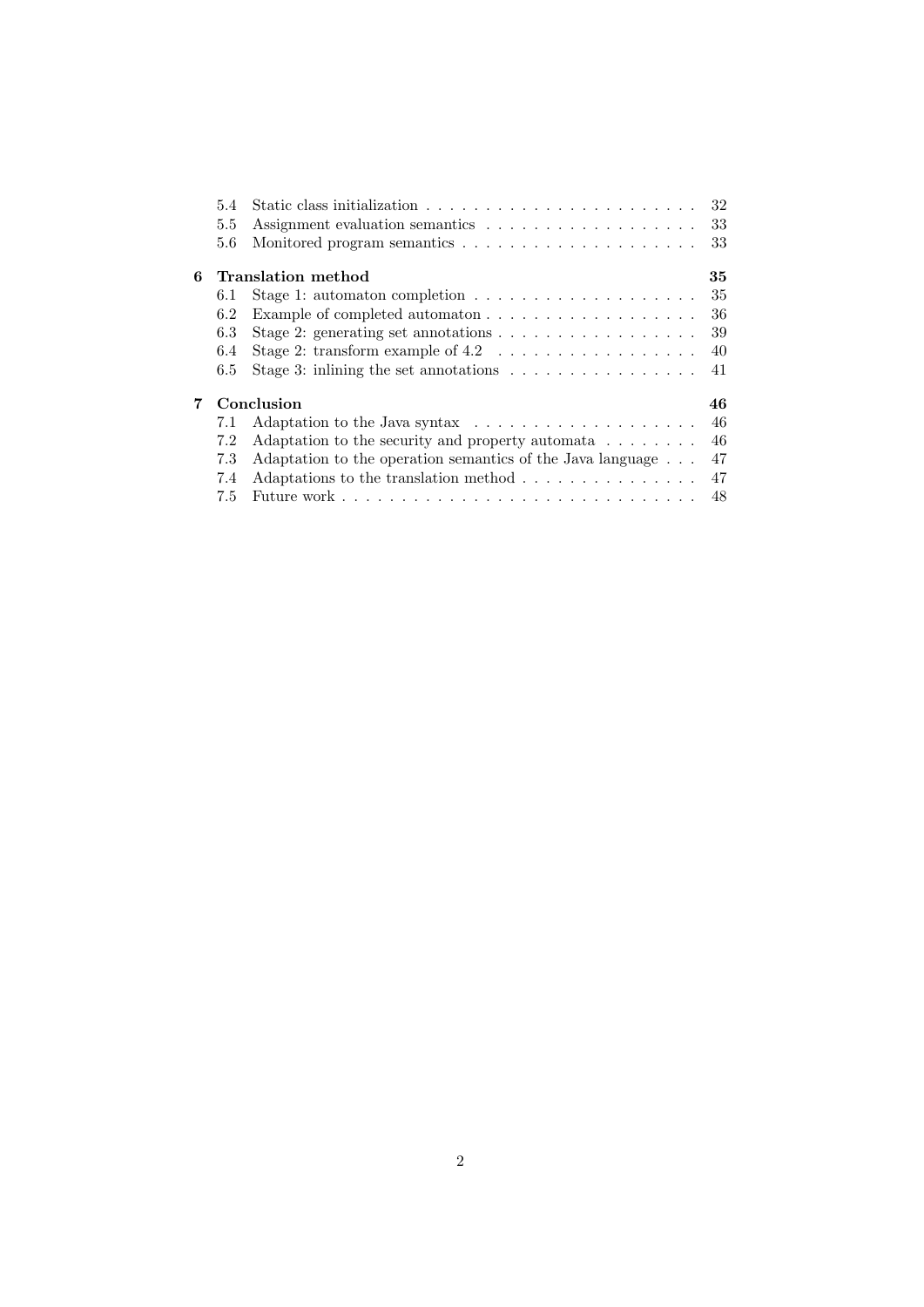- 5.4 Static class initialization . . . . . . . . . . . . . . . . . . . . . . . . 32
- 5.5 Assignment evaluation semantics . . . . . . . . . . . . . . . . . . . 33
- 5.6 Monitored program semantics . . . . . . . . . . . . . . . . . . . . . 33

**6 Translation method** **35**

- 6.1 Stage 1: automaton completion . . . . . . . . . . . . . . . . . . . . 35
- 6.2 Example of completed automaton . . . . . . . . . . . . . . . . . . . 36
- 6.3 Stage 2: generating set annotations . . . . . . . . . . . . . . . . . 39
- 6.4 Stage 2: transform example of 4.2 . . . . . . . . . . . . . . . . . 40
- 6.5 Stage 3: inlining the set annotations . . . . . . . . . . . . . . . . 41

**7 Conclusion** **46**

- 7.1 Adaptation to the Java syntax . . . . . . . . . . . . . . . . . . . . 46
- 7.2 Adaptation to the security and property automata . . . . . . . . 46
- 7.3 Adaptation to the operation semantics of the Java language . . . 47
- 7.4 Adaptations to the translation method . . . . . . . . . . . . . . . 47
- 7.5 Future work . . . . . . . . . . . . . . . . . . . . . . . . . . . . . . . 48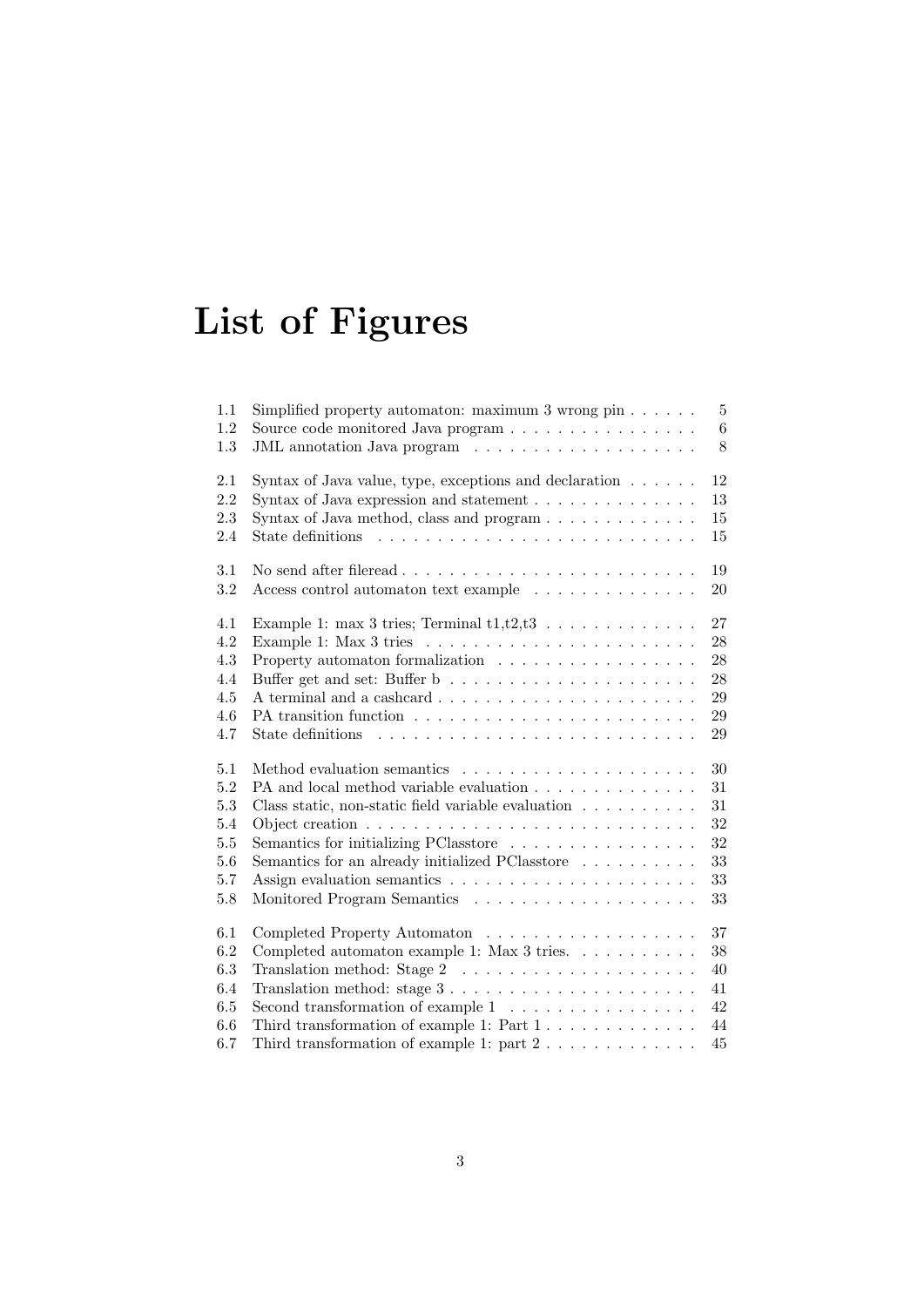# List of Figures

| | | |
|---|---|---|
| 1.1 | Simplified property automaton: maximum 3 wrong pin | 5 |
| 1.2 | Source code monitored Java program | 6 |
| 1.3 | JML annotation Java program | 8 |
| 2.1 | Syntax of Java value, type, exceptions and declaration | 12 |
| 2.2 | Syntax of Java expression and statement | 13 |
| 2.3 | Syntax of Java method, class and program | 15 |
| 2.4 | State definitions | 15 |
| 3.1 | No send after fileread | 19 |
| 3.2 | Access control automaton text example | 20 |
| 4.1 | Example 1: max 3 tries; Terminal t1,t2,t3 | 27 |
| 4.2 | Example 1: Max 3 tries | 28 |
| 4.3 | Property automaton formalization | 28 |
| 4.4 | Buffer get and set: Buffer b | 28 |
| 4.5 | A terminal and a cashcard | 29 |
| 4.6 | PA transition function | 29 |
| 4.7 | State definitions | 29 |
| 5.1 | Method evaluation semantics | 30 |
| 5.2 | PA and local method variable evaluation | 31 |
| 5.3 | Class static, non-static field variable evaluation | 31 |
| 5.4 | Object creation | 32 |
| 5.5 | Semantics for initializing PClasstore | 32 |
| 5.6 | Semantics for an already initialized PClasstore | 33 |
| 5.7 | Assign evaluation semantics | 33 |
| 5.8 | Monitored Program Semantics | 33 |
| 6.1 | Completed Property Automaton | 37 |
| 6.2 | Completed automaton example 1: Max 3 tries. | 38 |
| 6.3 | Translation method: Stage 2 | 40 |
| 6.4 | Translation method: stage 3 | 41 |
| 6.5 | Second transformation of example 1 | 42 |
| 6.6 | Third transformation of example 1: Part 1 | 44 |
| 6.7 | Third transformation of example 1: part 2 | 45 |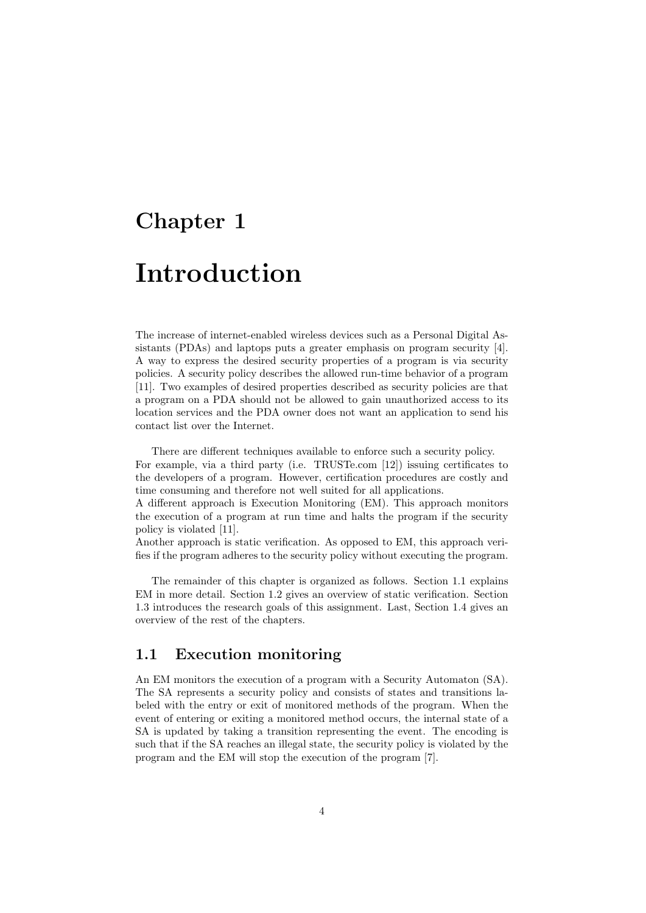# Chapter 1

# Introduction

The increase of internet-enabled wireless devices such as a Personal Digital Assistants (PDAs) and laptops puts a greater emphasis on program security [4]. A way to express the desired security properties of a program is via security policies. A security policy describes the allowed run-time behavior of a program [11]. Two examples of desired properties described as security policies are that a program on a PDA should not be allowed to gain unauthorized access to its location services and the PDA owner does not want an application to send his contact list over the Internet.

There are different techniques available to enforce such a security policy. For example, via a third party (i.e. TRUSTe.com [12]) issuing certificates to the developers of a program. However, certification procedures are costly and time consuming and therefore not well suited for all applications.
A different approach is Execution Monitoring (EM). This approach monitors the execution of a program at run time and halts the program if the security policy is violated [11].
Another approach is static verification. As opposed to EM, this approach verifies if the program adheres to the security policy without executing the program.

The remainder of this chapter is organized as follows. Section 1.1 explains EM in more detail. Section 1.2 gives an overview of static verification. Section 1.3 introduces the research goals of this assignment. Last, Section 1.4 gives an overview of the rest of the chapters.

## 1.1 Execution monitoring

An EM monitors the execution of a program with a Security Automaton (SA). The SA represents a security policy and consists of states and transitions labeled with the entry or exit of monitored methods of the program. When the event of entering or exiting a monitored method occurs, the internal state of a SA is updated by taking a transition representing the event. The encoding is such that if the SA reaches an illegal state, the security policy is violated by the program and the EM will stop the execution of the program [7].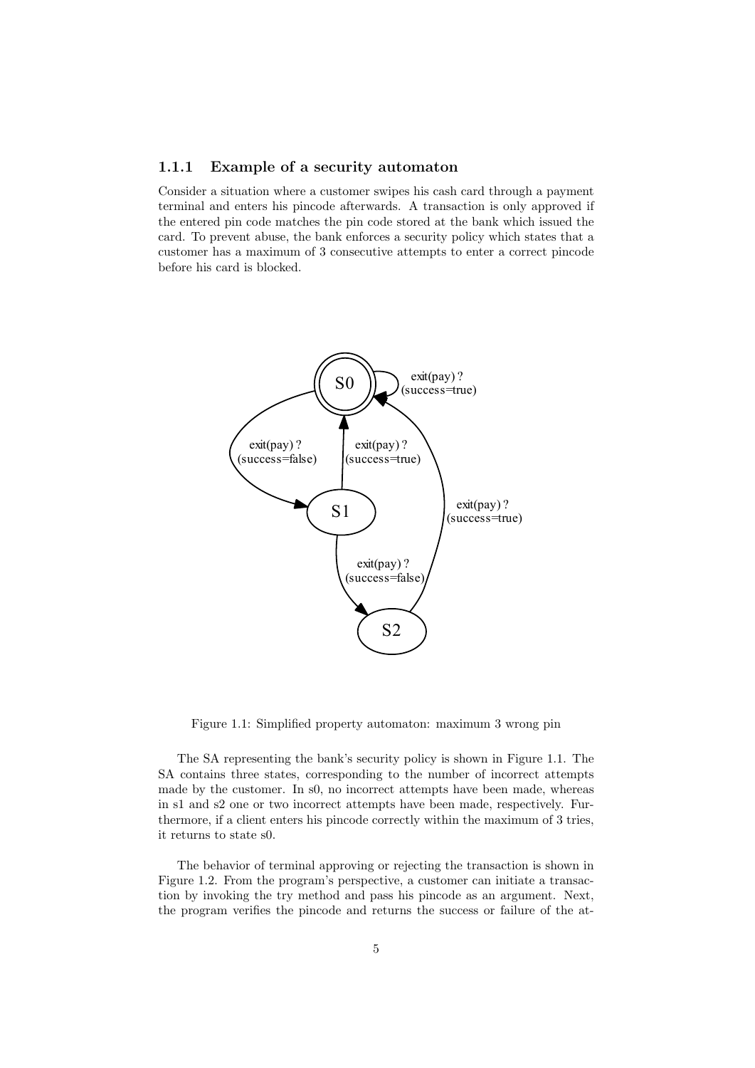### 1.1.1 Example of a security automaton

Consider a situation where a customer swipes his cash card through a payment terminal and enters his pincode afterwards. A transaction is only approved if the entered pin code matches the pin code stored at the bank which issued the card. To prevent abuse, the bank enforces a security policy which states that a customer has a maximum of 3 consecutive attempts to enter a correct pincode before his card is blocked.

Figure 1.1: Simplified property automaton: maximum 3 wrong pin

The SA representing the bank's security policy is shown in Figure 1.1. The SA contains three states, corresponding to the number of incorrect attempts made by the customer. In s0, no incorrect attempts have been made, whereas in s1 and s2 one or two incorrect attempts have been made, respectively. Furthermore, if a client enters his pincode correctly within the maximum of 3 tries, it returns to state s0.

The behavior of terminal approving or rejecting the transaction is shown in Figure 1.2. From the program's perspective, a customer can initiate a transaction by invoking the try method and pass his pincode as an argument. Next, the program verifies the pincode and returns the success or failure of the at-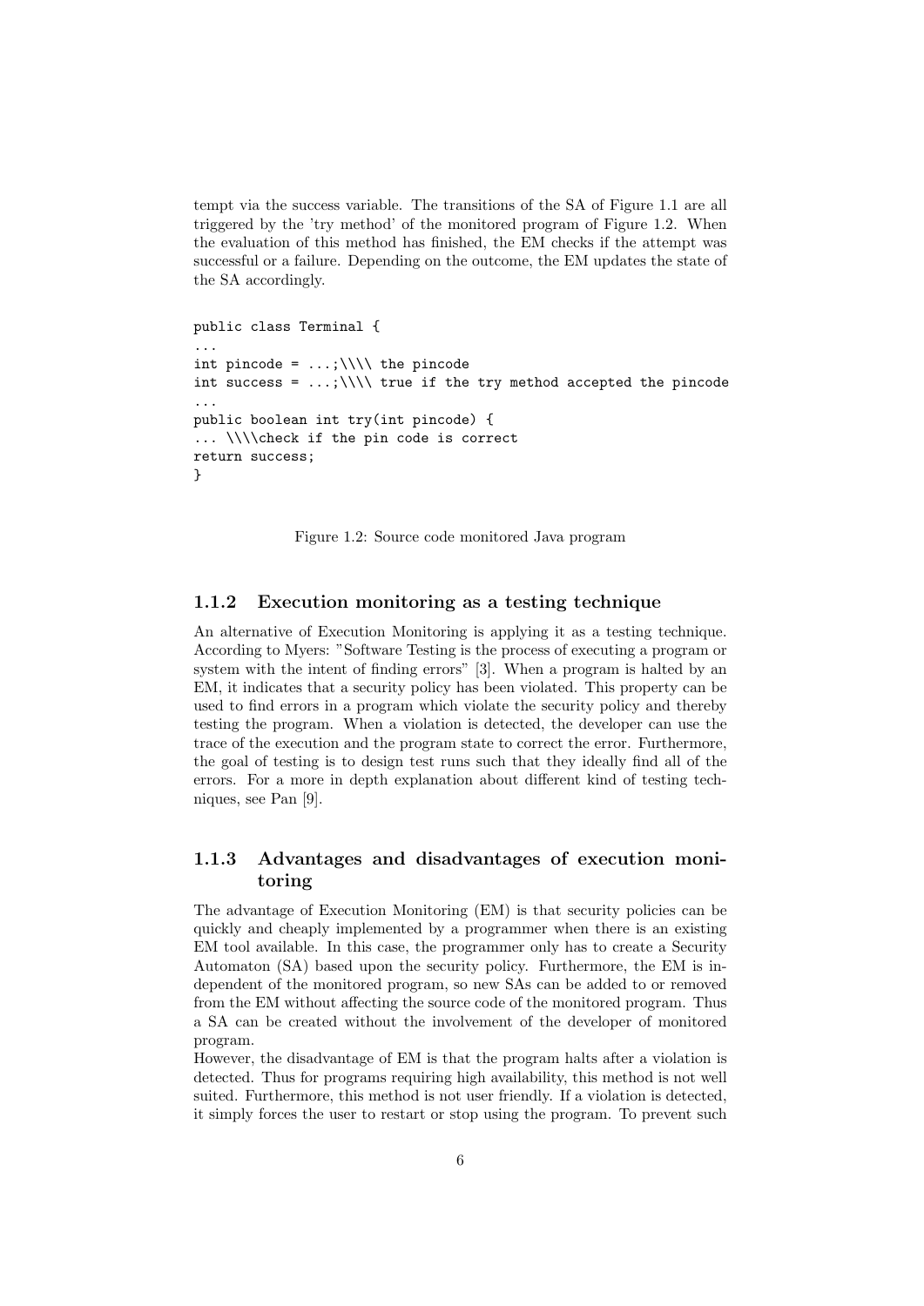tempt via the success variable. The transitions of the SA of Figure 1.1 are all triggered by the 'try method' of the monitored program of Figure 1.2. When the evaluation of this method has finished, the EM checks if the attempt was successful or a failure. Depending on the outcome, the EM updates the state of the SA accordingly.

```
public class Terminal {
...
int pincode = ...;\\\\ the pincode
int success = ...;\\\\ true if the try method accepted the pincode
...
public boolean int try(int pincode) {
... \\\\check if the pin code is correct
return success;
}
```

Figure 1.2: Source code monitored Java program

### 1.1.2 Execution monitoring as a testing technique

An alternative of Execution Monitoring is applying it as a testing technique. According to Myers: "Software Testing is the process of executing a program or system with the intent of finding errors" [3]. When a program is halted by an EM, it indicates that a security policy has been violated. This property can be used to find errors in a program which violate the security policy and thereby testing the program. When a violation is detected, the developer can use the trace of the execution and the program state to correct the error. Furthermore, the goal of testing is to design test runs such that they ideally find all of the errors. For a more in depth explanation about different kind of testing techniques, see Pan [9].

### 1.1.3 Advantages and disadvantages of execution monitoring

The advantage of Execution Monitoring (EM) is that security policies can be quickly and cheaply implemented by a programmer when there is an existing EM tool available. In this case, the programmer only has to create a Security Automaton (SA) based upon the security policy. Furthermore, the EM is independent of the monitored program, so new SAs can be added to or removed from the EM without affecting the source code of the monitored program. Thus a SA can be created without the involvement of the developer of monitored program.

However, the disadvantage of EM is that the program halts after a violation is detected. Thus for programs requiring high availability, this method is not well suited. Furthermore, this method is not user friendly. If a violation is detected, it simply forces the user to restart or stop using the program. To prevent such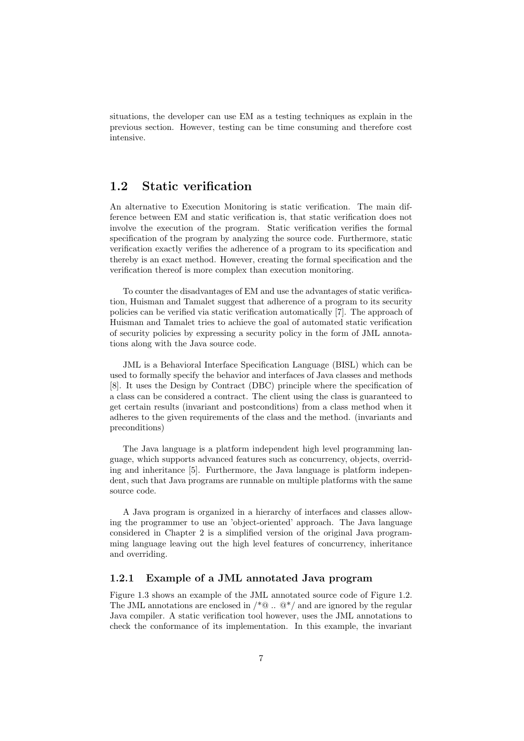situations, the developer can use EM as a testing techniques as explain in the previous section. However, testing can be time consuming and therefore cost intensive.

## 1.2 Static verification

An alternative to Execution Monitoring is static verification. The main difference between EM and static verification is, that static verification does not involve the execution of the program. Static verification verifies the formal specification of the program by analyzing the source code. Furthermore, static verification exactly verifies the adherence of a program to its specification and thereby is an exact method. However, creating the formal specification and the verification thereof is more complex than execution monitoring.

To counter the disadvantages of EM and use the advantages of static verification, Huisman and Tamalet suggest that adherence of a program to its security policies can be verified via static verification automatically [7]. The approach of Huisman and Tamalet tries to achieve the goal of automated static verification of security policies by expressing a security policy in the form of JML annotations along with the Java source code.

JML is a Behavioral Interface Specification Language (BISL) which can be used to formally specify the behavior and interfaces of Java classes and methods [8]. It uses the Design by Contract (DBC) principle where the specification of a class can be considered a contract. The client using the class is guaranteed to get certain results (invariant and postconditions) from a class method when it adheres to the given requirements of the class and the method. (invariants and preconditions)

The Java language is a platform independent high level programming language, which supports advanced features such as concurrency, objects, overriding and inheritance [5]. Furthermore, the Java language is platform independent, such that Java programs are runnable on multiple platforms with the same source code.

A Java program is organized in a hierarchy of interfaces and classes allowing the programmer to use an 'object-oriented' approach. The Java language considered in Chapter 2 is a simplified version of the original Java programming language leaving out the high level features of concurrency, inheritance and overriding.

### 1.2.1 Example of a JML annotated Java program

Figure 1.3 shows an example of the JML annotated source code of Figure 1.2. The JML annotations are enclosed in /*@ .. @*/ and are ignored by the regular Java compiler. A static verification tool however, uses the JML annotations to check the conformance of its implementation. In this example, the invariant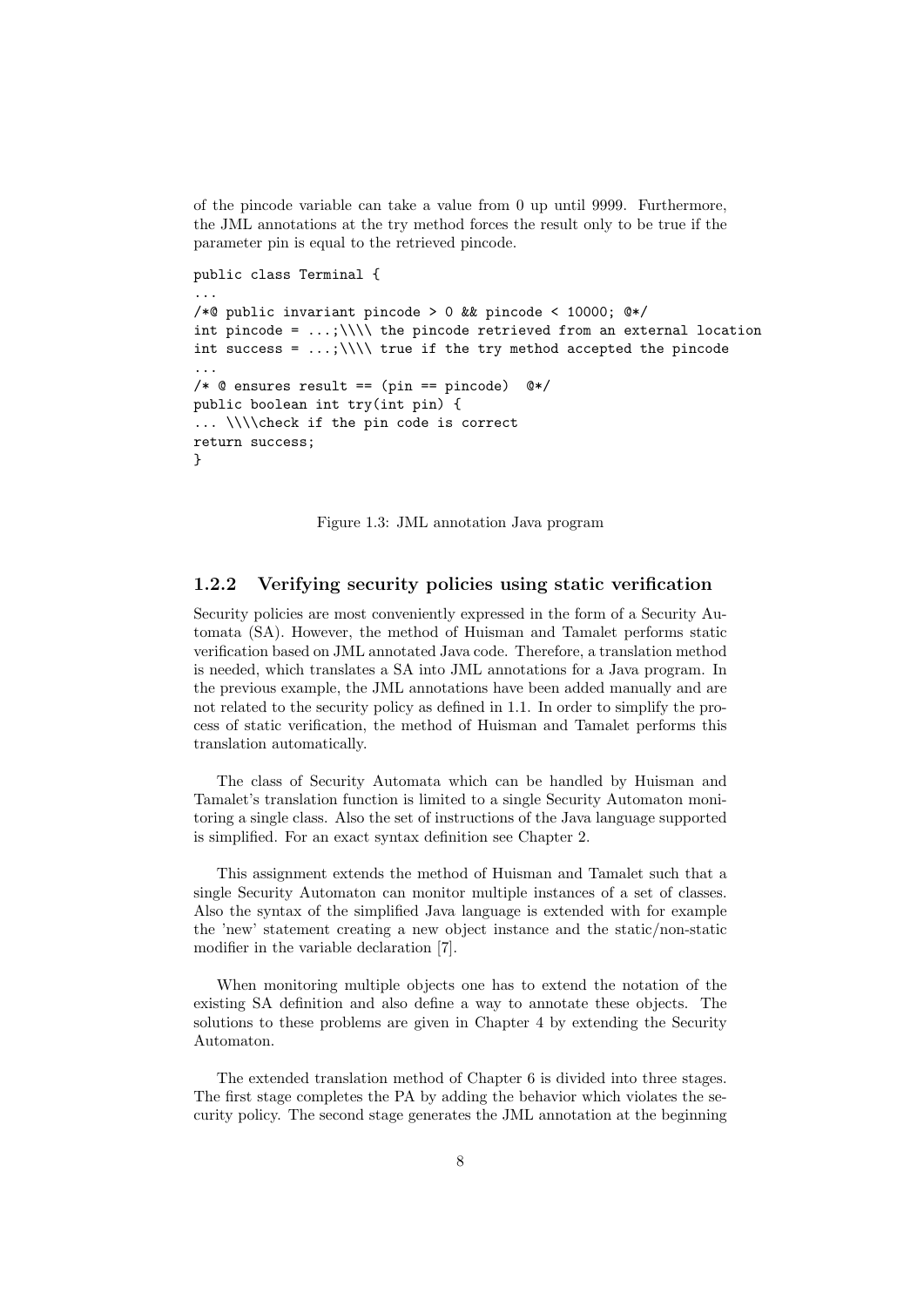of the pincode variable can take a value from 0 up until 9999. Furthermore, the JML annotations at the try method forces the result only to be true if the parameter pin is equal to the retrieved pincode.

```
public class Terminal {
...
/*@ public invariant pincode > 0 && pincode < 10000; @*/
int pincode = ...;\\\\ the pincode retrieved from an external location
int success = ...;\\\\ true if the try method accepted the pincode
...
/* @ ensures result == (pin == pincode)  @*/
public boolean int try(int pin) {
... \\\\check if the pin code is correct
return success;
}
```

Figure 1.3: JML annotation Java program

### 1.2.2 Verifying security policies using static verification

Security policies are most conveniently expressed in the form of a Security Automata (SA). However, the method of Huisman and Tamalet performs static verification based on JML annotated Java code. Therefore, a translation method is needed, which translates a SA into JML annotations for a Java program. In the previous example, the JML annotations have been added manually and are not related to the security policy as defined in 1.1. In order to simplify the process of static verification, the method of Huisman and Tamalet performs this translation automatically.

The class of Security Automata which can be handled by Huisman and Tamalet's translation function is limited to a single Security Automaton monitoring a single class. Also the set of instructions of the Java language supported is simplified. For an exact syntax definition see Chapter 2.

This assignment extends the method of Huisman and Tamalet such that a single Security Automaton can monitor multiple instances of a set of classes. Also the syntax of the simplified Java language is extended with for example the 'new' statement creating a new object instance and the static/non-static modifier in the variable declaration [7].

When monitoring multiple objects one has to extend the notation of the existing SA definition and also define a way to annotate these objects. The solutions to these problems are given in Chapter 4 by extending the Security Automaton.

The extended translation method of Chapter 6 is divided into three stages. The first stage completes the PA by adding the behavior which violates the security policy. The second stage generates the JML annotation at the beginning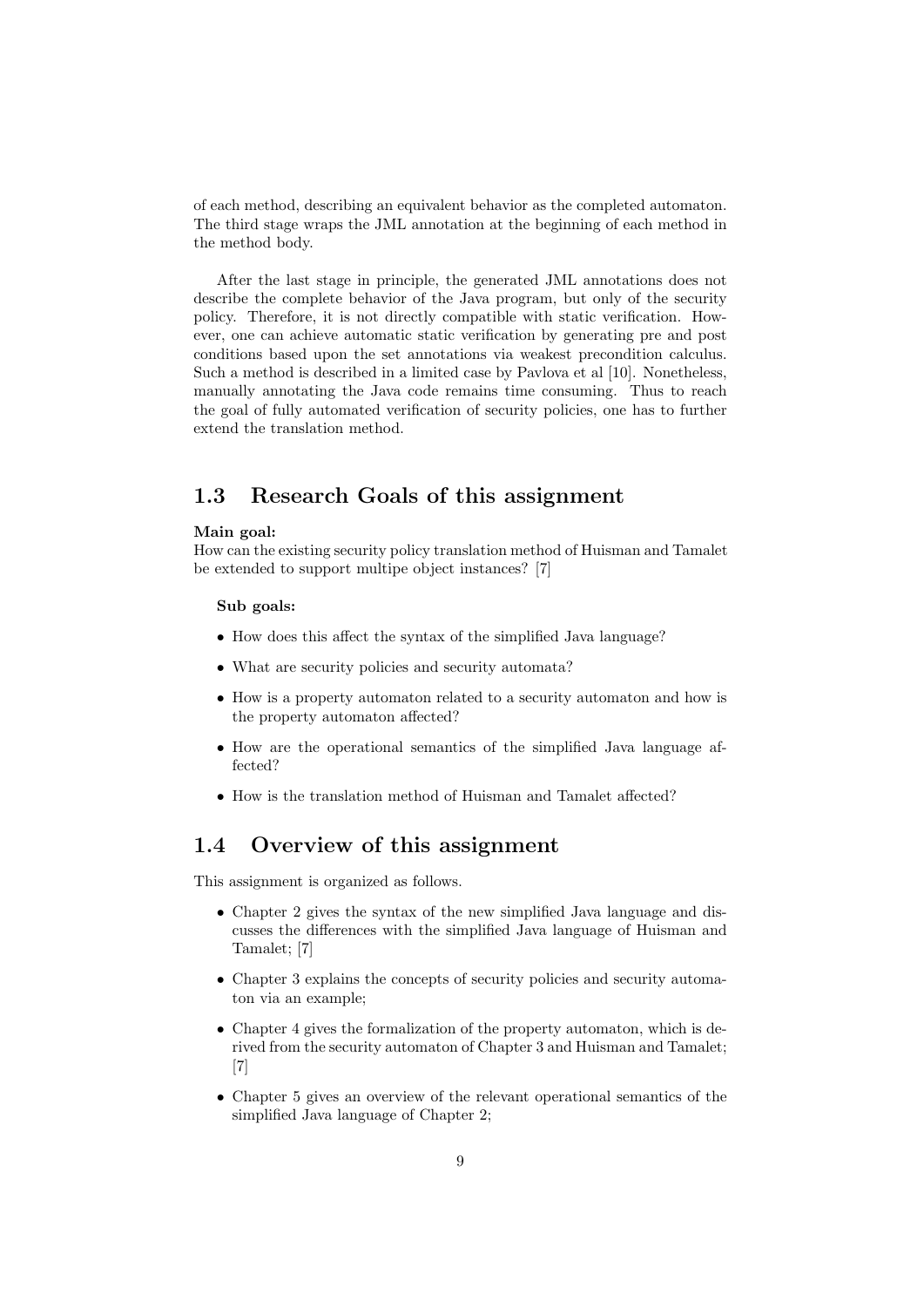of each method, describing an equivalent behavior as the completed automaton. The third stage wraps the JML annotation at the beginning of each method in the method body.

After the last stage in principle, the generated JML annotations does not describe the complete behavior of the Java program, but only of the security policy. Therefore, it is not directly compatible with static verification. However, one can achieve automatic static verification by generating pre and post conditions based upon the set annotations via weakest precondition calculus. Such a method is described in a limited case by Pavlova et al [10]. Nonetheless, manually annotating the Java code remains time consuming. Thus to reach the goal of fully automated verification of security policies, one has to further extend the translation method.

## 1.3 Research Goals of this assignment

**Main goal:**
How can the existing security policy translation method of Huisman and Tamalet be extended to support multipe object instances? [7]

**Sub goals:**

- How does this affect the syntax of the simplified Java language?
- What are security policies and security automata?
- How is a property automaton related to a security automaton and how is the property automaton affected?
- How are the operational semantics of the simplified Java language affected?
- How is the translation method of Huisman and Tamalet affected?

## 1.4 Overview of this assignment

This assignment is organized as follows.

- Chapter 2 gives the syntax of the new simplified Java language and discusses the differences with the simplified Java language of Huisman and Tamalet; [7]
- Chapter 3 explains the concepts of security policies and security automaton via an example;
- Chapter 4 gives the formalization of the property automaton, which is derived from the security automaton of Chapter 3 and Huisman and Tamalet; [7]
- Chapter 5 gives an overview of the relevant operational semantics of the simplified Java language of Chapter 2;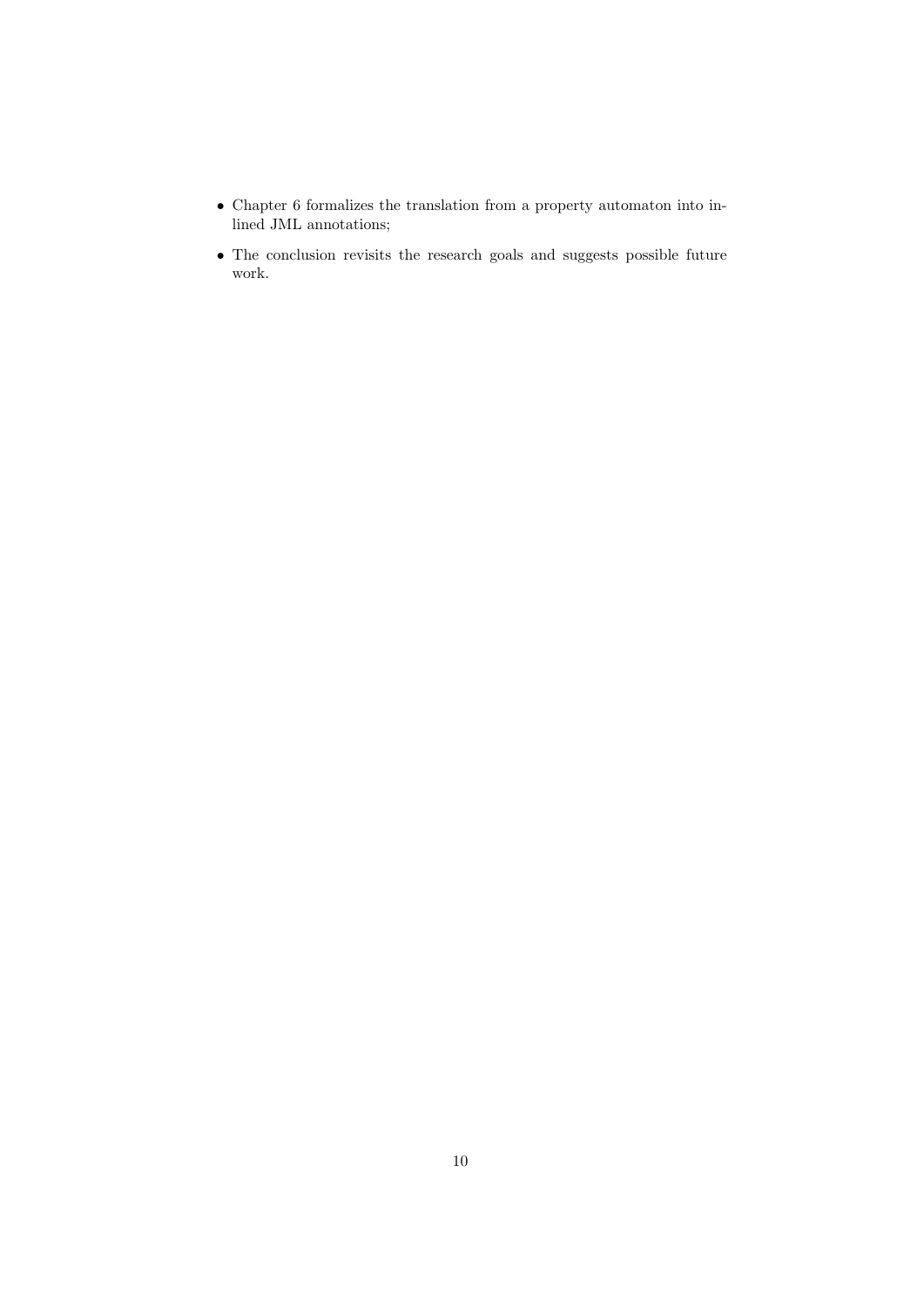- Chapter 6 formalizes the translation from a property automaton into inlined JML annotations;
- The conclusion revisits the research goals and suggests possible future work.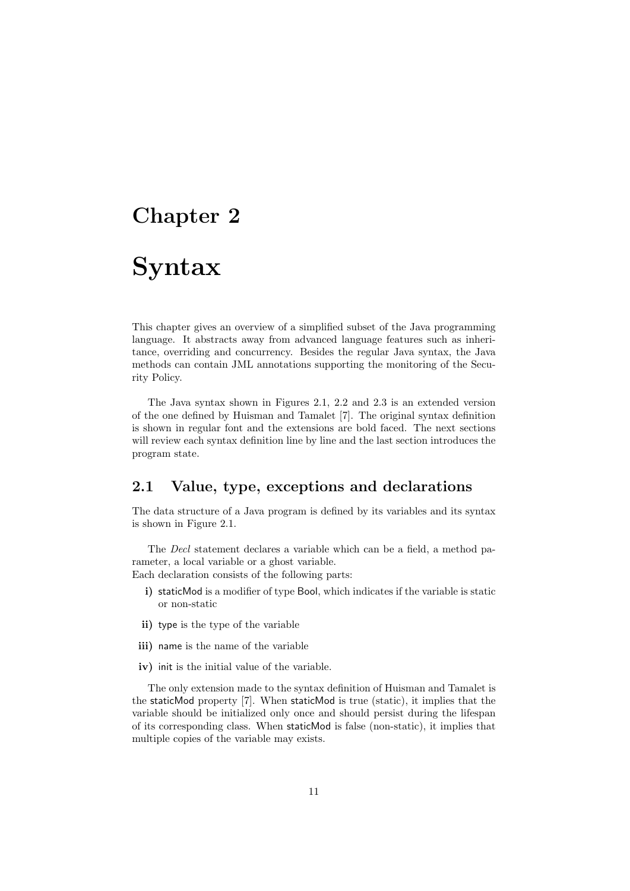# Chapter 2

# Syntax

This chapter gives an overview of a simplified subset of the Java programming language. It abstracts away from advanced language features such as inheritance, overriding and concurrency. Besides the regular Java syntax, the Java methods can contain JML annotations supporting the monitoring of the Security Policy.

The Java syntax shown in Figures 2.1, 2.2 and 2.3 is an extended version of the one defined by Huisman and Tamalet [7]. The original syntax definition is shown in regular font and the extensions are bold faced. The next sections will review each syntax definition line by line and the last section introduces the program state.

## 2.1 Value, type, exceptions and declarations

The data structure of a Java program is defined by its variables and its syntax is shown in Figure 2.1.

The *Decl* statement declares a variable which can be a field, a method parameter, a local variable or a ghost variable.
Each declaration consists of the following parts:

**i)** staticMod is a modifier of type Bool, which indicates if the variable is static or non-static

**ii)** type is the type of the variable

**iii)** name is the name of the variable

**iv)** init is the initial value of the variable.

The only extension made to the syntax definition of Huisman and Tamalet is the staticMod property [7]. When staticMod is true (static), it implies that the variable should be initialized only once and should persist during the lifespan of its corresponding class. When staticMod is false (non-static), it implies that multiple copies of the variable may exists.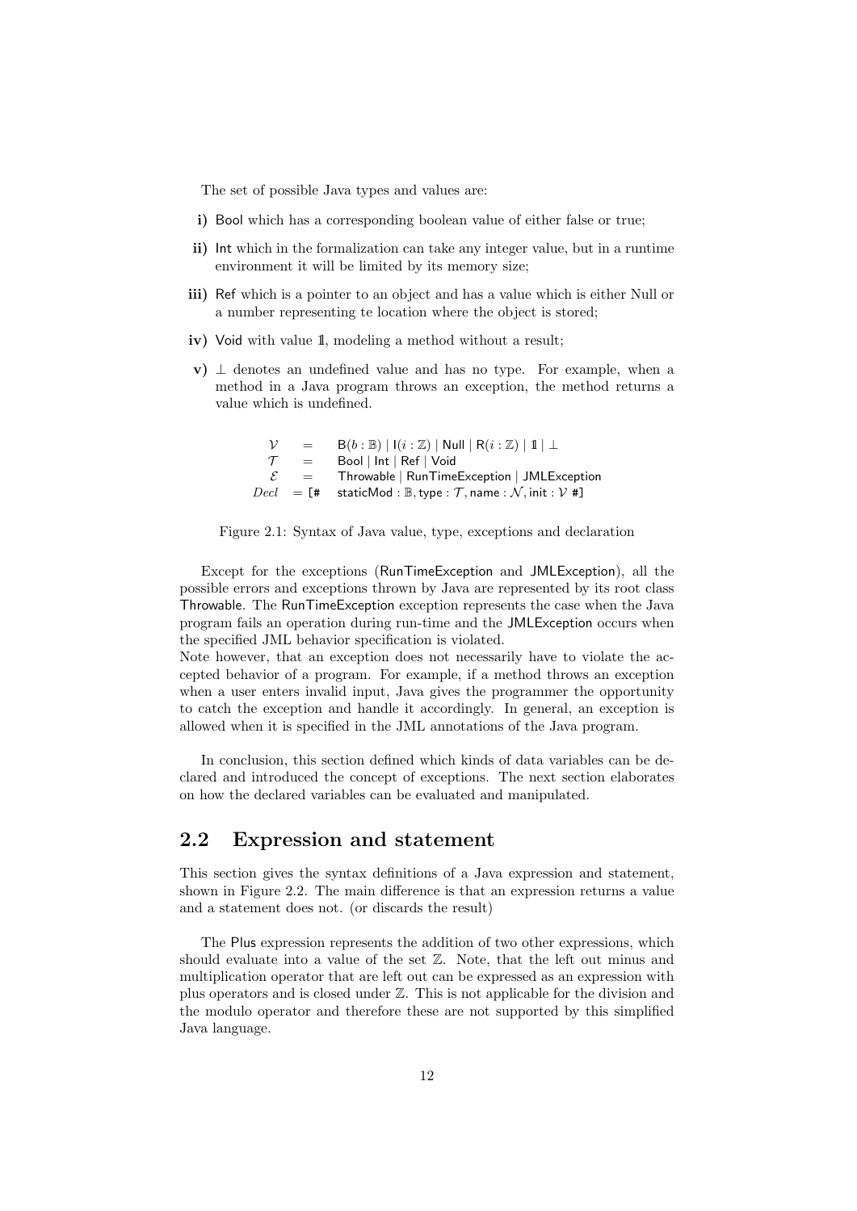The set of possible Java types and values are:

**i)** Bool which has a corresponding boolean value of either false or true;

**ii)** Int which in the formalization can take any integer value, but in a runtime environment it will be limited by its memory size;

**iii)** Ref which is a pointer to an object and has a value which is either Null or a number representing te location where the object is stored;

**iv)** Void with value $\mathbb{1}$, modeling a method without a result;

**v)** $\bot$ denotes an undefined value and has no type. For example, when a method in a Java program throws an exception, the method returns a value which is undefined.

$$
\begin{array}{rcl}
\mathcal{V} & = & \mathsf{B}(b:\mathbb{B}) \mid \mathsf{I}(i:\mathbb{Z}) \mid \mathsf{Null} \mid \mathsf{R}(i:\mathbb{Z}) \mid \mathbb{1} \mid \bot \\
\mathcal{T} & = & \mathsf{Bool} \mid \mathsf{Int} \mid \mathsf{Ref} \mid \mathsf{Void} \\
\mathcal{E} & = & \mathsf{Throwable} \mid \mathsf{RunTimeException} \mid \mathsf{JMLException} \\
Decl & = [\# & \mathsf{staticMod}:\mathbb{B}, \mathsf{type}:\mathcal{T}, \mathsf{name}:\mathcal{N}, \mathsf{init}:\mathcal{V}\ \#]
\end{array}
$$

Figure 2.1: Syntax of Java value, type, exceptions and declaration

Except for the exceptions (RunTimeException and JMLException), all the possible errors and exceptions thrown by Java are represented by its root class Throwable. The RunTimeException exception represents the case when the Java program fails an operation during run-time and the JMLException occurs when the specified JML behavior specification is violated.
Note however, that an exception does not necessarily have to violate the accepted behavior of a program. For example, if a method throws an exception when a user enters invalid input, Java gives the programmer the opportunity to catch the exception and handle it accordingly. In general, an exception is allowed when it is specified in the JML annotations of the Java program.

In conclusion, this section defined which kinds of data variables can be declared and introduced the concept of exceptions. The next section elaborates on how the declared variables can be evaluated and manipulated.

## 2.2 Expression and statement

This section gives the syntax definitions of a Java expression and statement, shown in Figure 2.2. The main difference is that an expression returns a value and a statement does not. (or discards the result)

The Plus expression represents the addition of two other expressions, which should evaluate into a value of the set $\mathbb{Z}$. Note, that the left out minus and multiplication operator that are left out can be expressed as an expression with plus operators and is closed under $\mathbb{Z}$. This is not applicable for the division and the modulo operator and therefore these are not supported by this simplified Java language.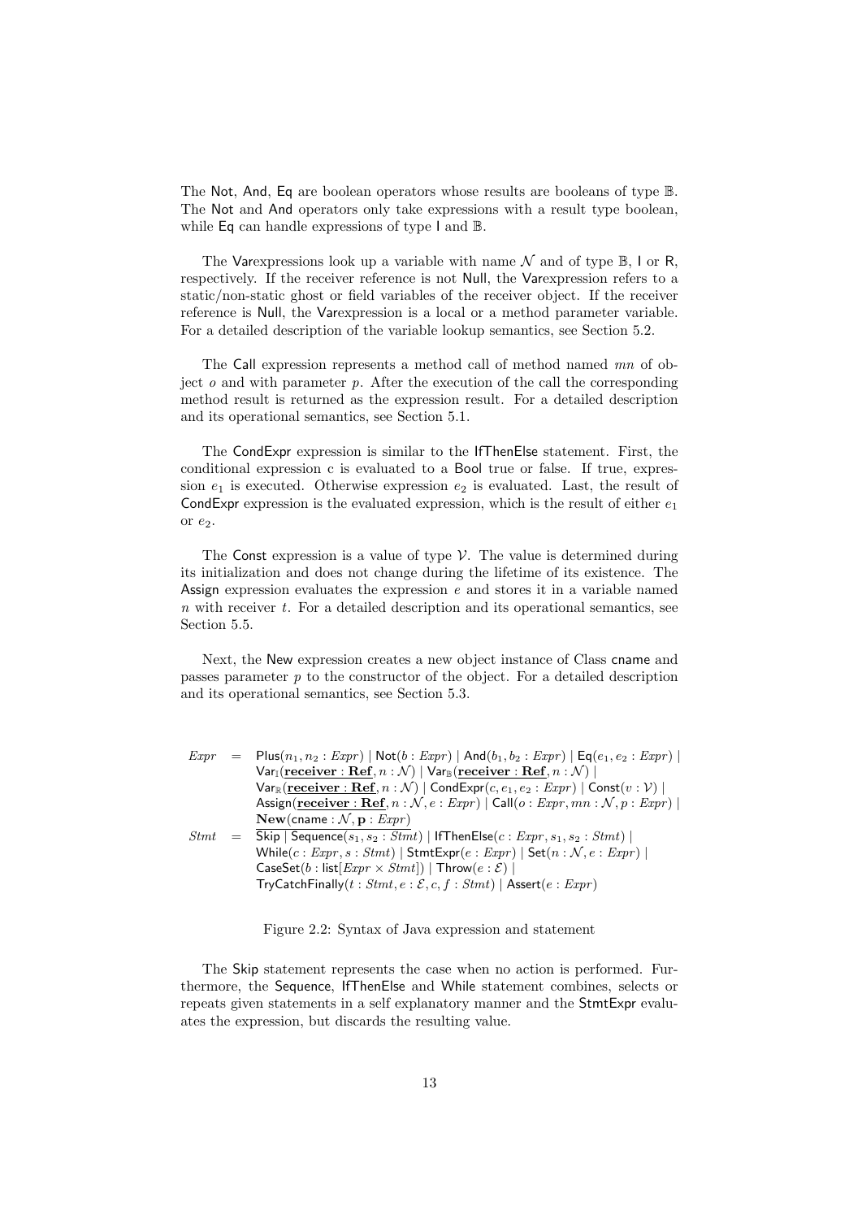The Not, And, Eq are boolean operators whose results are booleans of type $\mathbb{B}$. The Not and And operators only take expressions with a result type boolean, while Eq can handle expressions of type I and $\mathbb{B}$.

The Varexpressions look up a variable with name $\mathcal{N}$ and of type $\mathbb{B}$, I or R, respectively. If the receiver reference is not Null, the Varexpression refers to a static/non-static ghost or field variables of the receiver object. If the receiver reference is Null, the Varexpression is a local or a method parameter variable. For a detailed description of the variable lookup semantics, see Section 5.2.

The Call expression represents a method call of method named $mn$ of object $o$ and with parameter $p$. After the execution of the call the corresponding method result is returned as the expression result. For a detailed description and its operational semantics, see Section 5.1.

The CondExpr expression is similar to the IfThenElse statement. First, the conditional expression c is evaluated to a Bool true or false. If true, expression $e_1$ is executed. Otherwise expression $e_2$ is evaluated. Last, the result of CondExpr expression is the evaluated expression, which is the result of either $e_1$ or $e_2$.

The Const expression is a value of type $\mathcal{V}$. The value is determined during its initialization and does not change during the lifetime of its existence. The Assign expression evaluates the expression $e$ and stores it in a variable named $n$ with receiver $t$. For a detailed description and its operational semantics, see Section 5.5.

Next, the New expression creates a new object instance of Class cname and passes parameter $p$ to the constructor of the object. For a detailed description and its operational semantics, see Section 5.3.

$$
\begin{aligned}
\mathit{Expr} \;=\;& \mathsf{Plus}(n_1, n_2 : \mathit{Expr}) \mid \mathsf{Not}(b : \mathit{Expr}) \mid \mathsf{And}(b_1, b_2 : \mathit{Expr}) \mid \mathsf{Eq}(e_1, e_2 : \mathit{Expr}) \mid \\
& \mathsf{Var}_{\mathsf{I}}(\underline{\mathbf{receiver} : \mathbf{Ref}}, n : \mathcal{N}) \mid \mathsf{Var}_{\mathbb{B}}(\underline{\mathbf{receiver} : \mathbf{Ref}}, n : \mathcal{N}) \mid \\
& \mathsf{Var}_{\mathbb{R}}(\underline{\mathbf{receiver} : \mathbf{Ref}}, n : \mathcal{N}) \mid \mathsf{CondExpr}(c, e_1, e_2 : \mathit{Expr}) \mid \mathsf{Const}(v : \mathcal{V}) \mid \\
& \mathsf{Assign}(\underline{\mathbf{receiver} : \mathbf{Ref}}, n : \mathcal{N}, e : \mathit{Expr}) \mid \mathsf{Call}(o : \mathit{Expr}, mn : \mathcal{N}, p : \mathit{Expr}) \mid \\
& \underline{\mathbf{New}(\mathsf{cname} : \mathcal{N}, \mathbf{p} : \mathit{Expr})} \\
\mathit{Stmt} \;=\;& \mathsf{Skip} \mid \mathsf{Sequence}(s_1, s_2 : \mathit{Stmt}) \mid \mathsf{IfThenElse}(c : \mathit{Expr}, s_1, s_2 : \mathit{Stmt}) \mid \\
& \mathsf{While}(c : \mathit{Expr}, s : \mathit{Stmt}) \mid \mathsf{StmtExpr}(e : \mathit{Expr}) \mid \mathsf{Set}(n : \mathcal{N}, e : \mathit{Expr}) \mid \\
& \mathsf{CaseSet}(b : \mathsf{list}[\mathit{Expr} \times \mathit{Stmt}]) \mid \mathsf{Throw}(e : \mathcal{E}) \mid \\
& \mathsf{TryCatchFinally}(t : \mathit{Stmt}, e : \mathcal{E}, c, f : \mathit{Stmt}) \mid \mathsf{Assert}(e : \mathit{Expr})
\end{aligned}
$$

Figure 2.2: Syntax of Java expression and statement

The Skip statement represents the case when no action is performed. Furthermore, the Sequence, IfThenElse and While statement combines, selects or repeats given statements in a self explanatory manner and the StmtExpr evaluates the expression, but discards the resulting value.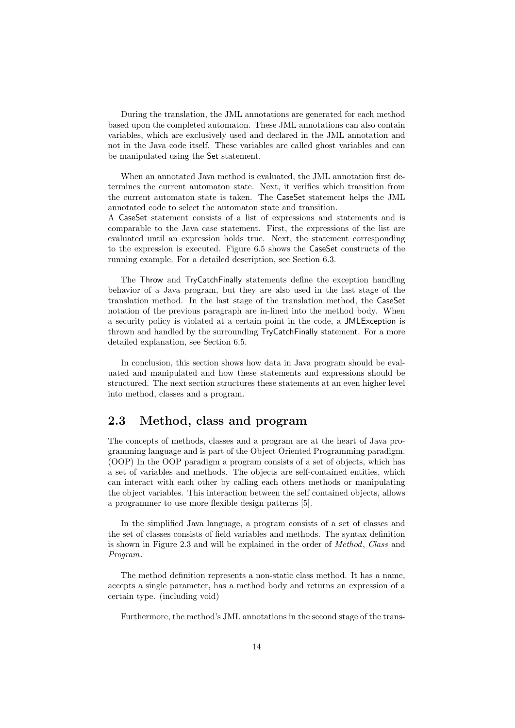During the translation, the JML annotations are generated for each method based upon the completed automaton. These JML annotations can also contain variables, which are exclusively used and declared in the JML annotation and not in the Java code itself. These variables are called ghost variables and can be manipulated using the Set statement.

When an annotated Java method is evaluated, the JML annotation first determines the current automaton state. Next, it verifies which transition from the current automaton state is taken. The CaseSet statement helps the JML annotated code to select the automaton state and transition.
A CaseSet statement consists of a list of expressions and statements and is comparable to the Java case statement. First, the expressions of the list are evaluated until an expression holds true. Next, the statement corresponding to the expression is executed. Figure 6.5 shows the CaseSet constructs of the running example. For a detailed description, see Section 6.3.

The Throw and TryCatchFinally statements define the exception handling behavior of a Java program, but they are also used in the last stage of the translation method. In the last stage of the translation method, the CaseSet notation of the previous paragraph are in-lined into the method body. When a security policy is violated at a certain point in the code, a JMLException is thrown and handled by the surrounding TryCatchFinally statement. For a more detailed explanation, see Section 6.5.

In conclusion, this section shows how data in Java program should be evaluated and manipulated and how these statements and expressions should be structured. The next section structures these statements at an even higher level into method, classes and a program.

## 2.3 Method, class and program

The concepts of methods, classes and a program are at the heart of Java programming language and is part of the Object Oriented Programming paradigm. (OOP) In the OOP paradigm a program consists of a set of objects, which has a set of variables and methods. The objects are self-contained entities, which can interact with each other by calling each others methods or manipulating the object variables. This interaction between the self contained objects, allows a programmer to use more flexible design patterns [5].

In the simplified Java language, a program consists of a set of classes and the set of classes consists of field variables and methods. The syntax definition is shown in Figure 2.3 and will be explained in the order of *Method*, *Class* and *Program*.

The method definition represents a non-static class method. It has a name, accepts a single parameter, has a method body and returns an expression of a certain type. (including void)

Furthermore, the method's JML annotations in the second stage of the trans-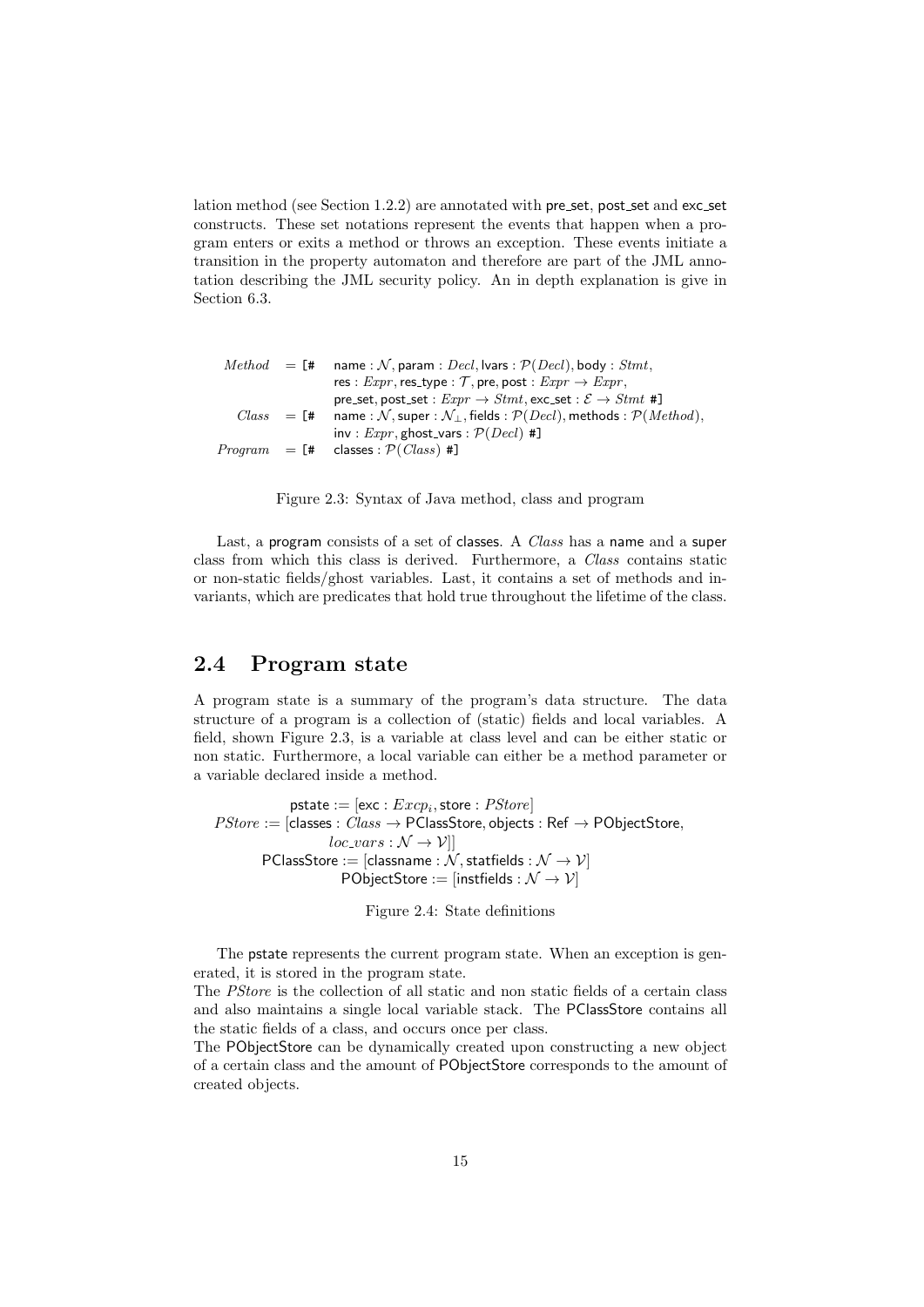lation method (see Section 1.2.2) are annotated with pre_set, post_set and exc_set constructs. These set notations represent the events that happen when a program enters or exits a method or throws an exception. These events initiate a transition in the property automaton and therefore are part of the JML annotation describing the JML security policy. An in depth explanation is give in Section 6.3.

$$
\begin{array}{rcl}
\mathit{Method} & = & [\# \;\; \mathsf{name} : \mathcal{N}, \mathsf{param} : \mathit{Decl}, \mathsf{lvars} : \mathcal{P}(\mathit{Decl}), \mathsf{body} : \mathit{Stmt}, \\
& & \mathsf{res} : \mathit{Expr}, \mathsf{res\_type} : \mathcal{T}, \mathsf{pre}, \mathsf{post} : \mathit{Expr} \rightarrow \mathit{Expr}, \\
& & \mathsf{pre\_set}, \mathsf{post\_set} : \mathit{Expr} \rightarrow \mathit{Stmt}, \mathsf{exc\_set} : \mathcal{E} \rightarrow \mathit{Stmt} \;\; \#] \\
\mathit{Class} & = & [\# \;\; \mathsf{name} : \mathcal{N}, \mathsf{super} : \mathcal{N}_{\perp}, \mathsf{fields} : \mathcal{P}(\mathit{Decl}), \mathsf{methods} : \mathcal{P}(\mathit{Method}), \\
& & \mathsf{inv} : \mathit{Expr}, \mathsf{ghost\_vars} : \mathcal{P}(\mathit{Decl}) \;\; \#] \\
\mathit{Program} & = & [\# \;\; \mathsf{classes} : \mathcal{P}(\mathit{Class}) \;\; \#]
\end{array}
$$

Figure 2.3: Syntax of Java method, class and program

Last, a program consists of a set of classes. A *Class* has a name and a super class from which this class is derived. Furthermore, a *Class* contains static or non-static fields/ghost variables. Last, it contains a set of methods and invariants, which are predicates that hold true throughout the lifetime of the class.

## 2.4 Program state

A program state is a summary of the program's data structure. The data structure of a program is a collection of (static) fields and local variables. A field, shown Figure 2.3, is a variable at class level and can be either static or non static. Furthermore, a local variable can either be a method parameter or a variable declared inside a method.

$$
\begin{array}{rl}
\mathsf{pstate} := & [\mathsf{exc} : \mathit{Excp}_i, \mathsf{store} : \mathit{PStore}] \\
\mathit{PStore} := & [\mathsf{classes} : \mathit{Class} \rightarrow \mathsf{PClassStore}, \mathsf{objects} : \mathsf{Ref} \rightarrow \mathsf{PObjectStore}, \\
& \mathit{loc\_vars} : \mathcal{N} \rightarrow \mathcal{V}]] \\
\mathsf{PClassStore} := & [\mathsf{classname} : \mathcal{N}, \mathsf{statfields} : \mathcal{N} \rightarrow \mathcal{V}] \\
\mathsf{PObjectStore} := & [\mathsf{instfields} : \mathcal{N} \rightarrow \mathcal{V}]
\end{array}
$$

Figure 2.4: State definitions

The pstate represents the current program state. When an exception is generated, it is stored in the program state.
The *PStore* is the collection of all static and non static fields of a certain class and also maintains a single local variable stack. The PClassStore contains all the static fields of a class, and occurs once per class.
The PObjectStore can be dynamically created upon constructing a new object of a certain class and the amount of PObjectStore corresponds to the amount of created objects.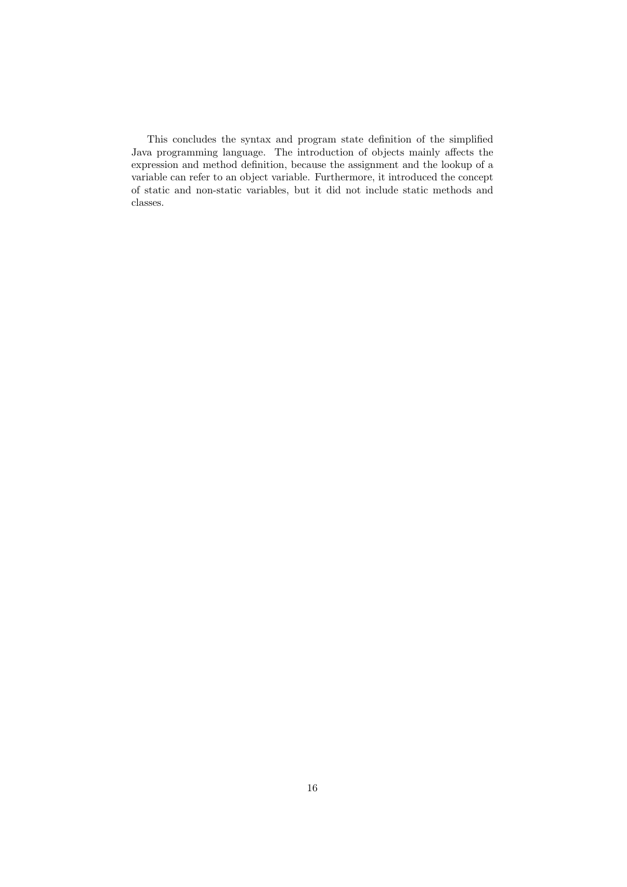This concludes the syntax and program state definition of the simplified Java programming language. The introduction of objects mainly affects the expression and method definition, because the assignment and the lookup of a variable can refer to an object variable. Furthermore, it introduced the concept of static and non-static variables, but it did not include static methods and classes.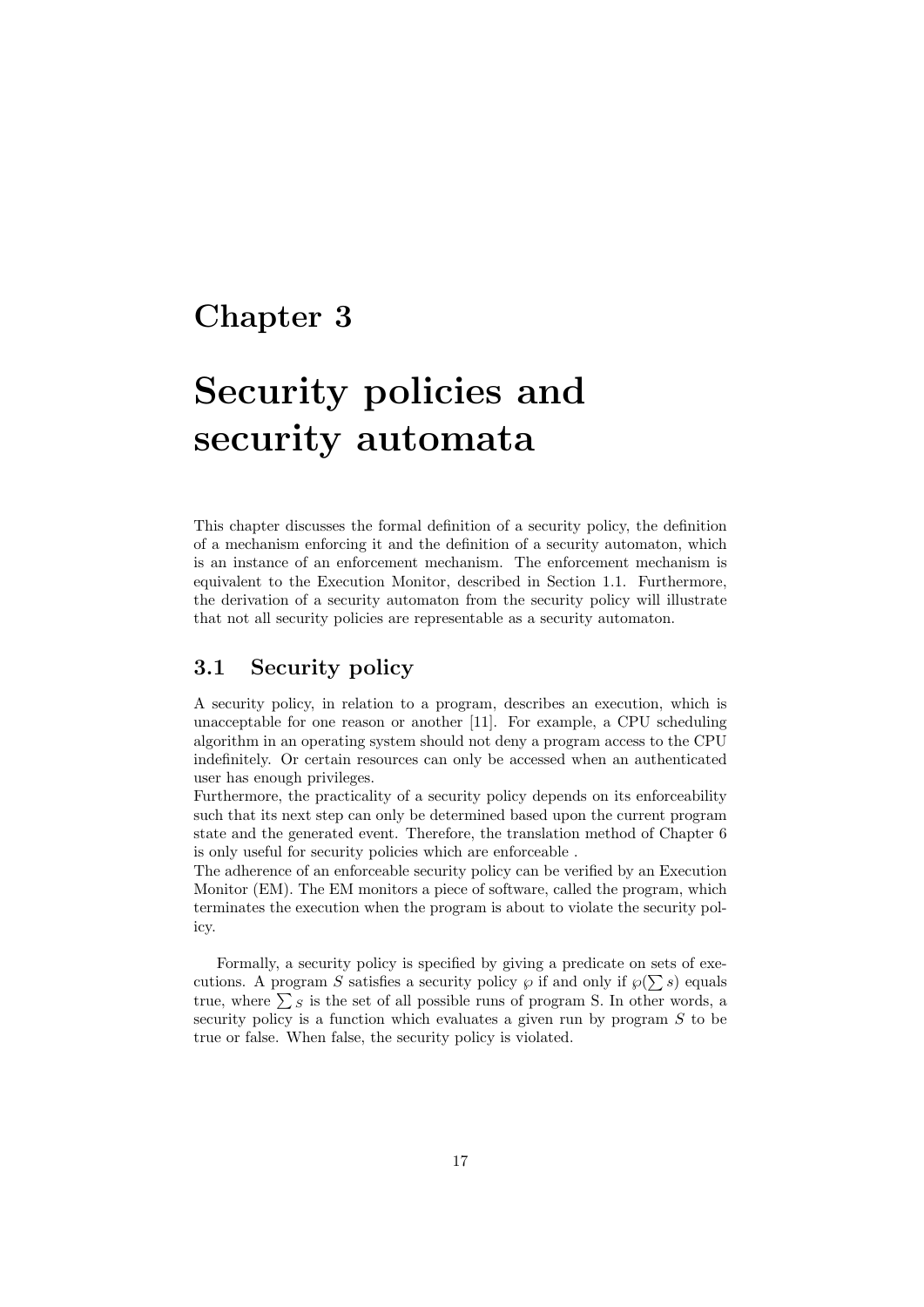# Chapter 3

# Security policies and security automata

This chapter discusses the formal definition of a security policy, the definition of a mechanism enforcing it and the definition of a security automaton, which is an instance of an enforcement mechanism. The enforcement mechanism is equivalent to the Execution Monitor, described in Section 1.1. Furthermore, the derivation of a security automaton from the security policy will illustrate that not all security policies are representable as a security automaton.

## 3.1 Security policy

A security policy, in relation to a program, describes an execution, which is unacceptable for one reason or another [11]. For example, a CPU scheduling algorithm in an operating system should not deny a program access to the CPU indefinitely. Or certain resources can only be accessed when an authenticated user has enough privileges.

Furthermore, the practicality of a security policy depends on its enforceability such that its next step can only be determined based upon the current program state and the generated event. Therefore, the translation method of Chapter 6 is only useful for security policies which are enforceable .

The adherence of an enforceable security policy can be verified by an Execution Monitor (EM). The EM monitors a piece of software, called the program, which terminates the execution when the program is about to violate the security policy.

Formally, a security policy is specified by giving a predicate on sets of executions. A program $S$ satisfies a security policy $\wp$ if and only if $\wp(\sum s)$ equals true, where $\sum_S$ is the set of all possible runs of program S. In other words, a security policy is a function which evaluates a given run by program $S$ to be true or false. When false, the security policy is violated.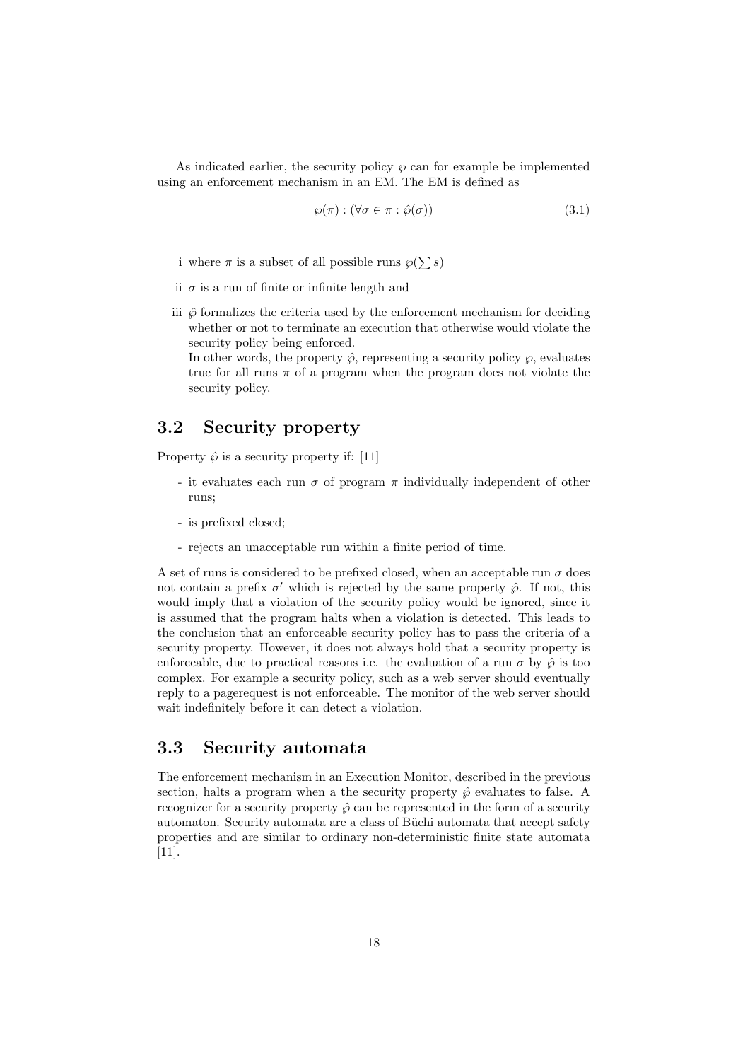As indicated earlier, the security policy $\wp$ can for example be implemented using an enforcement mechanism in an EM. The EM is defined as

$$\wp(\pi) : (\forall \sigma \in \pi : \hat{\wp}(\sigma)) \tag{3.1}$$

i where $\pi$ is a subset of all possible runs $\wp(\sum s)$

ii $\sigma$ is a run of finite or infinite length and

iii $\hat{\wp}$ formalizes the criteria used by the enforcement mechanism for deciding whether or not to terminate an execution that otherwise would violate the security policy being enforced.
In other words, the property $\hat{\wp}$, representing a security policy $\wp$, evaluates true for all runs $\pi$ of a program when the program does not violate the security policy.

## 3.2 Security property

Property $\hat{\wp}$ is a security property if: [11]

- it evaluates each run $\sigma$ of program $\pi$ individually independent of other runs;
- is prefixed closed;
- rejects an unacceptable run within a finite period of time.

A set of runs is considered to be prefixed closed, when an acceptable run $\sigma$ does not contain a prefix $\sigma'$ which is rejected by the same property $\hat{\wp}$. If not, this would imply that a violation of the security policy would be ignored, since it is assumed that the program halts when a violation is detected. This leads to the conclusion that an enforceable security policy has to pass the criteria of a security property. However, it does not always hold that a security property is enforceable, due to practical reasons i.e. the evaluation of a run $\sigma$ by $\hat{\wp}$ is too complex. For example a security policy, such as a web server should eventually reply to a pagerequest is not enforceable. The monitor of the web server should wait indefinitely before it can detect a violation.

## 3.3 Security automata

The enforcement mechanism in an Execution Monitor, described in the previous section, halts a program when a the security property $\hat{\wp}$ evaluates to false. A recognizer for a security property $\hat{\wp}$ can be represented in the form of a security automaton. Security automata are a class of Büchi automata that accept safety properties and are similar to ordinary non-deterministic finite state automata [11].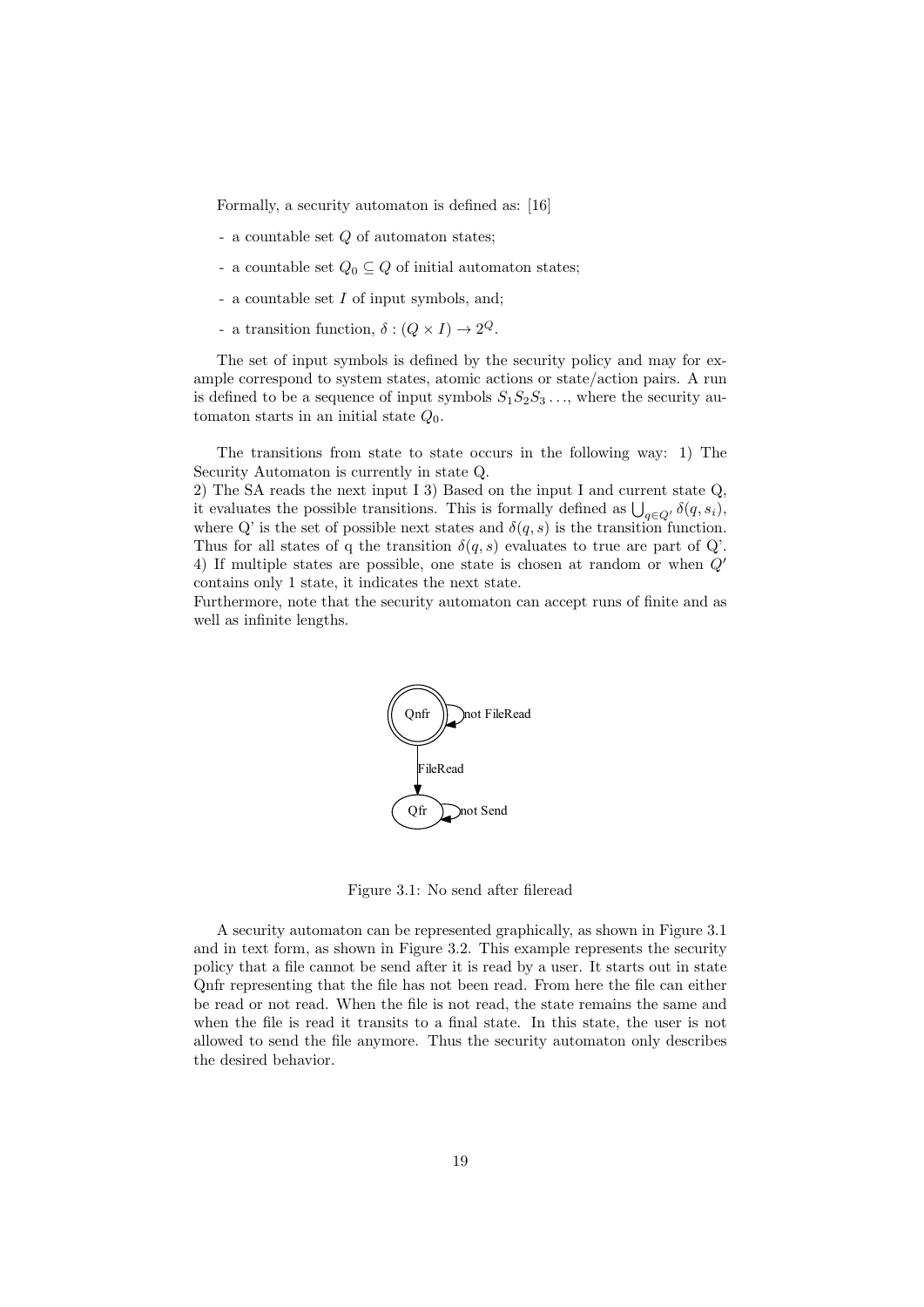Formally, a security automaton is defined as: [16]

- a countable set $Q$ of automaton states;
- a countable set $Q_0 \subseteq Q$ of initial automaton states;
- a countable set $I$ of input symbols, and;
- a transition function, $\delta : (Q \times I) \rightarrow 2^Q$.

The set of input symbols is defined by the security policy and may for example correspond to system states, atomic actions or state/action pairs. A run is defined to be a sequence of input symbols $S_1 S_2 S_3 \ldots$, where the security automaton starts in an initial state $Q_0$.

The transitions from state to state occurs in the following way: 1) The Security Automaton is currently in state Q.
2) The SA reads the next input I 3) Based on the input I and current state Q, it evaluates the possible transitions. This is formally defined as $\bigcup_{q \in Q'} \delta(q, s_i)$, where Q' is the set of possible next states and $\delta(q, s)$ is the transition function. Thus for all states of q the transition $\delta(q, s)$ evaluates to true are part of Q'.
4) If multiple states are possible, one state is chosen at random or when $Q'$ contains only 1 state, it indicates the next state.
Furthermore, note that the security automaton can accept runs of finite and as well as infinite lengths.

Figure 3.1: No send after fileread

A security automaton can be represented graphically, as shown in Figure 3.1 and in text form, as shown in Figure 3.2. This example represents the security policy that a file cannot be send after it is read by a user. It starts out in state Qnfr representing that the file has not been read. From here the file can either be read or not read. When the file is not read, the state remains the same and when the file is read it transits to a final state. In this state, the user is not allowed to send the file anymore. Thus the security automaton only describes the desired behavior.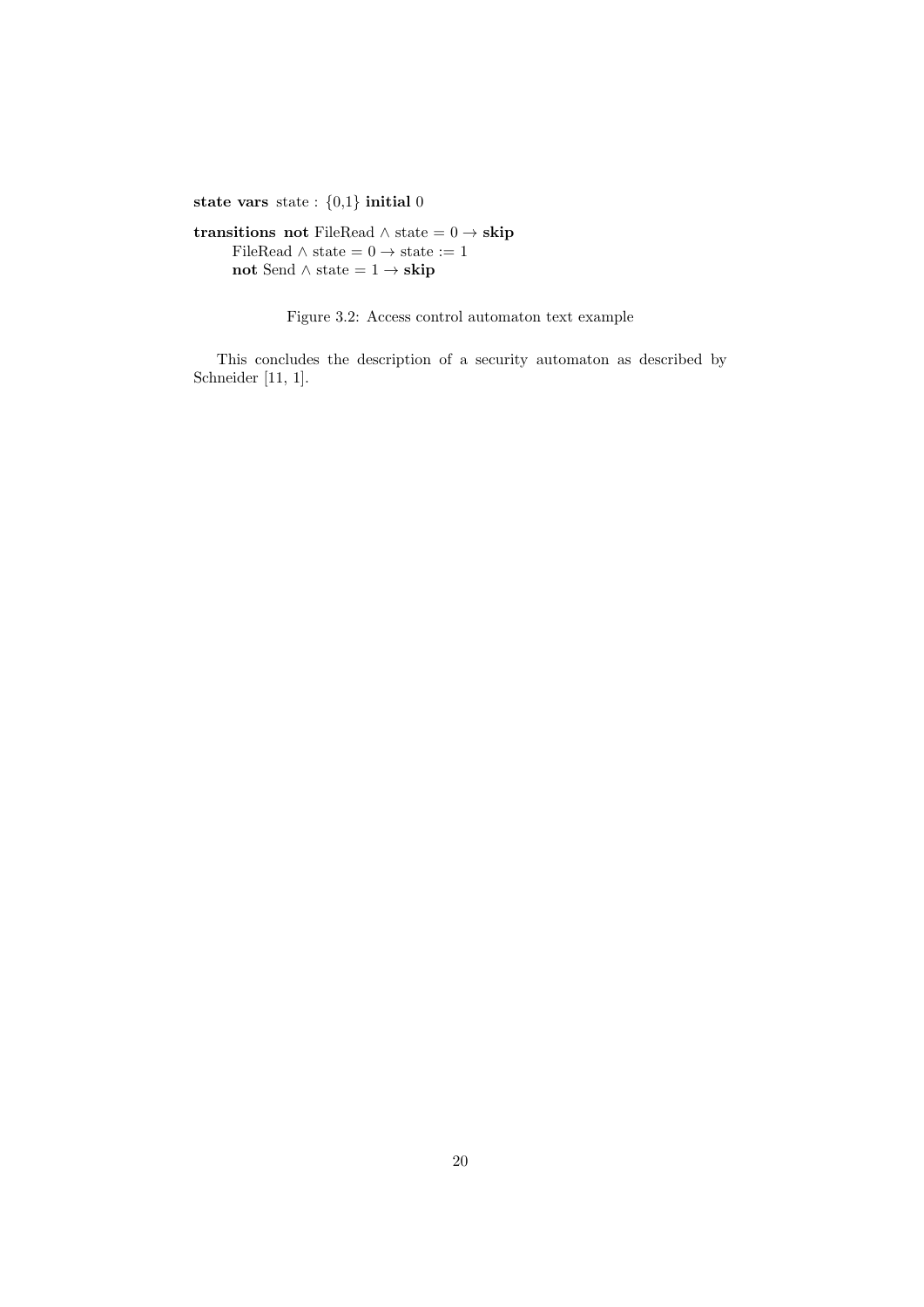**state vars** state : {0,1} **initial** 0

**transitions** **not** FileRead $\wedge$ state $= 0 \rightarrow$ **skip**
FileRead $\wedge$ state $= 0 \rightarrow$ state $:= 1$
**not** Send $\wedge$ state $= 1 \rightarrow$ **skip**

Figure 3.2: Access control automaton text example

This concludes the description of a security automaton as described by Schneider [11, 1].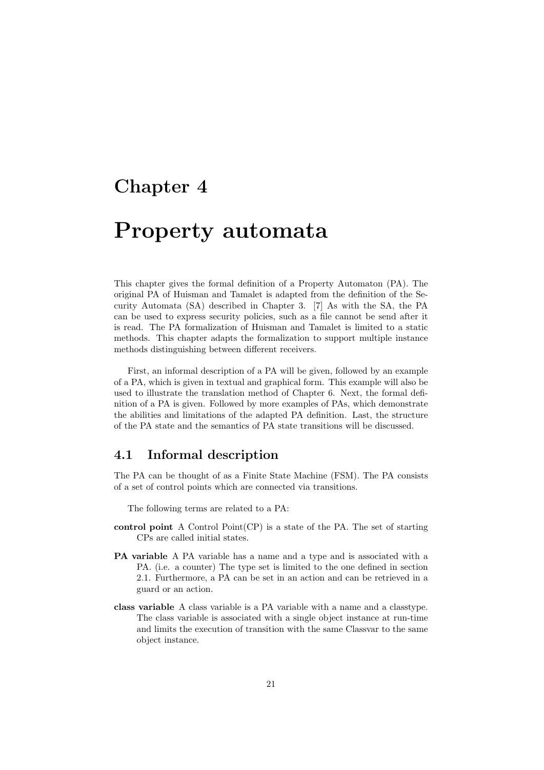# Chapter 4

# Property automata

This chapter gives the formal definition of a Property Automaton (PA). The original PA of Huisman and Tamalet is adapted from the definition of the Security Automata (SA) described in Chapter 3. [7] As with the SA, the PA can be used to express security policies, such as a file cannot be send after it is read. The PA formalization of Huisman and Tamalet is limited to a static methods. This chapter adapts the formalization to support multiple instance methods distinguishing between different receivers.

First, an informal description of a PA will be given, followed by an example of a PA, which is given in textual and graphical form. This example will also be used to illustrate the translation method of Chapter 6. Next, the formal definition of a PA is given. Followed by more examples of PAs, which demonstrate the abilities and limitations of the adapted PA definition. Last, the structure of the PA state and the semantics of PA state transitions will be discussed.

## 4.1 Informal description

The PA can be thought of as a Finite State Machine (FSM). The PA consists of a set of control points which are connected via transitions.

The following terms are related to a PA:

**control point** A Control Point(CP) is a state of the PA. The set of starting CPs are called initial states.

**PA variable** A PA variable has a name and a type and is associated with a PA. (i.e. a counter) The type set is limited to the one defined in section 2.1. Furthermore, a PA can be set in an action and can be retrieved in a guard or an action.

**class variable** A class variable is a PA variable with a name and a classtype. The class variable is associated with a single object instance at run-time and limits the execution of transition with the same Classvar to the same object instance.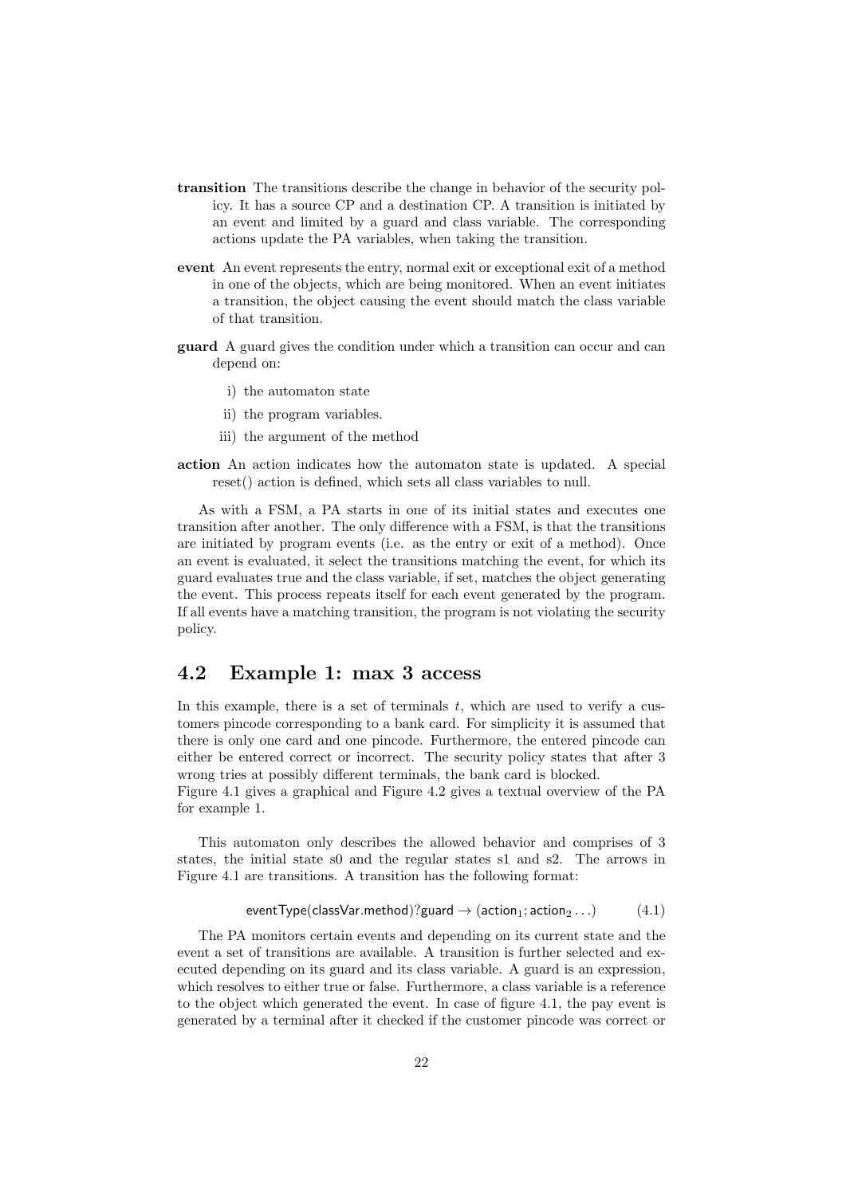**transition** The transitions describe the change in behavior of the security policy. It has a source CP and a destination CP. A transition is initiated by an event and limited by a guard and class variable. The corresponding actions update the PA variables, when taking the transition.

**event** An event represents the entry, normal exit or exceptional exit of a method in one of the objects, which are being monitored. When an event initiates a transition, the object causing the event should match the class variable of that transition.

**guard** A guard gives the condition under which a transition can occur and can depend on:

i) the automaton state

ii) the program variables.

iii) the argument of the method

**action** An action indicates how the automaton state is updated. A special reset() action is defined, which sets all class variables to null.

As with a FSM, a PA starts in one of its initial states and executes one transition after another. The only difference with a FSM, is that the transitions are initiated by program events (i.e. as the entry or exit of a method). Once an event is evaluated, it select the transitions matching the event, for which its guard evaluates true and the class variable, if set, matches the object generating the event. This process repeats itself for each event generated by the program. If all events have a matching transition, the program is not violating the security policy.

## 4.2 Example 1: max 3 access

In this example, there is a set of terminals $t$, which are used to verify a customers pincode corresponding to a bank card. For simplicity it is assumed that there is only one card and one pincode. Furthermore, the entered pincode can either be entered correct or incorrect. The security policy states that after 3 wrong tries at possibly different terminals, the bank card is blocked.
Figure 4.1 gives a graphical and Figure 4.2 gives a textual overview of the PA for example 1.

This automaton only describes the allowed behavior and comprises of 3 states, the initial state s0 and the regular states s1 and s2. The arrows in Figure 4.1 are transitions. A transition has the following format:

$$\mathsf{eventType(classVar.method)?guard} \rightarrow (\mathsf{action}_1; \mathsf{action}_2 \ldots) \tag{4.1}$$

The PA monitors certain events and depending on its current state and the event a set of transitions are available. A transition is further selected and executed depending on its guard and its class variable. A guard is an expression, which resolves to either true or false. Furthermore, a class variable is a reference to the object which generated the event. In case of figure 4.1, the pay event is generated by a terminal after it checked if the customer pincode was correct or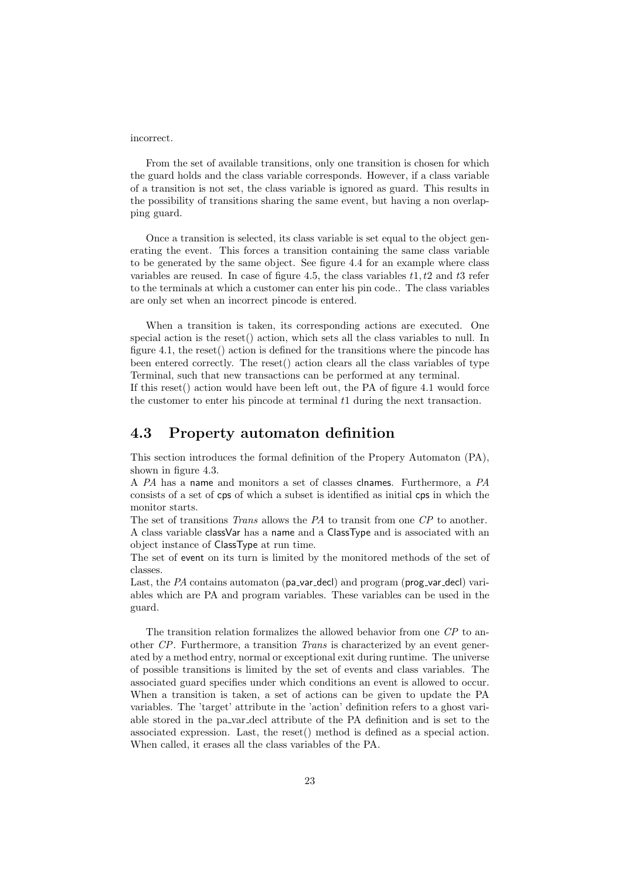incorrect.

From the set of available transitions, only one transition is chosen for which the guard holds and the class variable corresponds. However, if a class variable of a transition is not set, the class variable is ignored as guard. This results in the possibility of transitions sharing the same event, but having a non overlapping guard.

Once a transition is selected, its class variable is set equal to the object generating the event. This forces a transition containing the same class variable to be generated by the same object. See figure 4.4 for an example where class variables are reused. In case of figure 4.5, the class variables $t1, t2$ and $t3$ refer to the terminals at which a customer can enter his pin code.. The class variables are only set when an incorrect pincode is entered.

When a transition is taken, its corresponding actions are executed. One special action is the reset() action, which sets all the class variables to null. In figure 4.1, the reset() action is defined for the transitions where the pincode has been entered correctly. The reset() action clears all the class variables of type Terminal, such that new transactions can be performed at any terminal.
If this reset() action would have been left out, the PA of figure 4.1 would force the customer to enter his pincode at terminal $t1$ during the next transaction.

## 4.3 Property automaton definition

This section introduces the formal definition of the Propery Automaton (PA), shown in figure 4.3.
A *PA* has a name and monitors a set of classes clnames. Furthermore, a *PA* consists of a set of cps of which a subset is identified as initial cps in which the monitor starts.
The set of transitions *Trans* allows the *PA* to transit from one *CP* to another. A class variable classVar has a name and a ClassType and is associated with an object instance of ClassType at run time.
The set of event on its turn is limited by the monitored methods of the set of classes.
Last, the *PA* contains automaton (pa_var_decl) and program (prog_var_decl) variables which are PA and program variables. These variables can be used in the guard.

The transition relation formalizes the allowed behavior from one *CP* to another *CP*. Furthermore, a transition *Trans* is characterized by an event generated by a method entry, normal or exceptional exit during runtime. The universe of possible transitions is limited by the set of events and class variables. The associated guard specifies under which conditions an event is allowed to occur. When a transition is taken, a set of actions can be given to update the PA variables. The 'target' attribute in the 'action' definition refers to a ghost variable stored in the pa_var_decl attribute of the PA definition and is set to the associated expression. Last, the reset() method is defined as a special action. When called, it erases all the class variables of the PA.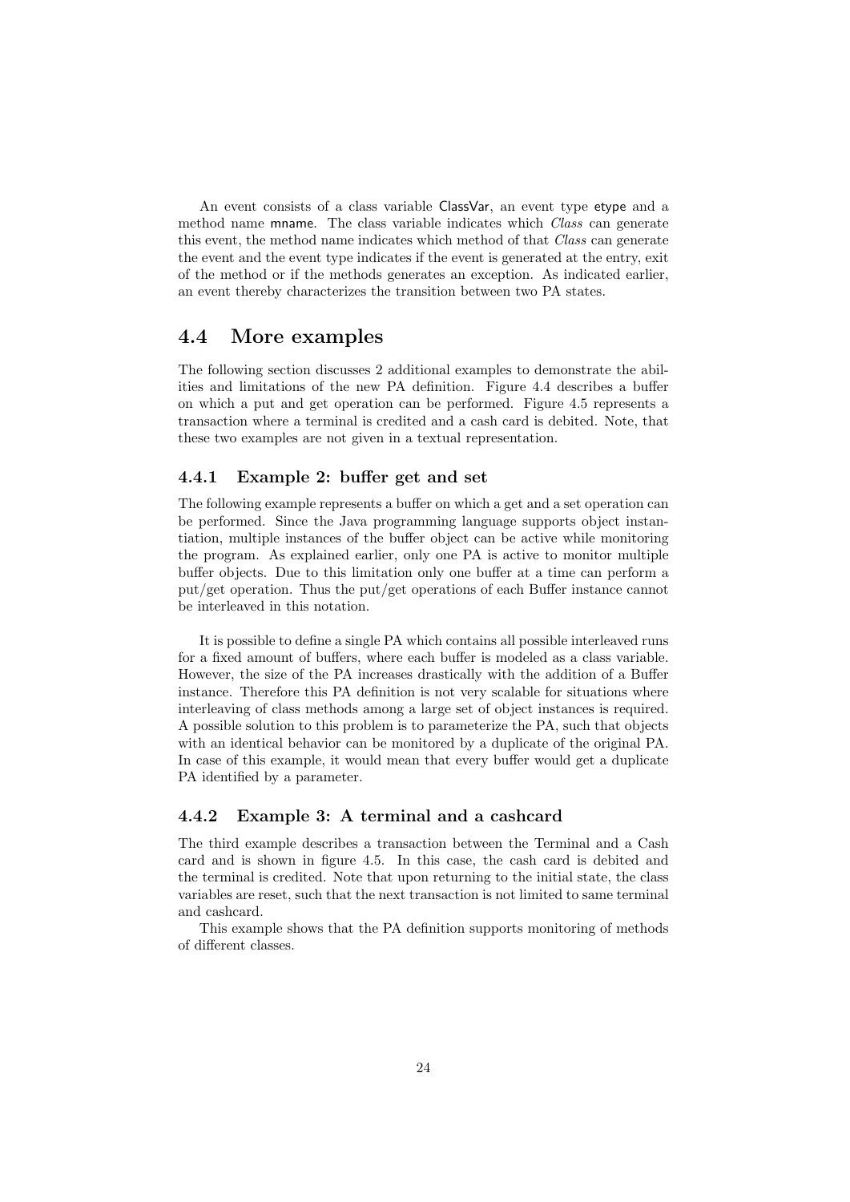An event consists of a class variable ClassVar, an event type etype and a method name mname. The class variable indicates which *Class* can generate this event, the method name indicates which method of that *Class* can generate the event and the event type indicates if the event is generated at the entry, exit of the method or if the methods generates an exception. As indicated earlier, an event thereby characterizes the transition between two PA states.

## 4.4 More examples

The following section discusses 2 additional examples to demonstrate the abilities and limitations of the new PA definition. Figure 4.4 describes a buffer on which a put and get operation can be performed. Figure 4.5 represents a transaction where a terminal is credited and a cash card is debited. Note, that these two examples are not given in a textual representation.

### 4.4.1 Example 2: buffer get and set

The following example represents a buffer on which a get and a set operation can be performed. Since the Java programming language supports object instantiation, multiple instances of the buffer object can be active while monitoring the program. As explained earlier, only one PA is active to monitor multiple buffer objects. Due to this limitation only one buffer at a time can perform a put/get operation. Thus the put/get operations of each Buffer instance cannot be interleaved in this notation.

It is possible to define a single PA which contains all possible interleaved runs for a fixed amount of buffers, where each buffer is modeled as a class variable. However, the size of the PA increases drastically with the addition of a Buffer instance. Therefore this PA definition is not very scalable for situations where interleaving of class methods among a large set of object instances is required. A possible solution to this problem is to parameterize the PA, such that objects with an identical behavior can be monitored by a duplicate of the original PA. In case of this example, it would mean that every buffer would get a duplicate PA identified by a parameter.

### 4.4.2 Example 3: A terminal and a cashcard

The third example describes a transaction between the Terminal and a Cash card and is shown in figure 4.5. In this case, the cash card is debited and the terminal is credited. Note that upon returning to the initial state, the class variables are reset, such that the next transaction is not limited to same terminal and cashcard.

This example shows that the PA definition supports monitoring of methods of different classes.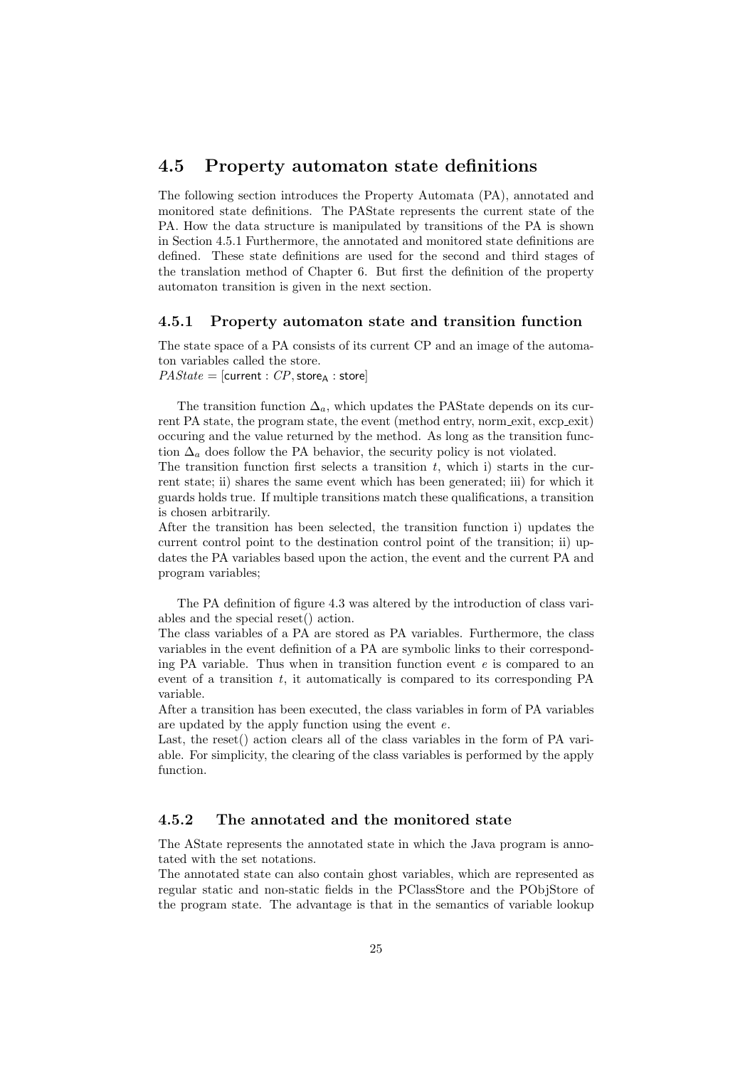## 4.5 Property automaton state definitions

The following section introduces the Property Automata (PA), annotated and monitored state definitions. The PAState represents the current state of the PA. How the data structure is manipulated by transitions of the PA is shown in Section 4.5.1 Furthermore, the annotated and monitored state definitions are defined. These state definitions are used for the second and third stages of the translation method of Chapter 6. But first the definition of the property automaton transition is given in the next section.

### 4.5.1 Property automaton state and transition function

The state space of a PA consists of its current CP and an image of the automaton variables called the store.
$PAState = [\mathsf{current} : CP, \mathsf{store_A} : \mathsf{store}]$

The transition function $\Delta_a$, which updates the PAState depends on its current PA state, the program state, the event (method entry, norm_exit, excp_exit) occuring and the value returned by the method. As long as the transition function $\Delta_a$ does follow the PA behavior, the security policy is not violated.
The transition function first selects a transition $t$, which i) starts in the current state; ii) shares the same event which has been generated; iii) for which it guards holds true. If multiple transitions match these qualifications, a transition is chosen arbitrarily.
After the transition has been selected, the transition function i) updates the current control point to the destination control point of the transition; ii) updates the PA variables based upon the action, the event and the current PA and program variables;

The PA definition of figure 4.3 was altered by the introduction of class variables and the special reset() action.
The class variables of a PA are stored as PA variables. Furthermore, the class variables in the event definition of a PA are symbolic links to their corresponding PA variable. Thus when in transition function event $e$ is compared to an event of a transition $t$, it automatically is compared to its corresponding PA variable.
After a transition has been executed, the class variables in form of PA variables are updated by the apply function using the event $e$.
Last, the reset() action clears all of the class variables in the form of PA variable. For simplicity, the clearing of the class variables is performed by the apply function.

### 4.5.2 The annotated and the monitored state

The AState represents the annotated state in which the Java program is annotated with the set notations.
The annotated state can also contain ghost variables, which are represented as regular static and non-static fields in the PClassStore and the PObjStore of the program state. The advantage is that in the semantics of variable lookup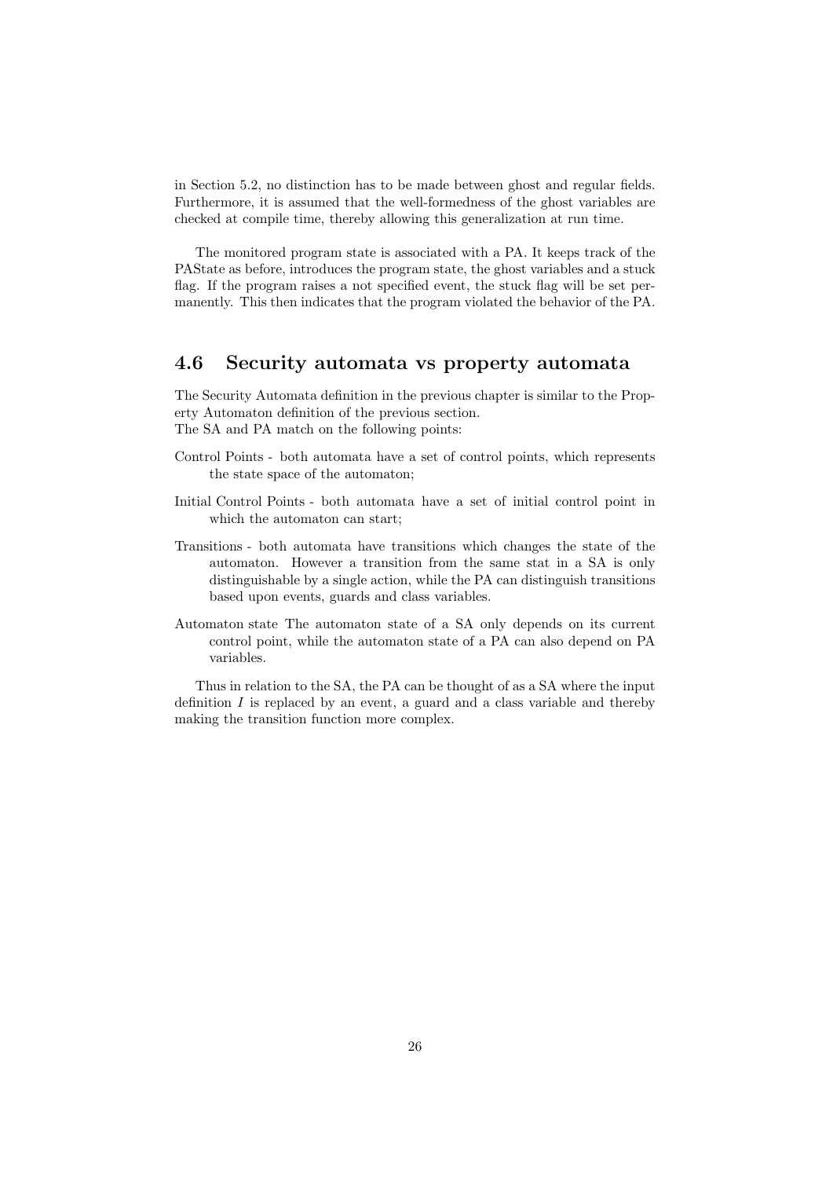in Section 5.2, no distinction has to be made between ghost and regular fields. Furthermore, it is assumed that the well-formedness of the ghost variables are checked at compile time, thereby allowing this generalization at run time.

The monitored program state is associated with a PA. It keeps track of the PAState as before, introduces the program state, the ghost variables and a stuck flag. If the program raises a not specified event, the stuck flag will be set permanently. This then indicates that the program violated the behavior of the PA.

## 4.6 Security automata vs property automata

The Security Automata definition in the previous chapter is similar to the Property Automaton definition of the previous section.
The SA and PA match on the following points:

Control Points - both automata have a set of control points, which represents the state space of the automaton;

Initial Control Points - both automata have a set of initial control point in which the automaton can start;

Transitions - both automata have transitions which changes the state of the automaton. However a transition from the same stat in a SA is only distinguishable by a single action, while the PA can distinguish transitions based upon events, guards and class variables.

Automaton state The automaton state of a SA only depends on its current control point, while the automaton state of a PA can also depend on PA variables.

Thus in relation to the SA, the PA can be thought of as a SA where the input definition $I$ is replaced by an event, a guard and a class variable and thereby making the transition function more complex.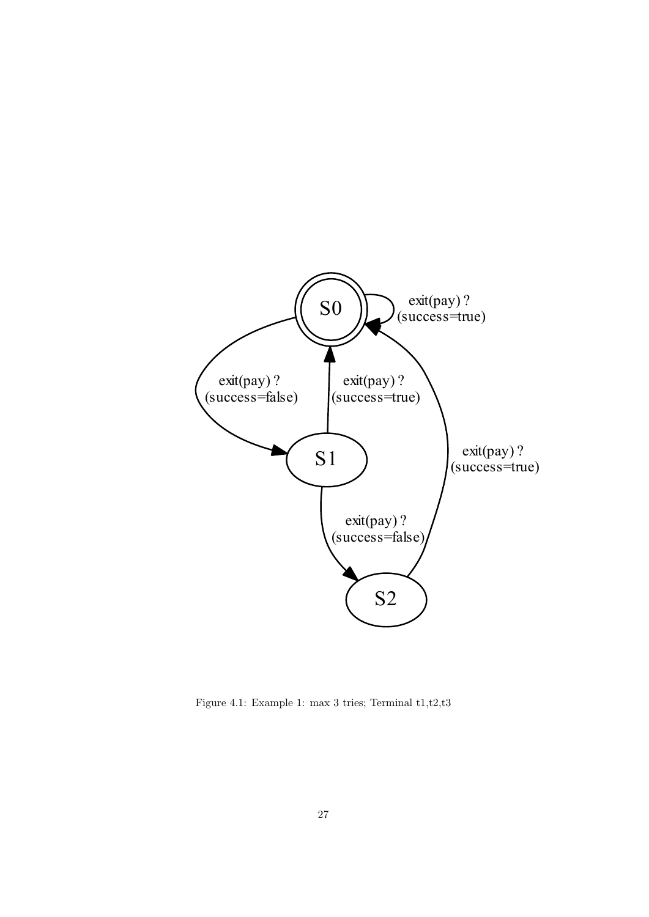Figure 4.1: Example 1: max 3 tries; Terminal t1,t2,t3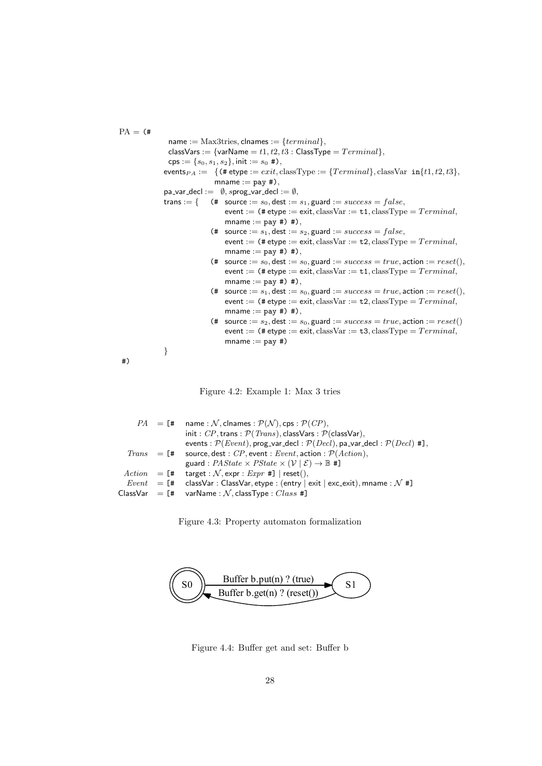```
PA = (#
        name := Max3tries, clnames := {terminal},
        classVars := {varName = t1, t2, t3 : ClassType = Terminal},
        cps := {s0, s1, s2}, init := s0 #),
       eventsPA :=  {(# etype := exit, classType := {Terminal}, classVar in{t1, t2, t3},
                    mname := pay #),
       pa_var_decl :=  ∅, sprog_var_decl := ∅,
       trans := {   (#  source := s0, dest := s1, guard := success = false,
                        event := (# etype := exit, classVar := t1, classType = Terminal,
                        mname := pay #) #),
                    (#  source := s1, dest := s2, guard := success = false,
                        event := (# etype := exit, classVar := t2, classType = Terminal,
                        mname := pay #) #),
                    (#  source := s0, dest := s0, guard := success = true, action := reset(),
                        event := (# etype := exit, classVar := t1, classType = Terminal,
                        mname := pay #) #),
                    (#  source := s1, dest := s0, guard := success = true, action := reset(),
                        event := (# etype := exit, classVar := t2, classType = Terminal,
                        mname := pay #) #),
                    (#  source := s2, dest := s0, guard := success = true, action := reset()
                        event := (# etype := exit, classVar := t3, classType = Terminal,
                        mname := pay #)
       }
#)
```

Figure 4.2: Example 1: Max 3 tries

```
PA       = [#  name : N, clnames : P(N), cps : P(CP),
               init : CP, trans : P(Trans), classVars : P(classVar),
               events : P(Event), prog_var_decl : P(Decl), pa_var_decl : P(Decl) #],
Trans    = [#  source, dest : CP, event : Event, action : P(Action),
               guard : PAState × PState × (V | E) → 𝔹 #]
Action   = [#  target : N, expr : Expr #] | reset(),
Event    = [#  classVar : ClassVar, etype : (entry | exit | exc_exit), mname : N #]
ClassVar = [#  varName : N, classType : Class #]
```

Figure 4.3: Property automaton formalization

S0 —— Buffer b.put(n) ? (true) ——> S1

S1 —— Buffer b.get(n) ? (reset()) ——> S0

Figure 4.4: Buffer get and set: Buffer b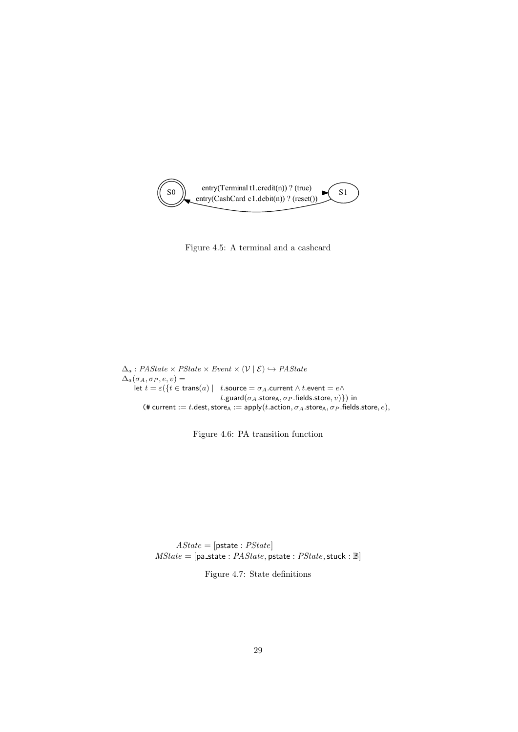S0 —— entry(Terminal t1.credit(n)) ? (true) ——> S1

S1 —— entry(CashCard c1.debit(n)) ? (reset()) ——> S0

Figure 4.5: A terminal and a cashcard

$$
\begin{array}{l}
\Delta_a : PAState \times PState \times Event \times (\mathcal{V} \mid \mathcal{E}) \hookrightarrow PAState \\
\Delta_a(\sigma_A, \sigma_P, e, v) = \\
\quad \mathsf{let}\ t = \varepsilon(\{t \in \mathsf{trans}(a) \mid \ \ t.\mathsf{source} = \sigma_A.\mathsf{current} \wedge t.\mathsf{event} = e \wedge \\
\qquad\qquad\qquad\qquad\qquad\quad t.\mathsf{guard}(\sigma_A.\mathsf{store_A}, \sigma_P.\mathsf{fields.store}, v)\})\ \mathsf{in} \\
\qquad (\#\ \mathsf{current} := t.\mathsf{dest}, \mathsf{store_A} := \mathsf{apply}(t.\mathsf{action}, \sigma_A.\mathsf{store_A}, \sigma_P.\mathsf{fields.store}, e),
\end{array}
$$

Figure 4.6: PA transition function

$$
\begin{array}{r}
AState = [\mathsf{pstate} : PState] \\
MState = [\mathsf{pa\_state} : PAState, \mathsf{pstate} : PState, \mathsf{stuck} : \mathbb{B}]
\end{array}
$$

Figure 4.7: State definitions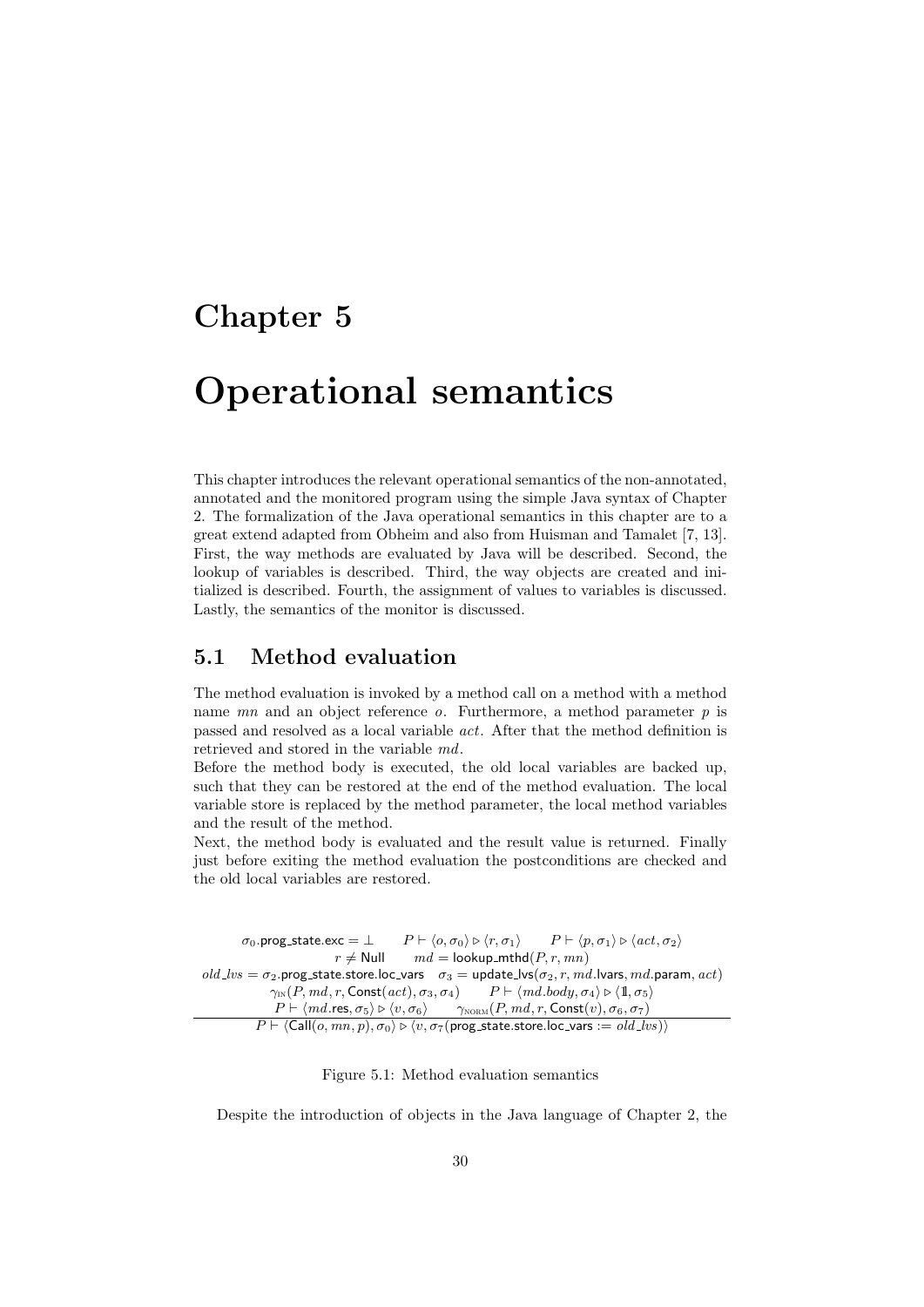# Chapter 5

# Operational semantics

This chapter introduces the relevant operational semantics of the non-annotated, annotated and the monitored program using the simple Java syntax of Chapter 2. The formalization of the Java operational semantics in this chapter are to a great extend adapted from Obheim and also from Huisman and Tamalet [7, 13]. First, the way methods are evaluated by Java will be described. Second, the lookup of variables is described. Third, the way objects are created and initialized is described. Fourth, the assignment of values to variables is discussed. Lastly, the semantics of the monitor is discussed.

## 5.1 Method evaluation

The method evaluation is invoked by a method call on a method with a method name $mn$ and an object reference $o$. Furthermore, a method parameter $p$ is passed and resolved as a local variable $act$. After that the method definition is retrieved and stored in the variable $md$.

Before the method body is executed, the old local variables are backed up, such that they can be restored at the end of the method evaluation. The local variable store is replaced by the method parameter, the local method variables and the result of the method.

Next, the method body is evaluated and the result value is returned. Finally just before exiting the method evaluation the postconditions are checked and the old local variables are restored.

$$
\frac{
\begin{array}{c}
\sigma_0.\mathsf{prog\_state.exc} = \bot \qquad P \vdash \langle o, \sigma_0 \rangle \triangleright \langle r, \sigma_1 \rangle \qquad P \vdash \langle p, \sigma_1 \rangle \triangleright \langle act, \sigma_2 \rangle \\
r \neq \mathsf{Null} \qquad md = \mathsf{lookup\_mthd}(P, r, mn) \\
old\_lvs = \sigma_2.\mathsf{prog\_state.store.loc\_vars} \quad \sigma_3 = \mathsf{update\_lvs}(\sigma_2, r, md.\mathsf{lvars}, md.\mathsf{param}, act) \\
\gamma_{\text{IN}}(P, md, r, \mathsf{Const}(act), \sigma_3, \sigma_4) \qquad P \vdash \langle md.body, \sigma_4 \rangle \triangleright \langle \mathbb{1}, \sigma_5 \rangle \\
P \vdash \langle md.\mathsf{res}, \sigma_5 \rangle \triangleright \langle v, \sigma_6 \rangle \qquad \gamma_{\text{NORM}}(P, md, r, \mathsf{Const}(v), \sigma_6, \sigma_7)
\end{array}
}{
P \vdash \langle \mathsf{Call}(o, mn, p), \sigma_0 \rangle \triangleright \langle v, \sigma_7(\mathsf{prog\_state.store.loc\_vars} := old\_lvs) \rangle
}
$$

Figure 5.1: Method evaluation semantics

Despite the introduction of objects in the Java language of Chapter 2, the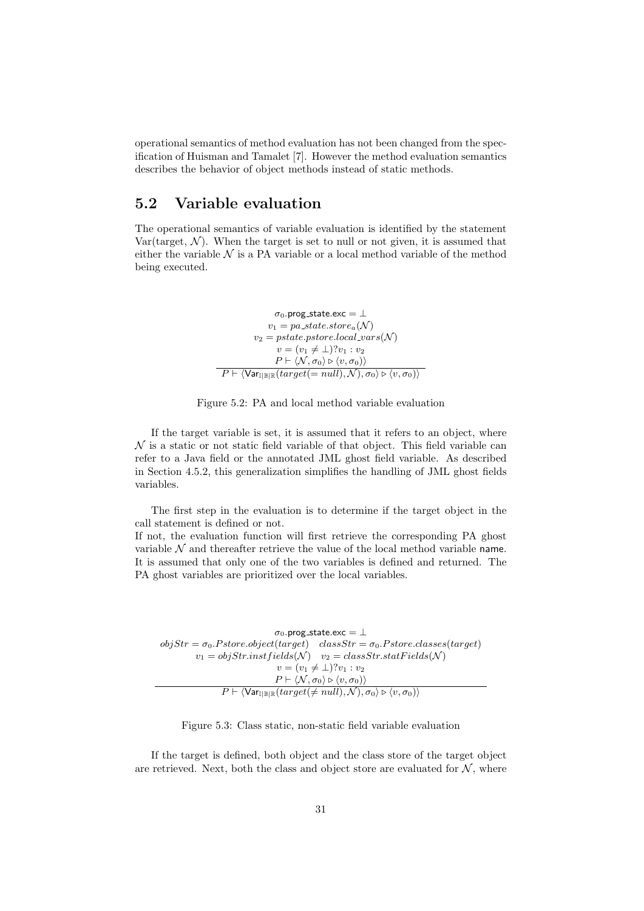operational semantics of method evaluation has not been changed from the specification of Huisman and Tamalet [7]. However the method evaluation semantics describes the behavior of object methods instead of static methods.

## 5.2 Variable evaluation

The operational semantics of variable evaluation is identified by the statement Var(target, $\mathcal{N}$). When the target is set to null or not given, it is assumed that either the variable $\mathcal{N}$ is a PA variable or a local method variable of the method being executed.

$$\frac{\begin{array}{c}\sigma_0.\mathsf{prog\_state.exc} = \bot \\ v_1 = pa\_state.store_a(\mathcal{N}) \\ v_2 = pstate.pstore.local\_vars(\mathcal{N}) \\ v = (v_1 \neq \bot)?v_1 : v_2 \\ P \vdash \langle \mathcal{N}, \sigma_0 \rangle \triangleright \langle v, \sigma_0 \rangle \rangle\end{array}}{P \vdash \langle \mathsf{Var}_{\mathbb{I}|\mathbb{B}|\mathbb{R}}(target(= null), \mathcal{N}), \sigma_0 \rangle \triangleright \langle v, \sigma_0 \rangle \rangle}$$

Figure 5.2: PA and local method variable evaluation

If the target variable is set, it is assumed that it refers to an object, where $\mathcal{N}$ is a static or not static field variable of that object. This field variable can refer to a Java field or the annotated JML ghost field variable. As described in Section 4.5.2, this generalization simplifies the handling of JML ghost fields variables.

The first step in the evaluation is to determine if the target object in the call statement is defined or not.
If not, the evaluation function will first retrieve the corresponding PA ghost variable $\mathcal{N}$ and thereafter retrieve the value of the local method variable name. It is assumed that only one of the two variables is defined and returned. The PA ghost variables are prioritized over the local variables.

$$\frac{\begin{array}{c}\sigma_0.\mathsf{prog\_state.exc} = \bot \\ objStr = \sigma_0.Pstore.object(target) \quad classStr = \sigma_0.Pstore.classes(target) \\ v_1 = objStr.instfields(\mathcal{N}) \quad v_2 = classStr.statFields(\mathcal{N}) \\ v = (v_1 \neq \bot)?v_1 : v_2 \\ P \vdash \langle \mathcal{N}, \sigma_0 \rangle \triangleright \langle v, \sigma_0 \rangle \rangle\end{array}}{P \vdash \langle \mathsf{Var}_{\mathbb{I}|\mathbb{B}|\mathbb{R}}(target(\neq null), \mathcal{N}), \sigma_0 \rangle \triangleright \langle v, \sigma_0 \rangle \rangle}$$

Figure 5.3: Class static, non-static field variable evaluation

If the target is defined, both object and the class store of the target object are retrieved. Next, both the class and object store are evaluated for $\mathcal{N}$, where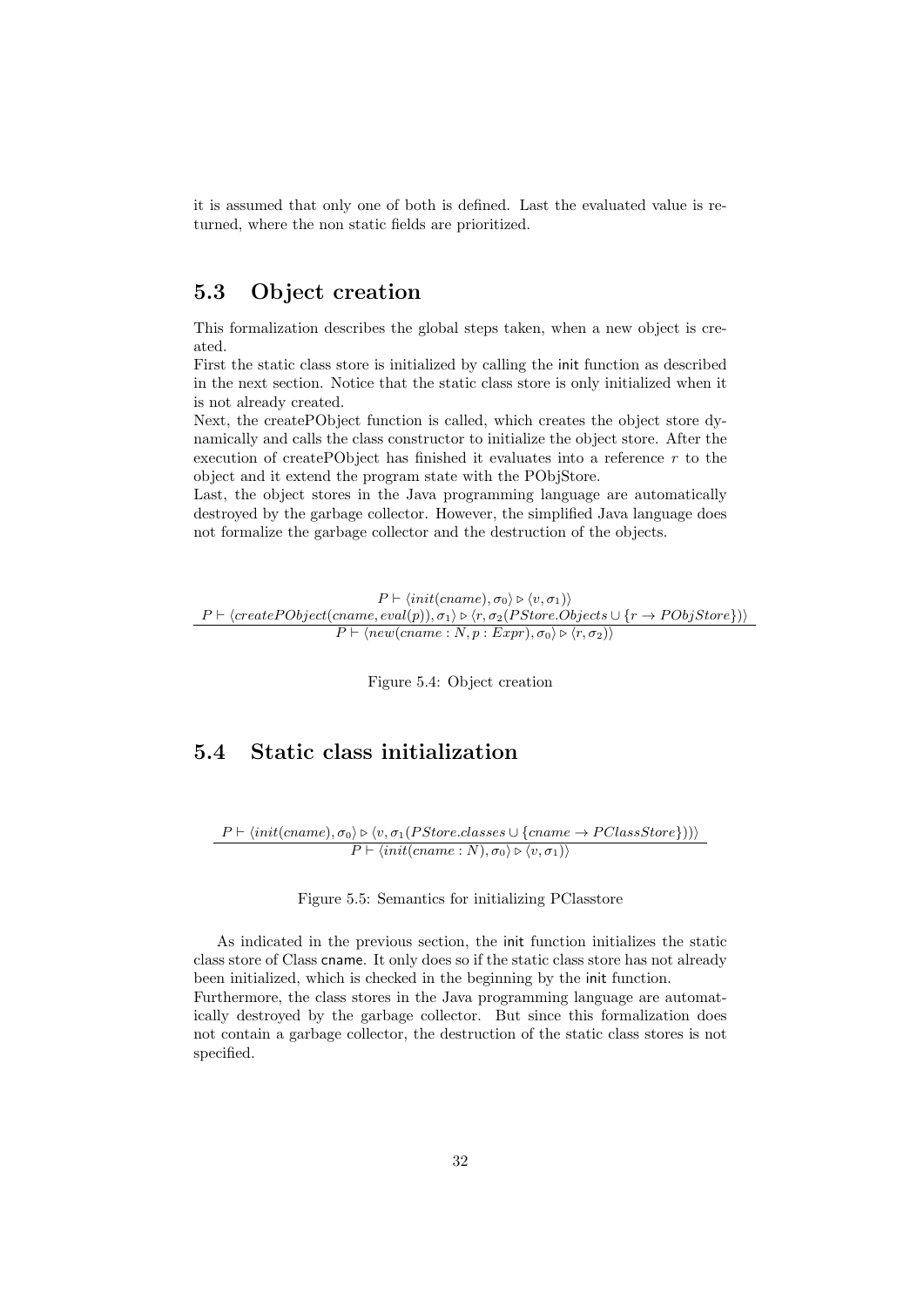it is assumed that only one of both is defined. Last the evaluated value is returned, where the non static fields are prioritized.

## 5.3 Object creation

This formalization describes the global steps taken, when a new object is created.

First the static class store is initialized by calling the init function as described in the next section. Notice that the static class store is only initialized when it is not already created.

Next, the createPObject function is called, which creates the object store dynamically and calls the class constructor to initialize the object store. After the execution of createPObject has finished it evaluates into a reference $r$ to the object and it extend the program state with the PObjStore.

Last, the object stores in the Java programming language are automatically destroyed by the garbage collector. However, the simplified Java language does not formalize the garbage collector and the destruction of the objects.

$$\frac{\begin{array}{c} P \vdash \langle init(cname), \sigma_0 \rangle \triangleright \langle v, \sigma_1 \rangle \\ P \vdash \langle createPObject(cname, eval(p)), \sigma_1 \rangle \triangleright \langle r, \sigma_2(PStore.Objects \cup \{r \rightarrow PObjStore\}) \rangle \end{array}}{P \vdash \langle new(cname : N, p : Expr), \sigma_0 \rangle \triangleright \langle r, \sigma_2 \rangle}$$

Figure 5.4: Object creation

## 5.4 Static class initialization

$$\frac{P \vdash \langle init(cname), \sigma_0 \rangle \triangleright \langle v, \sigma_1(PStore.classes \cup \{cname \rightarrow PClassStore\}) \rangle}{P \vdash \langle init(cname : N), \sigma_0 \rangle \triangleright \langle v, \sigma_1 \rangle}$$

Figure 5.5: Semantics for initializing PClasstore

As indicated in the previous section, the init function initializes the static class store of Class cname. It only does so if the static class store has not already been initialized, which is checked in the beginning by the init function.

Furthermore, the class stores in the Java programming language are automatically destroyed by the garbage collector. But since this formalization does not contain a garbage collector, the destruction of the static class stores is not specified.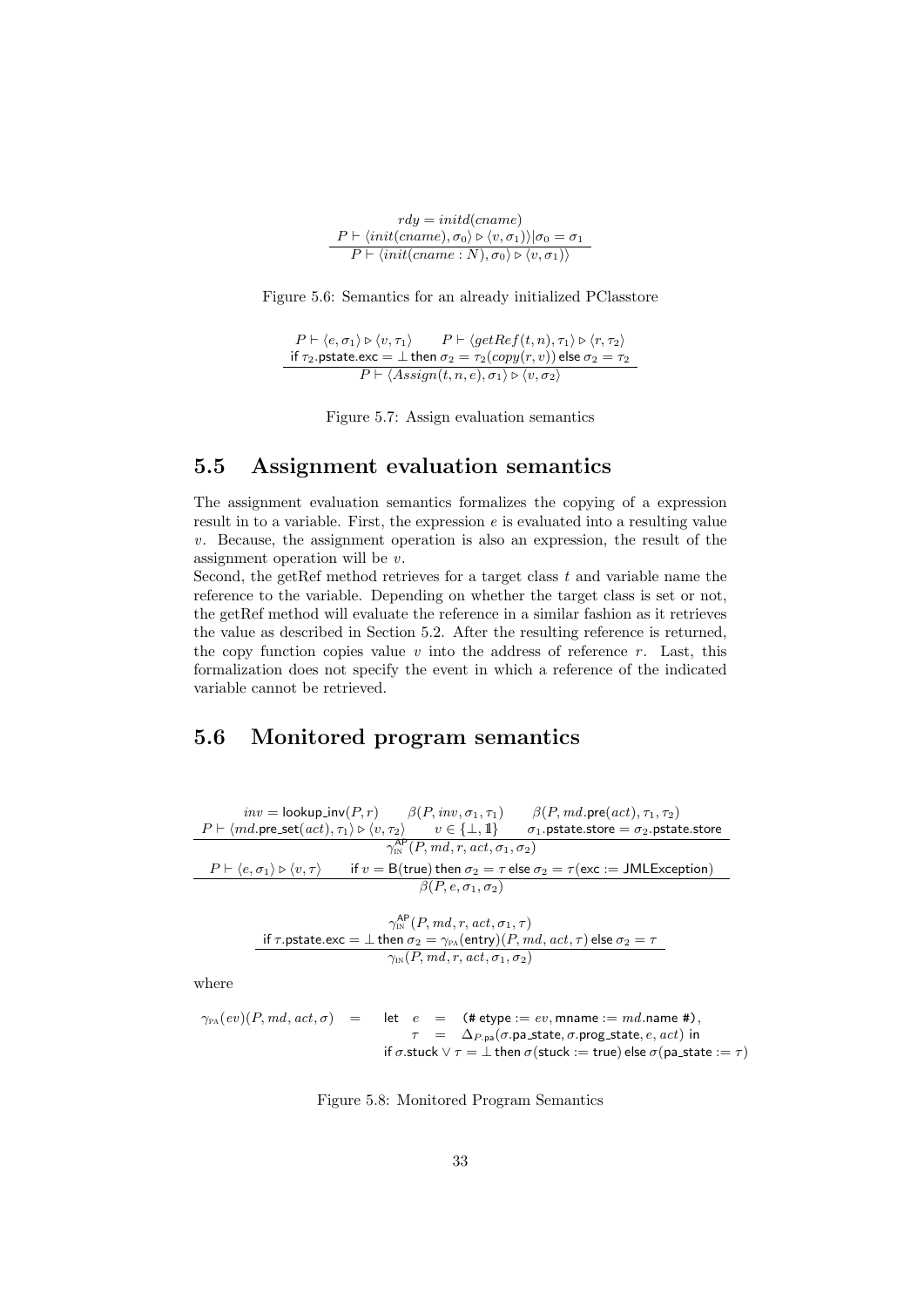$$\frac{rdy = initd(cname) \qquad P \vdash \langle init(cname), \sigma_0\rangle \triangleright \langle v, \sigma_1\rangle\rangle | \sigma_0 = \sigma_1}{P \vdash \langle init(cname : N), \sigma_0\rangle \triangleright \langle v, \sigma_1\rangle\rangle}$$

Figure 5.6: Semantics for an already initialized PClasstore

$$\frac{P \vdash \langle e, \sigma_1\rangle \triangleright \langle v, \tau_1\rangle \qquad P \vdash \langle getRef(t, n), \tau_1\rangle \triangleright \langle r, \tau_2\rangle \qquad \text{if } \tau_2.\mathsf{pstate.exc} = \bot \text{ then } \sigma_2 = \tau_2(copy(r, v)) \text{ else } \sigma_2 = \tau_2}{P \vdash \langle Assign(t, n, e), \sigma_1\rangle \triangleright \langle v, \sigma_2\rangle}$$

Figure 5.7: Assign evaluation semantics

## 5.5 Assignment evaluation semantics

The assignment evaluation semantics formalizes the copying of a expression result in to a variable. First, the expression $e$ is evaluated into a resulting value $v$. Because, the assignment operation is also an expression, the result of the assignment operation will be $v$.

Second, the getRef method retrieves for a target class $t$ and variable name the reference to the variable. Depending on whether the target class is set or not, the getRef method will evaluate the reference in a similar fashion as it retrieves the value as described in Section 5.2. After the resulting reference is returned, the copy function copies value $v$ into the address of reference $r$. Last, this formalization does not specify the event in which a reference of the indicated variable cannot be retrieved.

## 5.6 Monitored program semantics

$$\frac{inv = \mathsf{lookup\_inv}(P, r) \qquad \beta(P, inv, \sigma_1, \tau_1) \qquad \beta(P, md.\mathsf{pre}(act), \tau_1, \tau_2) \qquad P \vdash \langle md.\mathsf{pre\_set}(act), \tau_1\rangle \triangleright \langle v, \tau_2\rangle \qquad v \in \{\bot, \mathbb{1}\} \qquad \sigma_1.\mathsf{pstate.store} = \sigma_2.\mathsf{pstate.store}}{\gamma_{\text{IN}}^{\mathsf{AP}}(P, md, r, act, \sigma_1, \sigma_2)}$$

$$\frac{P \vdash \langle e, \sigma_1\rangle \triangleright \langle v, \tau\rangle \qquad \text{if } v = \mathsf{B(true)} \text{ then } \sigma_2 = \tau \text{ else } \sigma_2 = \tau(\mathsf{exc} := \mathsf{JMLException})}{\beta(P, e, \sigma_1, \sigma_2)}$$

$$\frac{\gamma_{\text{IN}}^{\mathsf{AP}}(P, md, r, act, \sigma_1, \tau) \qquad \text{if } \tau.\mathsf{pstate.exc} = \bot \text{ then } \sigma_2 = \gamma_{\text{PA}}(\mathsf{entry})(P, md, act, \tau) \text{ else } \sigma_2 = \tau}{\gamma_{\text{IN}}(P, md, r, act, \sigma_1, \sigma_2)}$$

where

$$\begin{aligned}\gamma_{\text{PA}}(ev)(P, md, act, \sigma) \quad = \quad & \text{let } \; e \; = \; (\#\, \mathsf{etype} := ev, \mathsf{mname} := md.\mathsf{name}\, \#), \\ & \qquad \tau \; = \; \Delta_{P.\mathsf{pa}}(\sigma.\mathsf{pa\_state}, \sigma.\mathsf{prog\_state}, e, act) \text{ in} \\ & \text{if } \sigma.\mathsf{stuck} \vee \tau = \bot \text{ then } \sigma(\mathsf{stuck} := \mathsf{true}) \text{ else } \sigma(\mathsf{pa\_state} := \tau)\end{aligned}$$

Figure 5.8: Monitored Program Semantics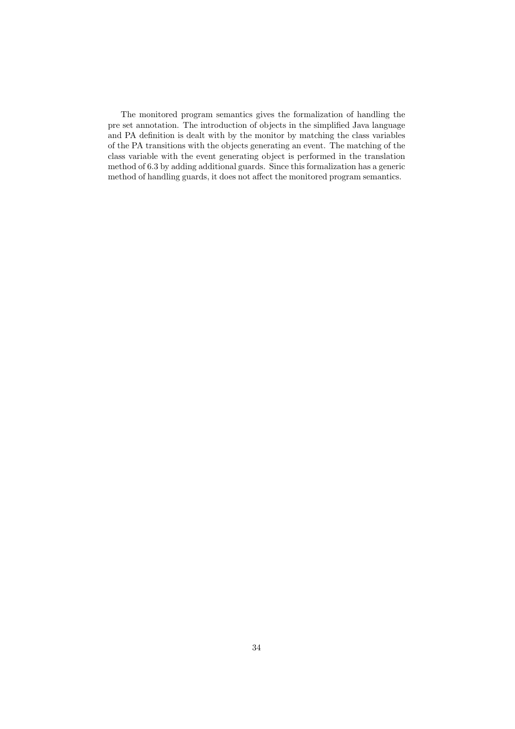The monitored program semantics gives the formalization of handling the pre set annotation. The introduction of objects in the simplified Java language and PA definition is dealt with by the monitor by matching the class variables of the PA transitions with the objects generating an event. The matching of the class variable with the event generating object is performed in the translation method of 6.3 by adding additional guards. Since this formalization has a generic method of handling guards, it does not affect the monitored program semantics.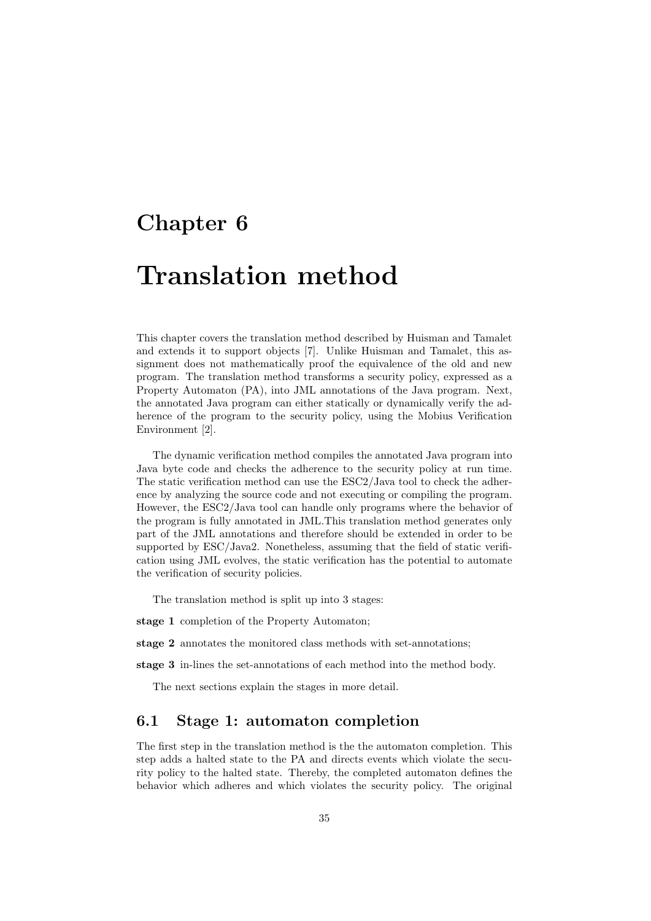# Chapter 6

# Translation method

This chapter covers the translation method described by Huisman and Tamalet and extends it to support objects [7]. Unlike Huisman and Tamalet, this assignment does not mathematically proof the equivalence of the old and new program. The translation method transforms a security policy, expressed as a Property Automaton (PA), into JML annotations of the Java program. Next, the annotated Java program can either statically or dynamically verify the adherence of the program to the security policy, using the Mobius Verification Environment [2].

The dynamic verification method compiles the annotated Java program into Java byte code and checks the adherence to the security policy at run time. The static verification method can use the ESC2/Java tool to check the adherence by analyzing the source code and not executing or compiling the program. However, the ESC2/Java tool can handle only programs where the behavior of the program is fully annotated in JML.This translation method generates only part of the JML annotations and therefore should be extended in order to be supported by ESC/Java2. Nonetheless, assuming that the field of static verification using JML evolves, the static verification has the potential to automate the verification of security policies.

The translation method is split up into 3 stages:

**stage 1** completion of the Property Automaton;

**stage 2** annotates the monitored class methods with set-annotations;

**stage 3** in-lines the set-annotations of each method into the method body.

The next sections explain the stages in more detail.

## 6.1 Stage 1: automaton completion

The first step in the translation method is the the automaton completion. This step adds a halted state to the PA and directs events which violate the security policy to the halted state. Thereby, the completed automaton defines the behavior which adheres and which violates the security policy. The original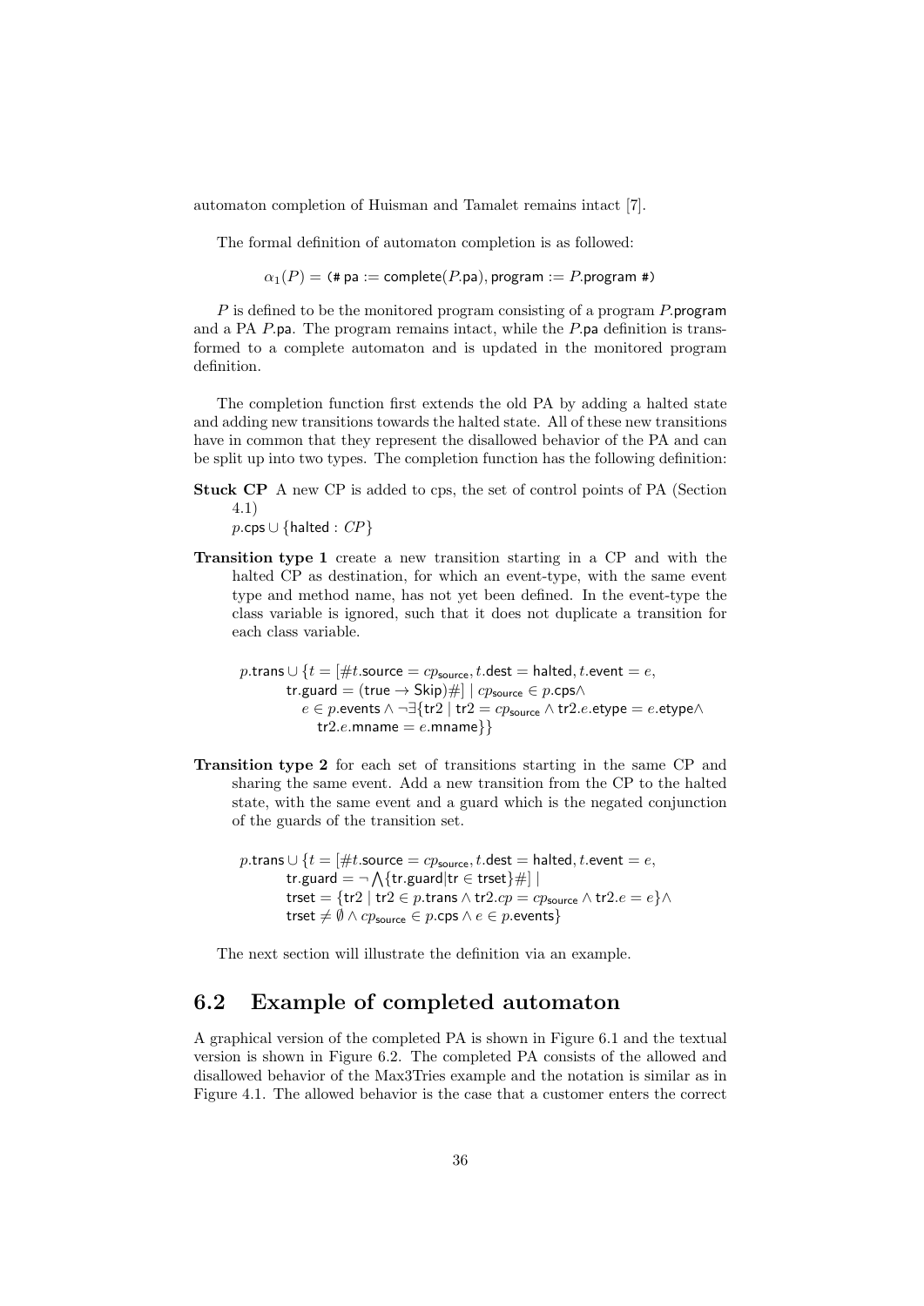automaton completion of Huisman and Tamalet remains intact [7].

The formal definition of automaton completion is as followed:

$$\alpha_1(P) = (\texttt{\#}\ \mathsf{pa} := \mathsf{complete}(P.\mathsf{pa}), \mathsf{program} := P.\mathsf{program}\ \texttt{\#})$$

$P$ is defined to be the monitored program consisting of a program $P.\mathsf{program}$ and a PA $P.\mathsf{pa}$. The program remains intact, while the $P.\mathsf{pa}$ definition is transformed to a complete automaton and is updated in the monitored program definition.

The completion function first extends the old PA by adding a halted state and adding new transitions towards the halted state. All of these new transitions have in common that they represent the disallowed behavior of the PA and can be split up into two types. The completion function has the following definition:

**Stuck CP** A new CP is added to cps, the set of control points of PA (Section 4.1)
$p.\mathsf{cps} \cup \{\mathsf{halted} : CP\}$

**Transition type 1** create a new transition starting in a CP and with the halted CP as destination, for which an event-type, with the same event type and method name, has not yet been defined. In the event-type the class variable is ignored, such that it does not duplicate a transition for each class variable.

$$\begin{aligned} p.\mathsf{trans} \cup \{ t = [\#t.\mathsf{source} = cp_{\mathsf{source}}, t.\mathsf{dest} = \mathsf{halted}, t.\mathsf{event} = e,\\ \mathsf{tr.guard} = (\mathsf{true} \rightarrow \mathsf{Skip})\#] \mid cp_{\mathsf{source}} \in p.\mathsf{cps} \wedge\\ e \in p.\mathsf{events} \wedge \neg\exists\{\mathsf{tr2} \mid \mathsf{tr2} = cp_{\mathsf{source}} \wedge \mathsf{tr2}.e.\mathsf{etype} = e.\mathsf{etype} \wedge\\ \mathsf{tr2}.e.\mathsf{mname} = e.\mathsf{mname}\}\} \end{aligned}$$

**Transition type 2** for each set of transitions starting in the same CP and sharing the same event. Add a new transition from the CP to the halted state, with the same event and a guard which is the negated conjunction of the guards of the transition set.

$$\begin{aligned} p.\mathsf{trans} \cup \{ t = [\#t.\mathsf{source} = cp_{\mathsf{source}}, t.\mathsf{dest} = \mathsf{halted}, t.\mathsf{event} = e,\\ \mathsf{tr.guard} = \neg \bigwedge\{\mathsf{tr.guard} | \mathsf{tr} \in \mathsf{trset}\}\#] \mid\\ \mathsf{trset} = \{\mathsf{tr2} \mid \mathsf{tr2} \in p.\mathsf{trans} \wedge \mathsf{tr2}.cp = cp_{\mathsf{source}} \wedge \mathsf{tr2}.e = e\} \wedge\\ \mathsf{trset} \neq \emptyset \wedge cp_{\mathsf{source}} \in p.\mathsf{cps} \wedge e \in p.\mathsf{events}\} \end{aligned}$$

The next section will illustrate the definition via an example.

## 6.2 Example of completed automaton

A graphical version of the completed PA is shown in Figure 6.1 and the textual version is shown in Figure 6.2. The completed PA consists of the allowed and disallowed behavior of the Max3Tries example and the notation is similar as in Figure 4.1. The allowed behavior is the case that a customer enters the correct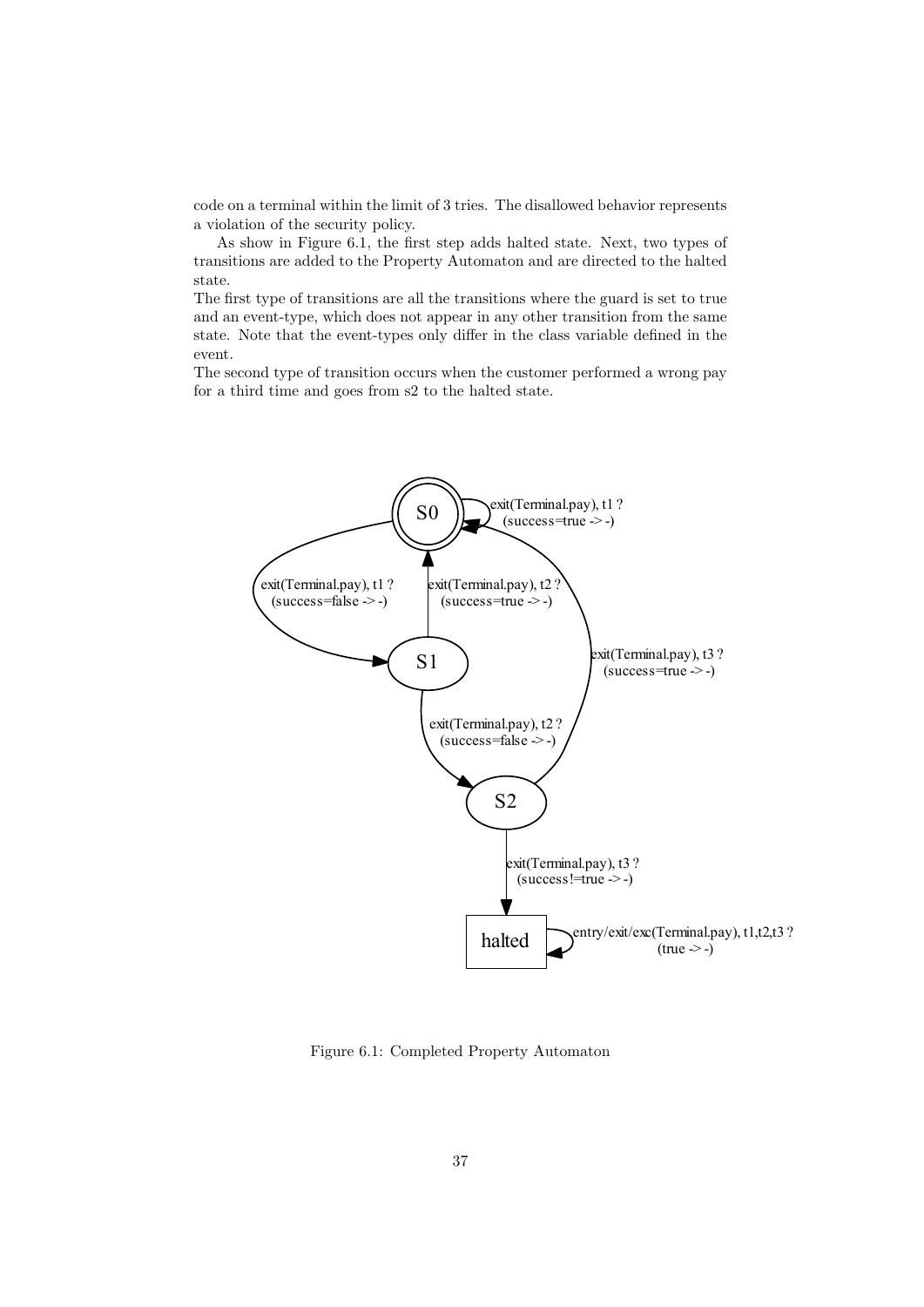code on a terminal within the limit of 3 tries. The disallowed behavior represents a violation of the security policy.

As show in Figure 6.1, the first step adds halted state. Next, two types of transitions are added to the Property Automaton and are directed to the halted state.

The first type of transitions are all the transitions where the guard is set to true and an event-type, which does not appear in any other transition from the same state. Note that the event-types only differ in the class variable defined in the event.

The second type of transition occurs when the customer performed a wrong pay for a third time and goes from s2 to the halted state.

Figure 6.1: Completed Property Automaton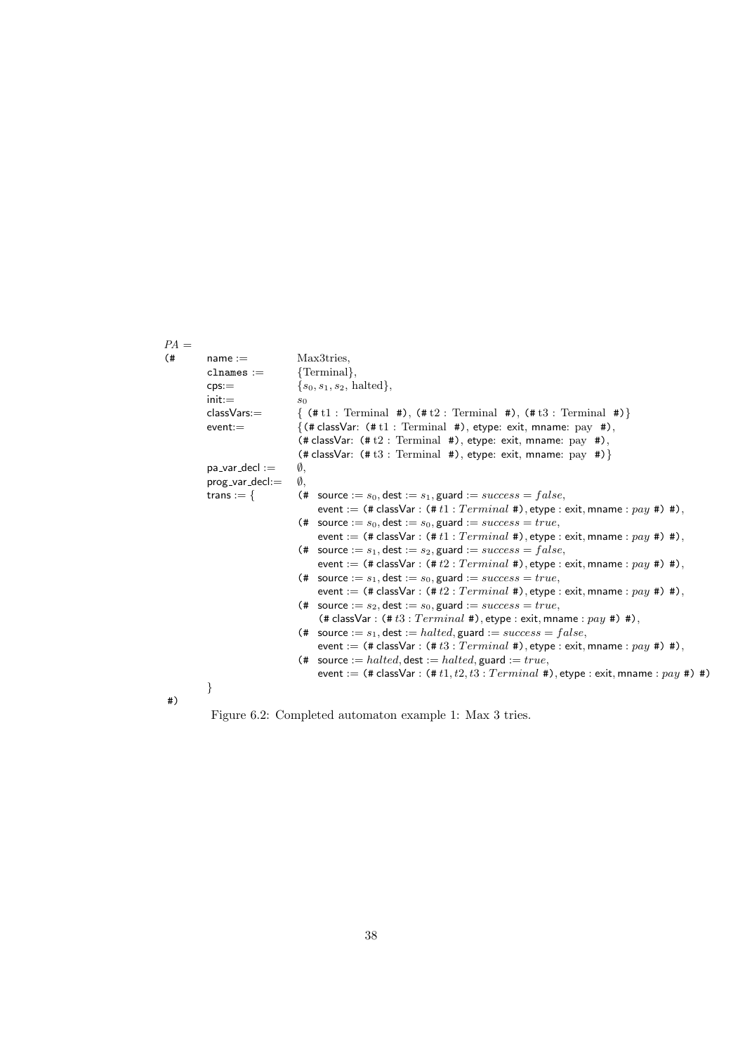```
PA =
(#    name :=          Max3tries,
      clnames :=       {Terminal},
      cps:=            {s0, s1, s2, halted},
      init:=           s0
      classVars:=      { (# t1 : Terminal #), (# t2 : Terminal #), (# t3 : Terminal #)}
      event:=          {(# classVar: (# t1 : Terminal #), etype: exit, mname: pay #),
                        (# classVar: (# t2 : Terminal #), etype: exit, mname: pay #),
                        (# classVar: (# t3 : Terminal #), etype: exit, mname: pay #)}
      pa_var_decl :=   ∅,
      prog_var_decl:=  ∅,
      trans := {       (# source := s0, dest := s1, guard := success = false,
                           event := (# classVar : (# t1 : Terminal #), etype : exit, mname : pay #) #),
                       (# source := s0, dest := s0, guard := success = true,
                           event := (# classVar : (# t1 : Terminal #), etype : exit, mname : pay #) #),
                       (# source := s1, dest := s2, guard := success = false,
                           event := (# classVar : (# t2 : Terminal #), etype : exit, mname : pay #) #),
                       (# source := s1, dest := s0, guard := success = true,
                           event := (# classVar : (# t2 : Terminal #), etype : exit, mname : pay #) #),
                       (# source := s2, dest := s0, guard := success = true,
                           (# classVar : (# t3 : Terminal #), etype : exit, mname : pay #) #),
                       (# source := s1, dest := halted, guard := success = false,
                           event := (# classVar : (# t3 : Terminal #), etype : exit, mname : pay #) #),
                       (# source := halted, dest := halted, guard := true,
                           event := (# classVar : (# t1, t2, t3 : Terminal #), etype : exit, mname : pay #) #)
      }
#)
```

Figure 6.2: Completed automaton example 1: Max 3 tries.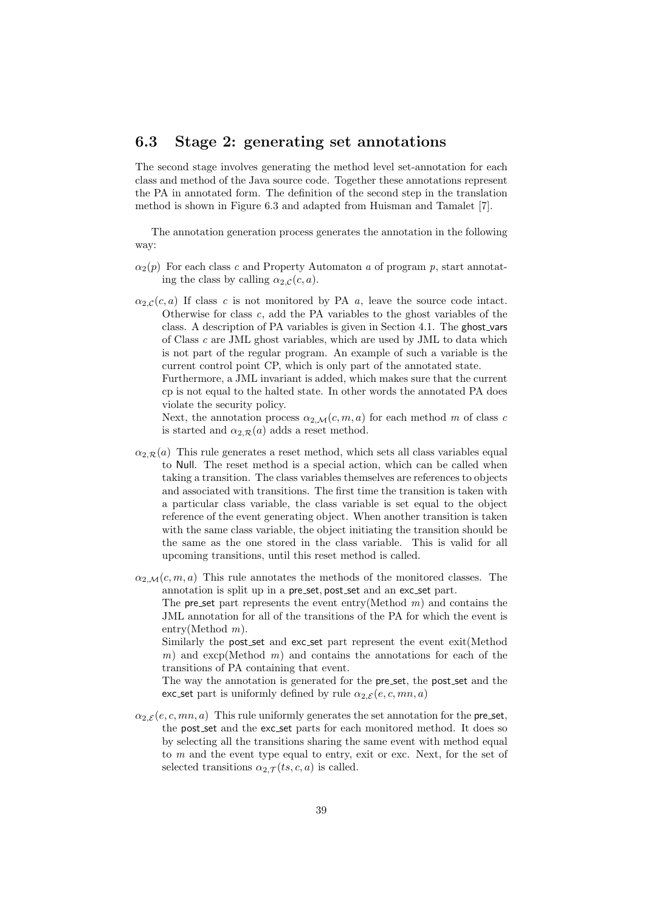## 6.3 Stage 2: generating set annotations

The second stage involves generating the method level set-annotation for each class and method of the Java source code. Together these annotations represent the PA in annotated form. The definition of the second step in the translation method is shown in Figure 6.3 and adapted from Huisman and Tamalet [7].

The annotation generation process generates the annotation in the following way:

$\alpha_2(p)$ For each class $c$ and Property Automaton $a$ of program $p$, start annotating the class by calling $\alpha_{2,\mathcal{C}}(c, a)$.

$\alpha_{2,\mathcal{C}}(c, a)$ If class $c$ is not monitored by PA $a$, leave the source code intact. Otherwise for class $c$, add the PA variables to the ghost variables of the class. A description of PA variables is given in Section 4.1. The ghost_vars of Class $c$ are JML ghost variables, which are used by JML to data which is not part of the regular program. An example of such a variable is the current control point CP, which is only part of the annotated state.
Furthermore, a JML invariant is added, which makes sure that the current cp is not equal to the halted state. In other words the annotated PA does violate the security policy.
Next, the annotation process $\alpha_{2,\mathcal{M}}(c, m, a)$ for each method $m$ of class $c$ is started and $\alpha_{2,\mathcal{R}}(a)$ adds a reset method.

$\alpha_{2,\mathcal{R}}(a)$ This rule generates a reset method, which sets all class variables equal to Null. The reset method is a special action, which can be called when taking a transition. The class variables themselves are references to objects and associated with transitions. The first time the transition is taken with a particular class variable, the class variable is set equal to the object reference of the event generating object. When another transition is taken with the same class variable, the object initiating the transition should be the same as the one stored in the class variable. This is valid for all upcoming transitions, until this reset method is called.

$\alpha_{2,\mathcal{M}}(c, m, a)$ This rule annotates the methods of the monitored classes. The annotation is split up in a pre_set, post_set and an exc_set part.
The pre_set part represents the event entry(Method $m$) and contains the JML annotation for all of the transitions of the PA for which the event is entry(Method $m$).
Similarly the post_set and exc_set part represent the event exit(Method $m$) and excp(Method $m$) and contains the annotations for each of the transitions of PA containing that event.
The way the annotation is generated for the pre_set, the post_set and the exc_set part is uniformly defined by rule $\alpha_{2,\mathcal{E}}(e, c, mn, a)$

$\alpha_{2,\mathcal{E}}(e, c, mn, a)$ This rule uniformly generates the set annotation for the pre_set, the post_set and the exc_set parts for each monitored method. It does so by selecting all the transitions sharing the same event with method equal to $m$ and the event type equal to entry, exit or exc. Next, for the set of selected transitions $\alpha_{2,\mathcal{T}}(ts, c, a)$ is called.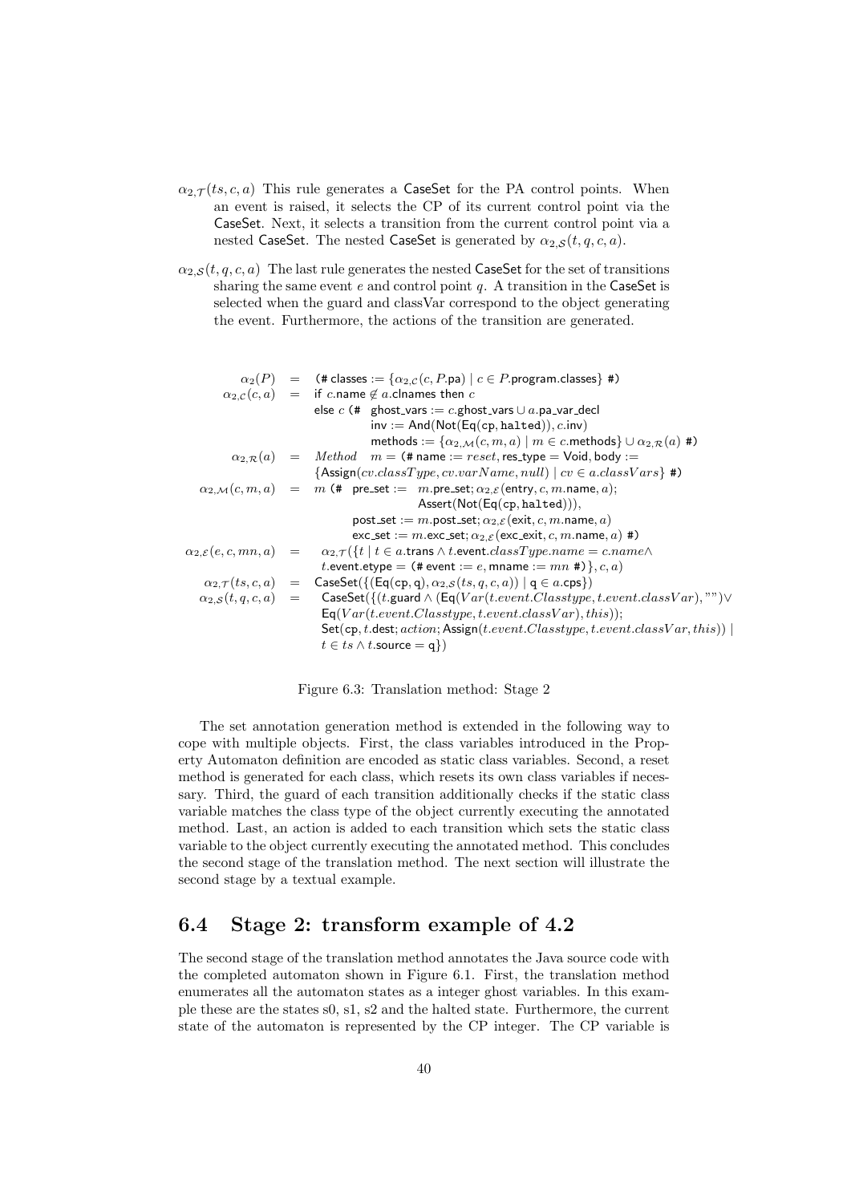$\alpha_{2,\mathcal{T}}(ts, c, a)$ This rule generates a CaseSet for the PA control points. When an event is raised, it selects the CP of its current control point via the CaseSet. Next, it selects a transition from the current control point via a nested CaseSet. The nested CaseSet is generated by $\alpha_{2,\mathcal{S}}(t, q, c, a)$.

$\alpha_{2,\mathcal{S}}(t, q, c, a)$ The last rule generates the nested CaseSet for the set of transitions sharing the same event $e$ and control point $q$. A transition in the CaseSet is selected when the guard and classVar correspond to the object generating the event. Furthermore, the actions of the transition are generated.

$$
\begin{array}{rcl}
\alpha_2(P) & = & \text{(\# classes} := \{\alpha_{2,\mathcal{C}}(c, P.\text{pa}) \mid c \in P.\text{program.classes}\} \text{ \#)} \\
\alpha_{2,\mathcal{C}}(c, a) & = & \text{if } c.\text{name} \notin a.\text{clnames then } c \\
& & \text{else } c \text{ (\# ghost\_vars} := c.\text{ghost\_vars} \cup a.\text{pa\_var\_decl} \\
& & \quad\quad \text{inv} := \mathsf{And}(\mathsf{Not}(\mathsf{Eq}(\mathsf{cp}, \mathtt{halted})), c.\text{inv}) \\
& & \quad\quad \text{methods} := \{\alpha_{2,\mathcal{M}}(c, m, a) \mid m \in c.\text{methods}\} \cup \alpha_{2,\mathcal{R}}(a) \text{ \#)} \\
\alpha_{2,\mathcal{R}}(a) & = & \mathit{Method} \quad m = \text{(\# name} := \mathit{reset}, \text{res\_type} = \text{Void}, \text{body} := \\
& & \{\mathsf{Assign}(cv.classType, cv.varName, null) \mid cv \in a.classVars\} \text{ \#)} \\
\alpha_{2,\mathcal{M}}(c, m, a) & = & m \text{ (\# pre\_set} := \; m.\text{pre\_set}; \alpha_{2,\mathcal{E}}(\text{entry}, c, m.\text{name}, a); \\
& & \quad\quad\quad\quad\quad\quad \mathsf{Assert}(\mathsf{Not}(\mathsf{Eq}(\mathsf{cp}, \mathtt{halted}))), \\
& & \quad\quad \text{post\_set} := m.\text{post\_set}; \alpha_{2,\mathcal{E}}(\text{exit}, c, m.\text{name}, a) \\
& & \quad\quad \text{exc\_set} := m.\text{exc\_set}; \alpha_{2,\mathcal{E}}(\text{exc\_exit}, c, m.\text{name}, a) \text{ \#)} \\
\alpha_{2,\mathcal{E}}(e, c, mn, a) & = & \alpha_{2,\mathcal{T}}(\{t \mid t \in a.\text{trans} \wedge t.\text{event}.classType.name = c.name \wedge \\
& & t.\text{event.etype} = \text{(\# event} := e, \text{mname} := mn \text{ \#)}\}, c, a) \\
\alpha_{2,\mathcal{T}}(ts, c, a) & = & \mathsf{CaseSet}(\{(\mathsf{Eq}(\mathsf{cp}, \mathsf{q}), \alpha_{2,\mathcal{S}}(ts, q, c, a)) \mid \mathsf{q} \in a.\text{cps}\}) \\
\alpha_{2,\mathcal{S}}(t, q, c, a) & = & \mathsf{CaseSet}(\{(t.\text{guard} \wedge (\mathsf{Eq}(Var(t.event.Classtype, t.event.classVar), \text{""}) \vee \\
& & \mathsf{Eq}(Var(t.event.Classtype, t.event.classVar), this)); \\
& & \mathsf{Set}(\mathsf{cp}, t.\text{dest}; action; \mathsf{Assign}(t.event.Classtype, t.event.classVar, this)) \mid \\
& & t \in ts \wedge t.\text{source} = \mathsf{q}\})
\end{array}
$$

Figure 6.3: Translation method: Stage 2

The set annotation generation method is extended in the following way to cope with multiple objects. First, the class variables introduced in the Property Automaton definition are encoded as static class variables. Second, a reset method is generated for each class, which resets its own class variables if necessary. Third, the guard of each transition additionally checks if the static class variable matches the class type of the object currently executing the annotated method. Last, an action is added to each transition which sets the static class variable to the object currently executing the annotated method. This concludes the second stage of the translation method. The next section will illustrate the second stage by a textual example.

## 6.4 Stage 2: transform example of 4.2

The second stage of the translation method annotates the Java source code with the completed automaton shown in Figure 6.1. First, the translation method enumerates all the automaton states as a integer ghost variables. In this example these are the states s0, s1, s2 and the halted state. Furthermore, the current state of the automaton is represented by the CP integer. The CP variable is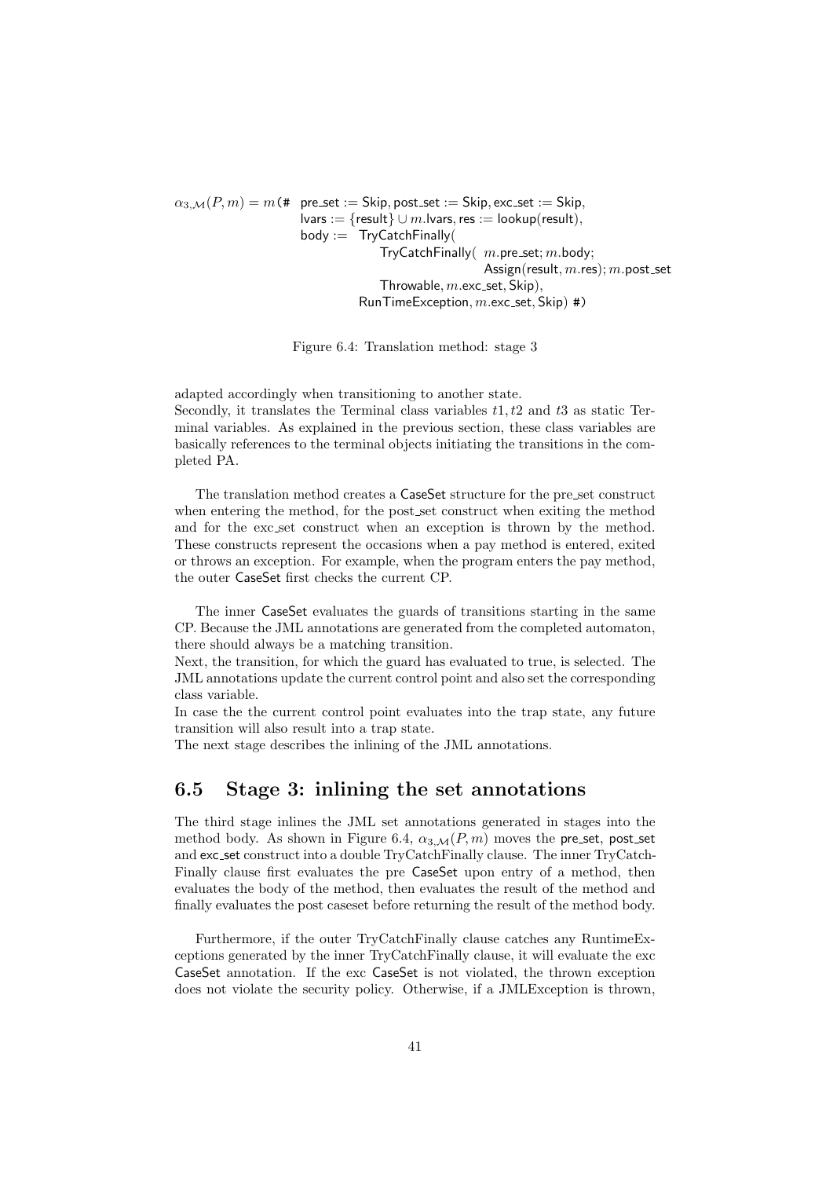$$
\begin{aligned}
\alpha_{3,\mathcal{M}}(P,m) = m(\#\ & \mathsf{pre\_set} := \mathsf{Skip}, \mathsf{post\_set} := \mathsf{Skip}, \mathsf{exc\_set} := \mathsf{Skip}, \\
& \mathsf{lvars} := \{\mathsf{result}\} \cup m.\mathsf{lvars}, \mathsf{res} := \mathsf{lookup}(\mathsf{result}), \\
& \mathsf{body} :=\ \ \mathsf{TryCatchFinally}( \\
& \qquad\qquad \mathsf{TryCatchFinally}(\ m.\mathsf{pre\_set}; m.\mathsf{body}; \\
& \qquad\qquad\qquad\qquad \mathsf{Assign}(\mathsf{result}, m.\mathsf{res}); m.\mathsf{post\_set} \\
& \qquad\qquad \mathsf{Throwable}, m.\mathsf{exc\_set}, \mathsf{Skip}), \\
& \qquad\quad \mathsf{RunTimeException}, m.\mathsf{exc\_set}, \mathsf{Skip})\ \#)
\end{aligned}
$$

Figure 6.4: Translation method: stage 3

adapted accordingly when transitioning to another state.
Secondly, it translates the Terminal class variables $t1, t2$ and $t3$ as static Terminal variables. As explained in the previous section, these class variables are basically references to the terminal objects initiating the transitions in the completed PA.

The translation method creates a CaseSet structure for the pre_set construct when entering the method, for the post_set construct when exiting the method and for the exc_set construct when an exception is thrown by the method. These constructs represent the occasions when a pay method is entered, exited or throws an exception. For example, when the program enters the pay method, the outer CaseSet first checks the current CP.

The inner CaseSet evaluates the guards of transitions starting in the same CP. Because the JML annotations are generated from the completed automaton, there should always be a matching transition.
Next, the transition, for which the guard has evaluated to true, is selected. The JML annotations update the current control point and also set the corresponding class variable.
In case the the current control point evaluates into the trap state, any future transition will also result into a trap state.
The next stage describes the inlining of the JML annotations.

## 6.5 Stage 3: inlining the set annotations

The third stage inlines the JML set annotations generated in stages into the method body. As shown in Figure 6.4, $\alpha_{3,\mathcal{M}}(P, m)$ moves the pre_set, post_set and exc_set construct into a double TryCatchFinally clause. The inner TryCatchFinally clause first evaluates the pre CaseSet upon entry of a method, then evaluates the body of the method, then evaluates the result of the method and finally evaluates the post caseset before returning the result of the method body.

Furthermore, if the outer TryCatchFinally clause catches any RuntimeExceptions generated by the inner TryCatchFinally clause, it will evaluate the exc CaseSet annotation. If the exc CaseSet is not violated, the thrown exception does not violate the security policy. Otherwise, if a JMLException is thrown,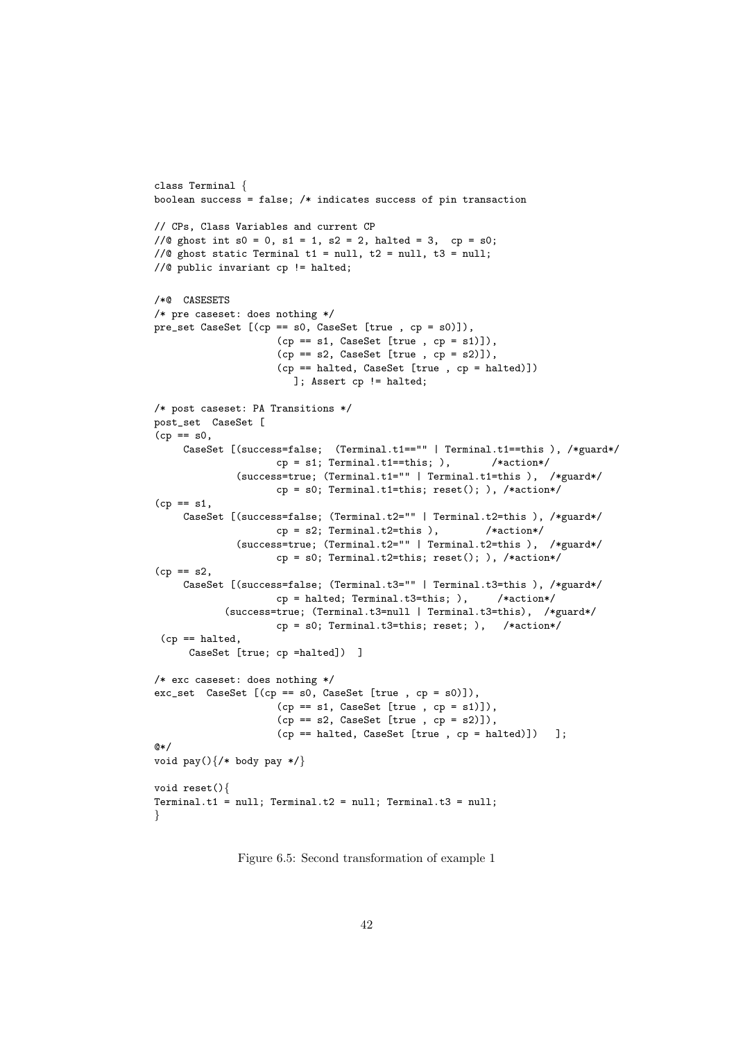```
class Terminal {
boolean success = false; /* indicates success of pin transaction

// CPs, Class Variables and current CP
//@ ghost int s0 = 0, s1 = 1, s2 = 2, halted = 3,  cp = s0;
//@ ghost static Terminal t1 = null, t2 = null, t3 = null;
//@ public invariant cp != halted;

/*@  CASESETS
/* pre caseset: does nothing */
pre_set CaseSet [(cp == s0, CaseSet [true , cp = s0)]),
                    (cp == s1, CaseSet [true , cp = s1)]),
                    (cp == s2, CaseSet [true , cp = s2)]),
                    (cp == halted, CaseSet [true , cp = halted)])
                       ]; Assert cp != halted;

/* post caseset: PA Transitions */
post_set  CaseSet [
(cp == s0,
     CaseSet [(success=false;  (Terminal.t1=="" | Terminal.t1==this ), /*guard*/
                    cp = s1; Terminal.t1==this; ),       /*action*/
              (success=true; (Terminal.t1="" | Terminal.t1=this ),  /*guard*/
                    cp = s0; Terminal.t1=this; reset(); ), /*action*/
(cp == s1,
     CaseSet [(success=false; (Terminal.t2="" | Terminal.t2=this ), /*guard*/
                    cp = s2; Terminal.t2=this ),        /*action*/
              (success=true; (Terminal.t2="" | Terminal.t2=this ),  /*guard*/
                    cp = s0; Terminal.t2=this; reset(); ), /*action*/
(cp == s2,
     CaseSet [(success=false; (Terminal.t3="" | Terminal.t3=this ), /*guard*/
                    cp = halted; Terminal.t3=this; ),     /*action*/
           (success=true; (Terminal.t3=null | Terminal.t3=this),  /*guard*/
                    cp = s0; Terminal.t3=this; reset; ),   /*action*/
 (cp == halted,
      CaseSet [true; cp =halted])  ]

/* exc caseset: does nothing */
exc_set  CaseSet [(cp == s0, CaseSet [true , cp = s0)]),
                    (cp == s1, CaseSet [true , cp = s1)]),
                    (cp == s2, CaseSet [true , cp = s2)]),
                    (cp == halted, CaseSet [true , cp = halted)])   ];
@*/
void pay(){/* body pay */}

void reset(){
Terminal.t1 = null; Terminal.t2 = null; Terminal.t3 = null;
}
```

Figure 6.5: Second transformation of example 1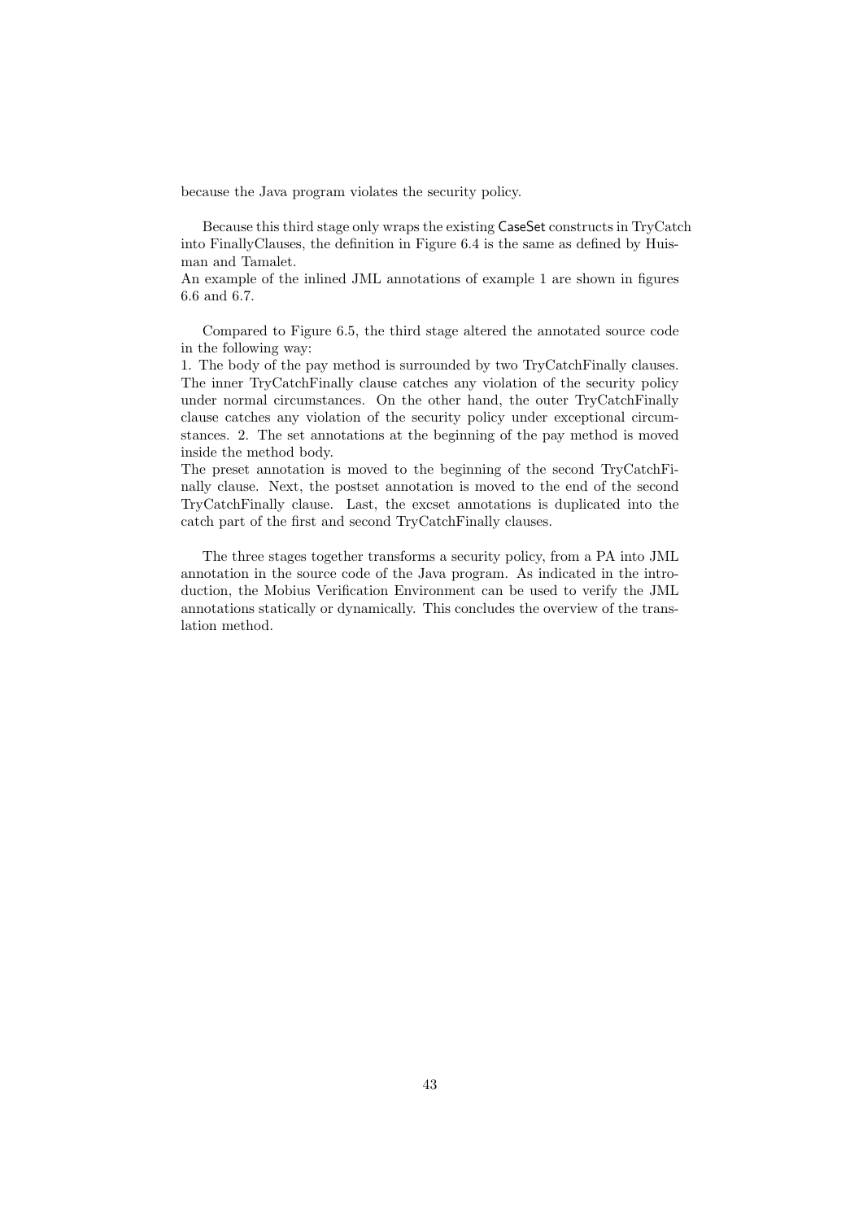because the Java program violates the security policy.

Because this third stage only wraps the existing CaseSet constructs in TryCatch into FinallyClauses, the definition in Figure 6.4 is the same as defined by Huisman and Tamalet.
An example of the inlined JML annotations of example 1 are shown in figures 6.6 and 6.7.

Compared to Figure 6.5, the third stage altered the annotated source code in the following way:
1. The body of the pay method is surrounded by two TryCatchFinally clauses. The inner TryCatchFinally clause catches any violation of the security policy under normal circumstances. On the other hand, the outer TryCatchFinally clause catches any violation of the security policy under exceptional circumstances. 2. The set annotations at the beginning of the pay method is moved inside the method body.
The preset annotation is moved to the beginning of the second TryCatchFinally clause. Next, the postset annotation is moved to the end of the second TryCatchFinally clause. Last, the excset annotations is duplicated into the catch part of the first and second TryCatchFinally clauses.

The three stages together transforms a security policy, from a PA into JML annotation in the source code of the Java program. As indicated in the introduction, the Mobius Verification Environment can be used to verify the JML annotations statically or dynamically. This concludes the overview of the translation method.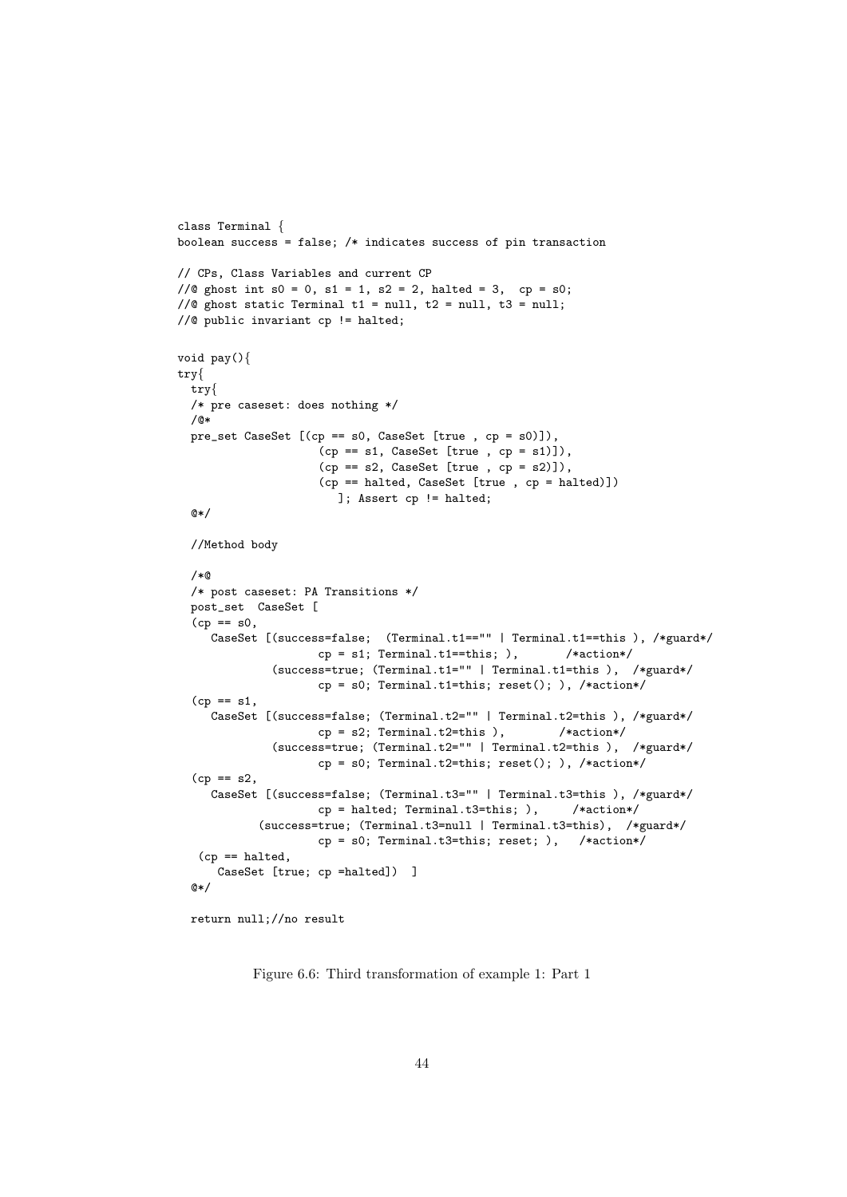```
class Terminal {
boolean success = false; /* indicates success of pin transaction

// CPs, Class Variables and current CP
//@ ghost int s0 = 0, s1 = 1, s2 = 2, halted = 3,  cp = s0;
//@ ghost static Terminal t1 = null, t2 = null, t3 = null;
//@ public invariant cp != halted;

void pay(){
try{
  try{
  /* pre caseset: does nothing */
  /@*
  pre_set CaseSet [(cp == s0, CaseSet [true , cp = s0)]),
                    (cp == s1, CaseSet [true , cp = s1)]),
                    (cp == s2, CaseSet [true , cp = s2)]),
                    (cp == halted, CaseSet [true , cp = halted)])
                       ]; Assert cp != halted;
  @*/

  //Method body

  /*@
  /* post caseset: PA Transitions */
  post_set  CaseSet [
  (cp == s0,
     CaseSet [(success=false;  (Terminal.t1=="" | Terminal.t1==this ), /*guard*/
                    cp = s1; Terminal.t1==this; ),       /*action*/
             (success=true; (Terminal.t1="" | Terminal.t1=this ),  /*guard*/
                    cp = s0; Terminal.t1=this; reset(); ), /*action*/
  (cp == s1,
     CaseSet [(success=false; (Terminal.t2="" | Terminal.t2=this ), /*guard*/
                    cp = s2; Terminal.t2=this ),        /*action*/
             (success=true; (Terminal.t2="" | Terminal.t2=this ),  /*guard*/
                    cp = s0; Terminal.t2=this; reset(); ), /*action*/
  (cp == s2,
     CaseSet [(success=false; (Terminal.t3="" | Terminal.t3=this ), /*guard*/
                    cp = halted; Terminal.t3=this; ),     /*action*/
           (success=true; (Terminal.t3=null | Terminal.t3=this),  /*guard*/
                    cp = s0; Terminal.t3=this; reset; ),   /*action*/
   (cp == halted,
      CaseSet [true; cp =halted])  ]
  @*/

  return null;//no result
```

Figure 6.6: Third transformation of example 1: Part 1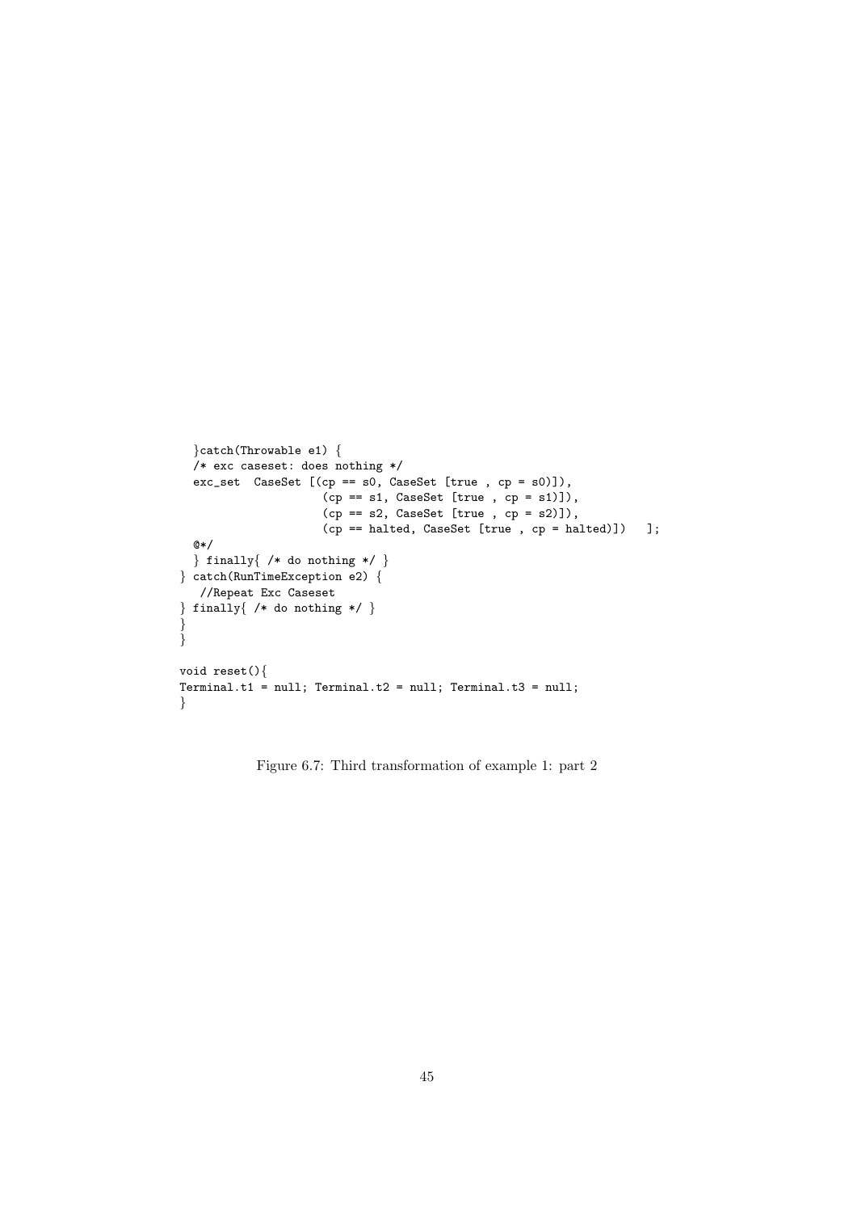```
  }catch(Throwable e1) {
  /* exc caseset: does nothing */
  exc_set  CaseSet [(cp == s0, CaseSet [true , cp = s0)]),
                    (cp == s1, CaseSet [true , cp = s1)]),
                    (cp == s2, CaseSet [true , cp = s2)]),
                    (cp == halted, CaseSet [true , cp = halted)])   ];
  @*/
  } finally{ /* do nothing */ }
} catch(RunTimeException e2) {
   //Repeat Exc Caseset
} finally{ /* do nothing */ }
}
}

void reset(){
Terminal.t1 = null; Terminal.t2 = null; Terminal.t3 = null;
}
```

Figure 6.7: Third transformation of example 1: part 2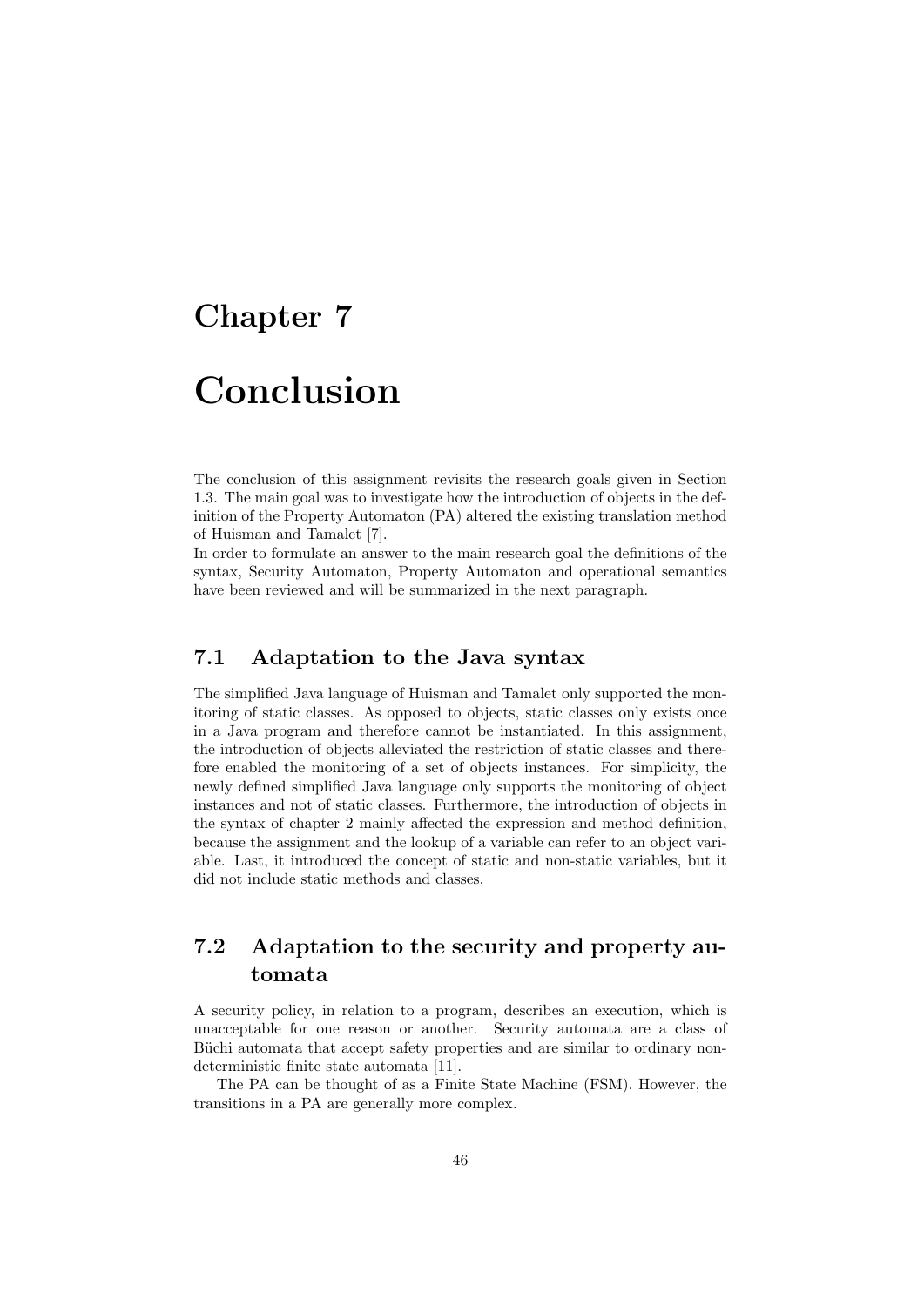# Chapter 7

# Conclusion

The conclusion of this assignment revisits the research goals given in Section 1.3. The main goal was to investigate how the introduction of objects in the definition of the Property Automaton (PA) altered the existing translation method of Huisman and Tamalet [7].
In order to formulate an answer to the main research goal the definitions of the syntax, Security Automaton, Property Automaton and operational semantics have been reviewed and will be summarized in the next paragraph.

## 7.1 Adaptation to the Java syntax

The simplified Java language of Huisman and Tamalet only supported the monitoring of static classes. As opposed to objects, static classes only exists once in a Java program and therefore cannot be instantiated. In this assignment, the introduction of objects alleviated the restriction of static classes and therefore enabled the monitoring of a set of objects instances. For simplicity, the newly defined simplified Java language only supports the monitoring of object instances and not of static classes. Furthermore, the introduction of objects in the syntax of chapter 2 mainly affected the expression and method definition, because the assignment and the lookup of a variable can refer to an object variable. Last, it introduced the concept of static and non-static variables, but it did not include static methods and classes.

## 7.2 Adaptation to the security and property automata

A security policy, in relation to a program, describes an execution, which is unacceptable for one reason or another. Security automata are a class of Büchi automata that accept safety properties and are similar to ordinary nondeterministic finite state automata [11].

The PA can be thought of as a Finite State Machine (FSM). However, the transitions in a PA are generally more complex.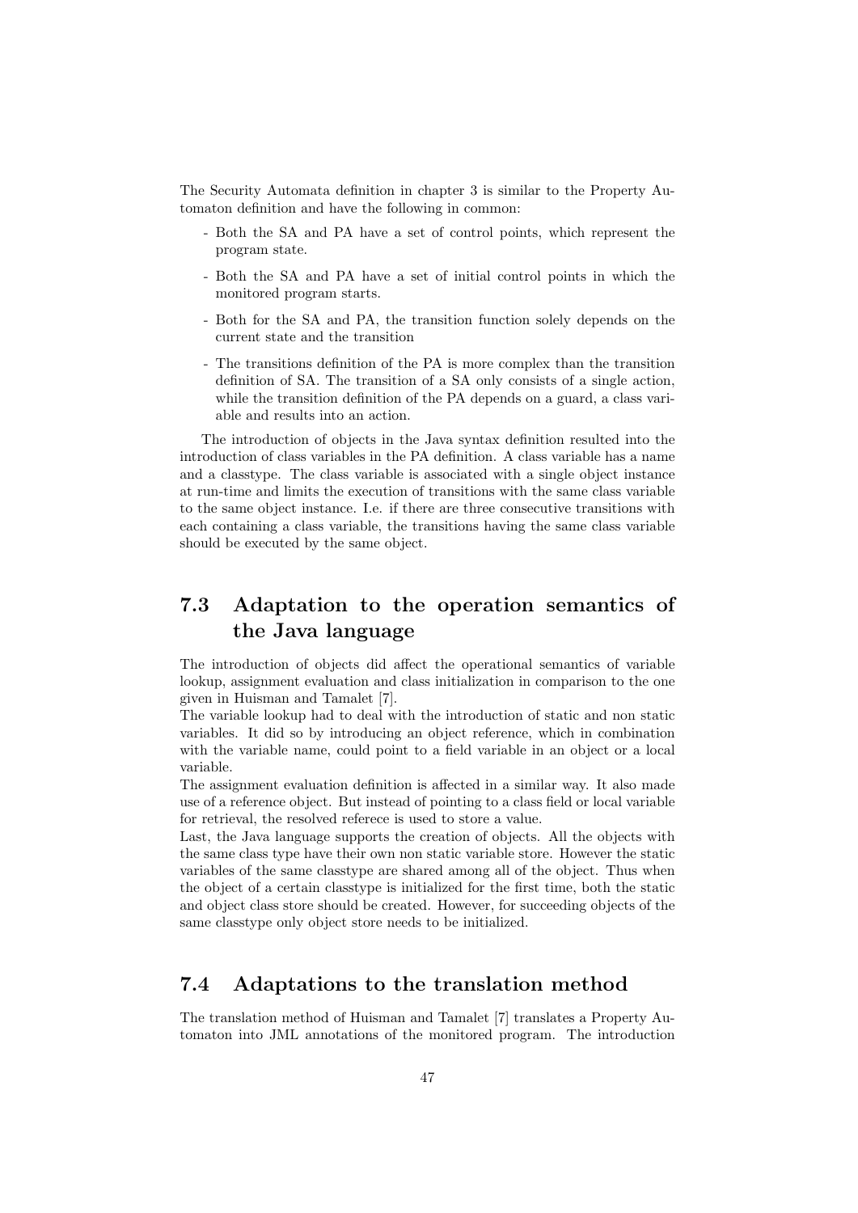The Security Automata definition in chapter 3 is similar to the Property Automaton definition and have the following in common:

- Both the SA and PA have a set of control points, which represent the program state.
- Both the SA and PA have a set of initial control points in which the monitored program starts.
- Both for the SA and PA, the transition function solely depends on the current state and the transition
- The transitions definition of the PA is more complex than the transition definition of SA. The transition of a SA only consists of a single action, while the transition definition of the PA depends on a guard, a class variable and results into an action.

The introduction of objects in the Java syntax definition resulted into the introduction of class variables in the PA definition. A class variable has a name and a classtype. The class variable is associated with a single object instance at run-time and limits the execution of transitions with the same class variable to the same object instance. I.e. if there are three consecutive transitions with each containing a class variable, the transitions having the same class variable should be executed by the same object.

## 7.3 Adaptation to the operation semantics of the Java language

The introduction of objects did affect the operational semantics of variable lookup, assignment evaluation and class initialization in comparison to the one given in Huisman and Tamalet [7].
The variable lookup had to deal with the introduction of static and non static variables. It did so by introducing an object reference, which in combination with the variable name, could point to a field variable in an object or a local variable.
The assignment evaluation definition is affected in a similar way. It also made use of a reference object. But instead of pointing to a class field or local variable for retrieval, the resolved referece is used to store a value.
Last, the Java language supports the creation of objects. All the objects with the same class type have their own non static variable store. However the static variables of the same classtype are shared among all of the object. Thus when the object of a certain classtype is initialized for the first time, both the static and object class store should be created. However, for succeeding objects of the same classtype only object store needs to be initialized.

## 7.4 Adaptations to the translation method

The translation method of Huisman and Tamalet [7] translates a Property Automaton into JML annotations of the monitored program. The introduction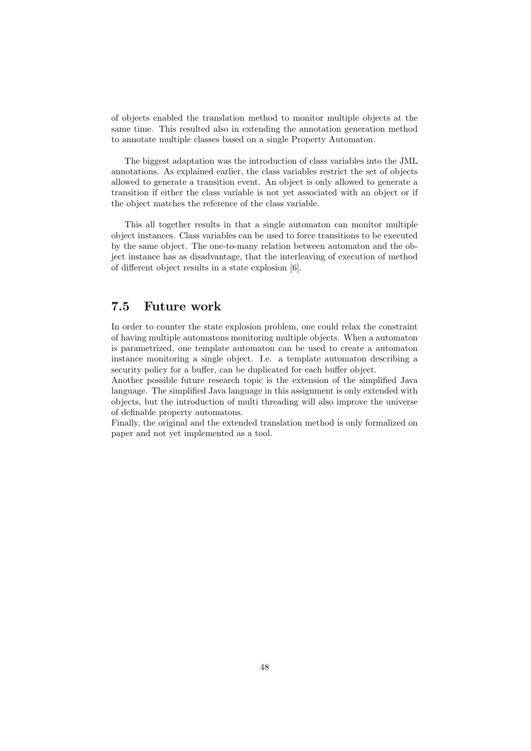of objects enabled the translation method to monitor multiple objects at the same time. This resulted also in extending the annotation generation method to annotate multiple classes based on a single Property Automaton.

The biggest adaptation was the introduction of class variables into the JML annotations. As explained earlier, the class variables restrict the set of objects allowed to generate a transition event. An object is only allowed to generate a transition if either the class variable is not yet associated with an object or if the object matches the reference of the class variable.

This all together results in that a single automaton can monitor multiple object instances. Class variables can be used to force transitions to be executed by the same object. The one-to-many relation between automaton and the object instance has as disadvantage, that the interleaving of execution of method of different object results in a state explosion [6].

## 7.5 Future work

In order to counter the state explosion problem, one could relax the constraint of having multiple automatons monitoring multiple objects. When a automaton is parametrized, one template automaton can be used to create a automaton instance monitoring a single object. I.e. a template automaton describing a security policy for a buffer, can be duplicated for each buffer object.
Another possible future research topic is the extension of the simplified Java language. The simplified Java language in this assignment is only extended with objects, but the introduction of multi threading will also improve the universe of definable property automatons.
Finally, the original and the extended translation method is only formalized on paper and not yet implemented as a tool.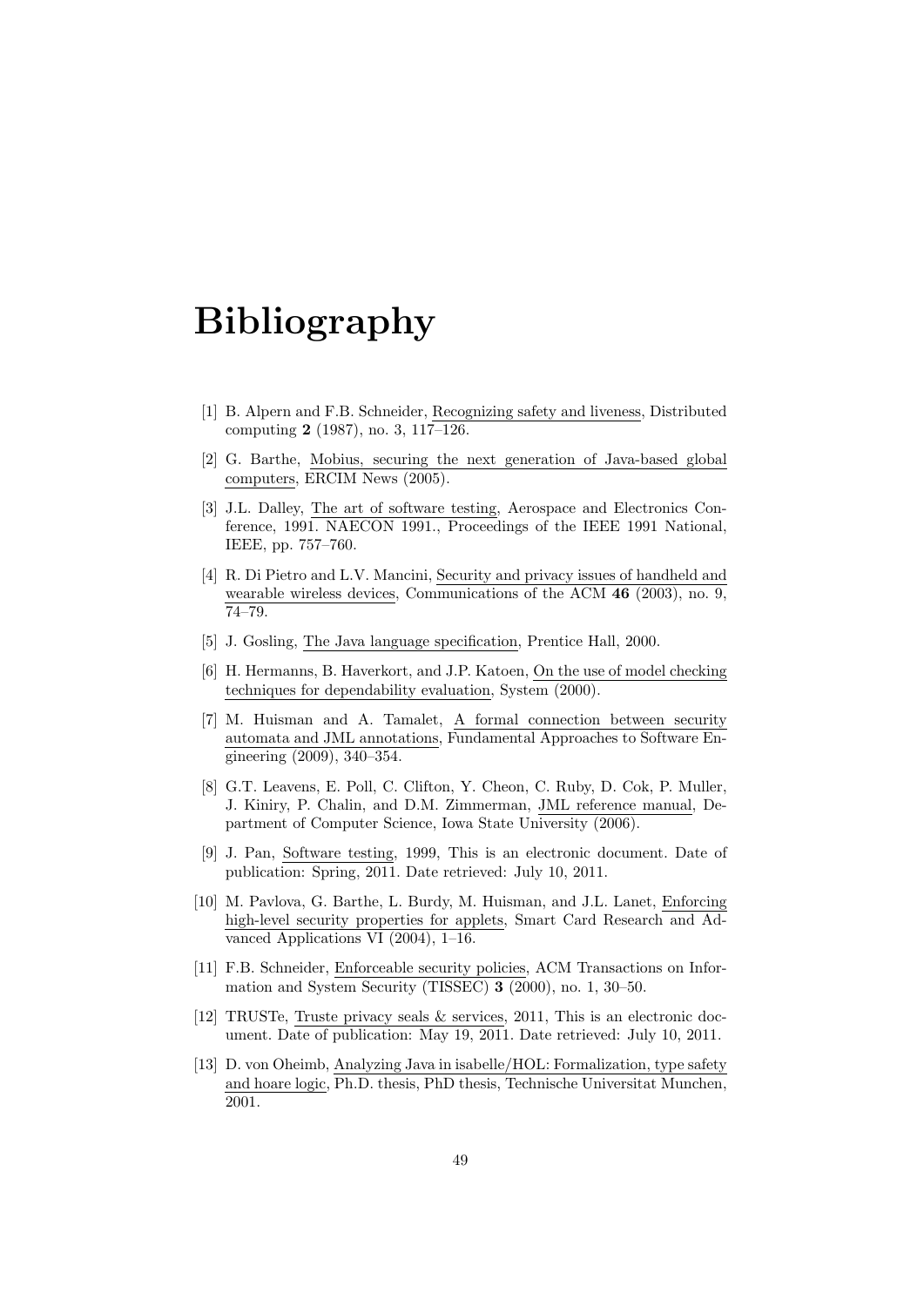# Bibliography

[1] B. Alpern and F.B. Schneider, Recognizing safety and liveness, Distributed computing **2** (1987), no. 3, 117–126.

[2] G. Barthe, Mobius, securing the next generation of Java-based global computers, ERCIM News (2005).

[3] J.L. Dalley, The art of software testing, Aerospace and Electronics Conference, 1991. NAECON 1991., Proceedings of the IEEE 1991 National, IEEE, pp. 757–760.

[4] R. Di Pietro and L.V. Mancini, Security and privacy issues of handheld and wearable wireless devices, Communications of the ACM **46** (2003), no. 9, 74–79.

[5] J. Gosling, The Java language specification, Prentice Hall, 2000.

[6] H. Hermanns, B. Haverkort, and J.P. Katoen, On the use of model checking techniques for dependability evaluation, System (2000).

[7] M. Huisman and A. Tamalet, A formal connection between security automata and JML annotations, Fundamental Approaches to Software Engineering (2009), 340–354.

[8] G.T. Leavens, E. Poll, C. Clifton, Y. Cheon, C. Ruby, D. Cok, P. Muller, J. Kiniry, P. Chalin, and D.M. Zimmerman, JML reference manual, Department of Computer Science, Iowa State University (2006).

[9] J. Pan, Software testing, 1999, This is an electronic document. Date of publication: Spring, 2011. Date retrieved: July 10, 2011.

[10] M. Pavlova, G. Barthe, L. Burdy, M. Huisman, and J.L. Lanet, Enforcing high-level security properties for applets, Smart Card Research and Advanced Applications VI (2004), 1–16.

[11] F.B. Schneider, Enforceable security policies, ACM Transactions on Information and System Security (TISSEC) **3** (2000), no. 1, 30–50.

[12] TRUSTe, Truste privacy seals & services, 2011, This is an electronic document. Date of publication: May 19, 2011. Date retrieved: July 10, 2011.

[13] D. von Oheimb, Analyzing Java in isabelle/HOL: Formalization, type safety and hoare logic, Ph.D. thesis, PhD thesis, Technische Universitat Munchen, 2001.